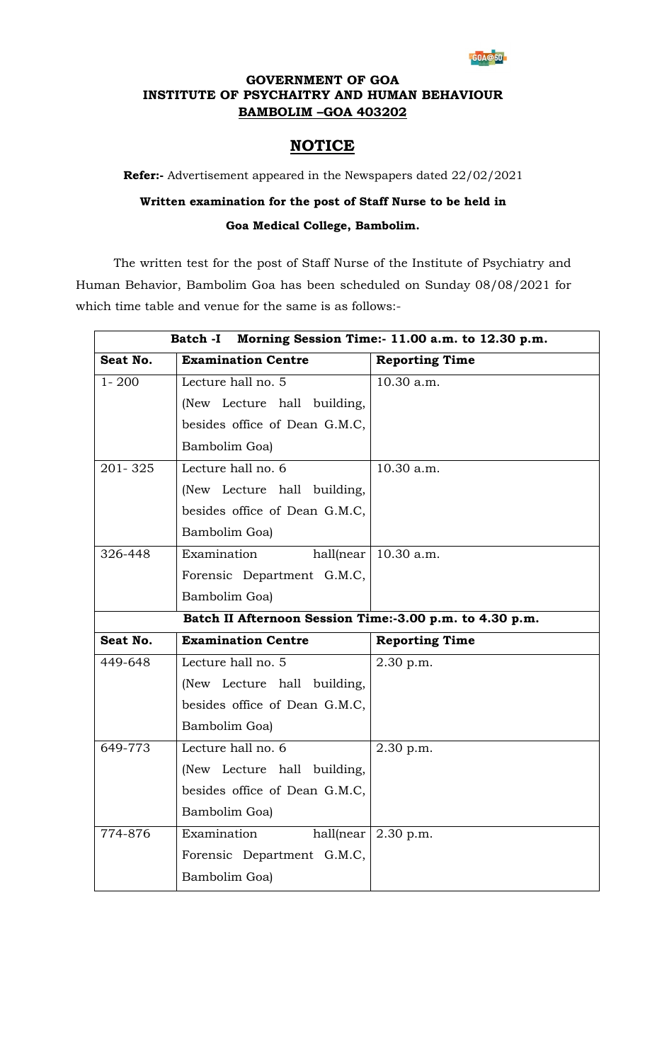**GOVERNMENT OF GOA**
**INSTITUTE OF PSYCHAITRY AND HUMAN BEHAVIOUR**
**BAMBOLIM –GOA 403202**

# NOTICE

**Refer:-** Advertisement appeared in the Newspapers dated 22/02/2021

**Written examination for the post of Staff Nurse to be held in**

**Goa Medical College, Bambolim.**

The written test for the post of Staff Nurse of the Institute of Psychiatry and Human Behavior, Bambolim Goa has been scheduled on Sunday 08/08/2021 for which time table and venue for the same is as follows:-

| **Batch -I Morning Session Time:- 11.00 a.m. to 12.30 p.m.** | | |
|---|---|---|
| **Seat No.** | **Examination Centre** | **Reporting Time** |
| 1- 200 | Lecture hall no. 5 (New Lecture hall building, besides office of Dean G.M.C, Bambolim Goa) | 10.30 a.m. |
| 201- 325 | Lecture hall no. 6 (New Lecture hall building, besides office of Dean G.M.C, Bambolim Goa) | 10.30 a.m. |
| 326-448 | Examination hall(near Forensic Department G.M.C, Bambolim Goa) | 10.30 a.m. |
| **Batch II Afternoon Session Time:-3.00 p.m. to 4.30 p.m.** | | |
| **Seat No.** | **Examination Centre** | **Reporting Time** |
| 449-648 | Lecture hall no. 5 (New Lecture hall building, besides office of Dean G.M.C, Bambolim Goa) | 2.30 p.m. |
| 649-773 | Lecture hall no. 6 (New Lecture hall building, besides office of Dean G.M.C, Bambolim Goa) | 2.30 p.m. |
| 774-876 | Examination hall(near Forensic Department G.M.C, Bambolim Goa) | 2.30 p.m. |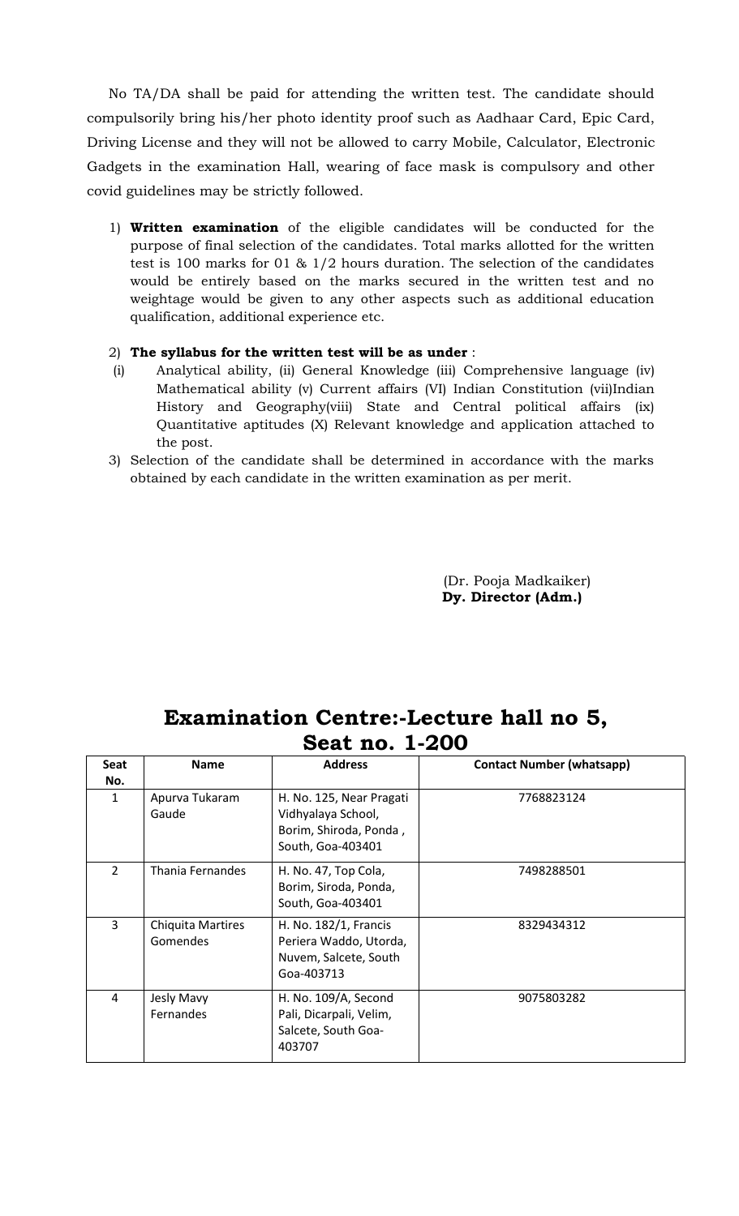No TA/DA shall be paid for attending the written test. The candidate should compulsorily bring his/her photo identity proof such as Aadhaar Card, Epic Card, Driving License and they will not be allowed to carry Mobile, Calculator, Electronic Gadgets in the examination Hall, wearing of face mask is compulsory and other covid guidelines may be strictly followed.

1) **Written examination** of the eligible candidates will be conducted for the purpose of final selection of the candidates. Total marks allotted for the written test is 100 marks for 01 & 1/2 hours duration. The selection of the candidates would be entirely based on the marks secured in the written test and no weightage would be given to any other aspects such as additional education qualification, additional experience etc.

2) **The syllabus for the written test will be as under** :
   (i) Analytical ability, (ii) General Knowledge (iii) Comprehensive language (iv) Mathematical ability (v) Current affairs (VI) Indian Constitution (vii)Indian History and Geography(viii) State and Central political affairs (ix) Quantitative aptitudes (X) Relevant knowledge and application attached to the post.

3) Selection of the candidate shall be determined in accordance with the marks obtained by each candidate in the written examination as per merit.

(Dr. Pooja Madkaiker)
**Dy. Director (Adm.)**

# Examination Centre:-Lecture hall no 5, Seat no. 1-200

| Seat No. | Name | Address | Contact Number (whatsapp) |
|---|---|---|---|
| 1 | Apurva Tukaram Gaude | H. No. 125, Near Pragati Vidhyalaya School, Borim, Shiroda, Ponda , South, Goa-403401 | 7768823124 |
| 2 | Thania Fernandes | H. No. 47, Top Cola, Borim, Siroda, Ponda, South, Goa-403401 | 7498288501 |
| 3 | Chiquita Martires Gomendes | H. No. 182/1, Francis Periera Waddo, Utorda, Nuvem, Salcete, South Goa-403713 | 8329434312 |
| 4 | Jesly Mavy Fernandes | H. No. 109/A, Second Pali, Dicarpali, Velim, Salcete, South Goa-403707 | 9075803282 |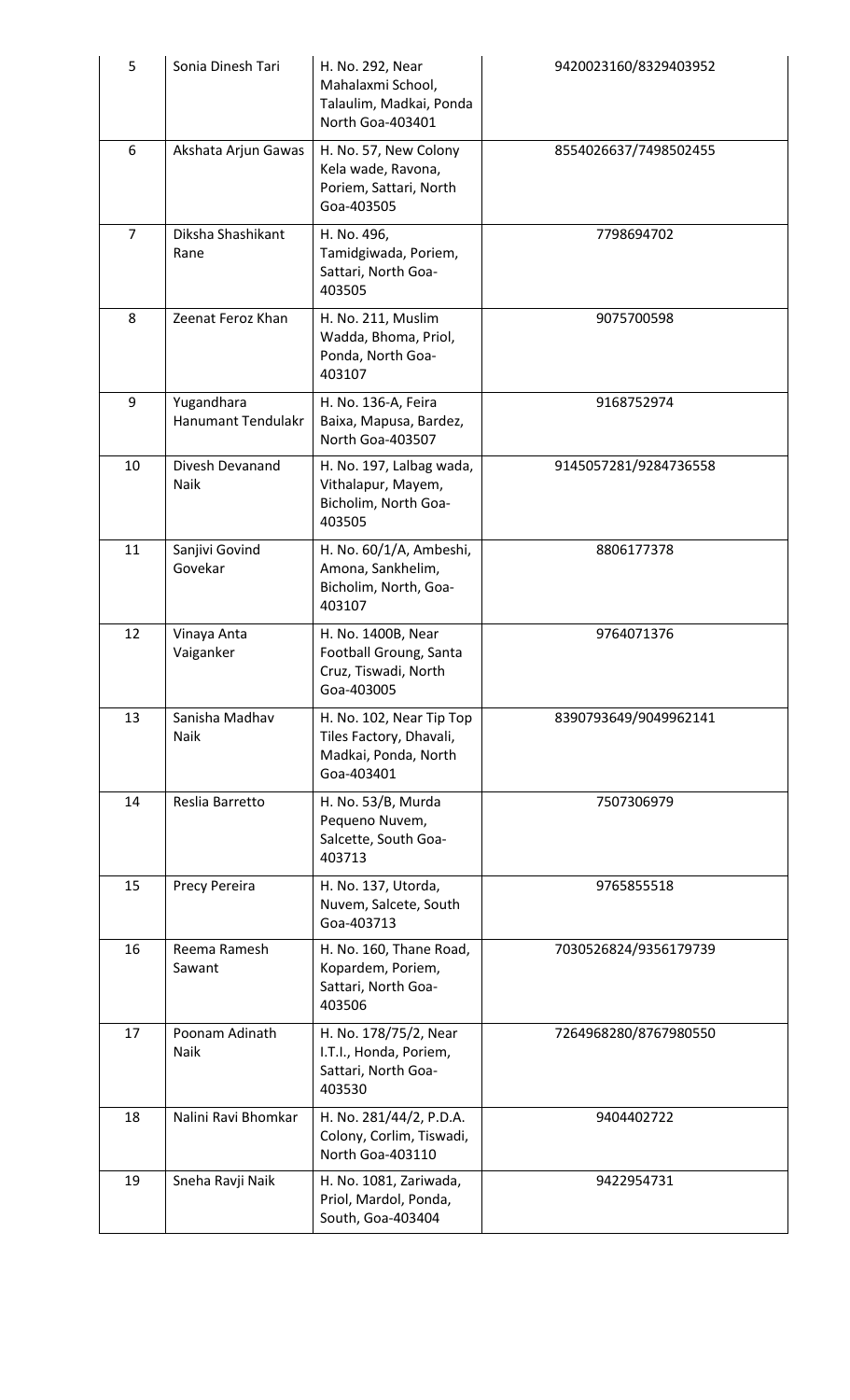| 5 | Sonia Dinesh Tari | H. No. 292, Near Mahalaxmi School, Talaulim, Madkai, Ponda North Goa-403401 | 9420023160/8329403952 |
|---|---|---|---|
| 6 | Akshata Arjun Gawas | H. No. 57, New Colony Kela wade, Ravona, Poriem, Sattari, North Goa-403505 | 8554026637/7498502455 |
| 7 | Diksha Shashikant Rane | H. No. 496, Tamidgiwada, Poriem, Sattari, North Goa-403505 | 7798694702 |
| 8 | Zeenat Feroz Khan | H. No. 211, Muslim Wadda, Bhoma, Priol, Ponda, North Goa-403107 | 9075700598 |
| 9 | Yugandhara Hanumant Tendulakr | H. No. 136-A, Feira Baixa, Mapusa, Bardez, North Goa-403507 | 9168752974 |
| 10 | Divesh Devanand Naik | H. No. 197, Lalbag wada, Vithalapur, Mayem, Bicholim, North Goa-403505 | 9145057281/9284736558 |
| 11 | Sanjivi Govind Govekar | H. No. 60/1/A, Ambeshi, Amona, Sankhelim, Bicholim, North, Goa-403107 | 8806177378 |
| 12 | Vinaya Anta Vaiganker | H. No. 1400B, Near Football Groung, Santa Cruz, Tiswadi, North Goa-403005 | 9764071376 |
| 13 | Sanisha Madhav Naik | H. No. 102, Near Tip Top Tiles Factory, Dhavali, Madkai, Ponda, North Goa-403401 | 8390793649/9049962141 |
| 14 | Reslia Barretto | H. No. 53/B, Murda Pequeno Nuvem, Salcette, South Goa-403713 | 7507306979 |
| 15 | Precy Pereira | H. No. 137, Utorda, Nuvem, Salcete, South Goa-403713 | 9765855518 |
| 16 | Reema Ramesh Sawant | H. No. 160, Thane Road, Kopardem, Poriem, Sattari, North Goa-403506 | 7030526824/9356179739 |
| 17 | Poonam Adinath Naik | H. No. 178/75/2, Near I.T.I., Honda, Poriem, Sattari, North Goa-403530 | 7264968280/8767980550 |
| 18 | Nalini Ravi Bhomkar | H. No. 281/44/2, P.D.A. Colony, Corlim, Tiswadi, North Goa-403110 | 9404402722 |
| 19 | Sneha Ravji Naik | H. No. 1081, Zariwada, Priol, Mardol, Ponda, South, Goa-403404 | 9422954731 |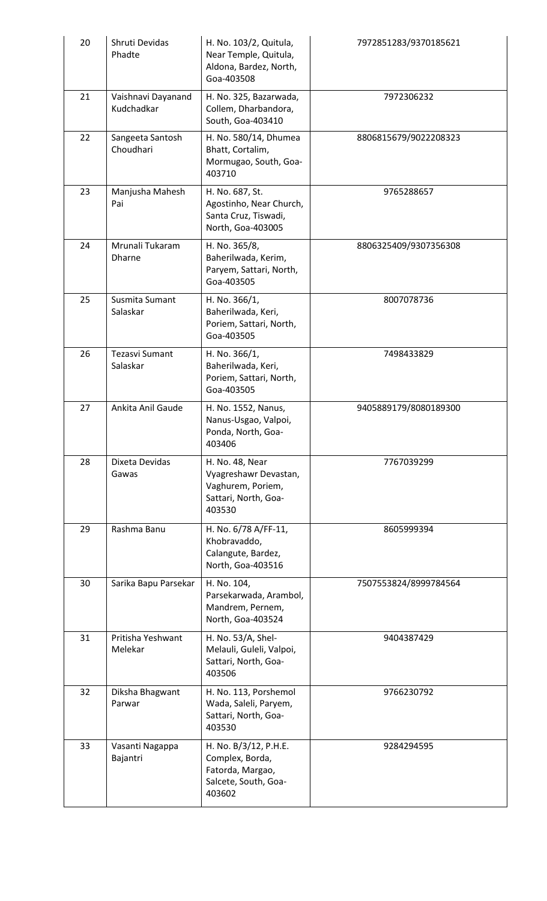| 20 | Shruti Devidas Phadte | H. No. 103/2, Quitula, Near Temple, Quitula, Aldona, Bardez, North, Goa-403508 | 7972851283/9370185621 |
|---|---|---|---|
| 21 | Vaishnavi Dayanand Kudchadkar | H. No. 325, Bazarwada, Collem, Dharbandora, South, Goa-403410 | 7972306232 |
| 22 | Sangeeta Santosh Choudhari | H. No. 580/14, Dhumea Bhatt, Cortalim, Mormugao, South, Goa-403710 | 8806815679/9022208323 |
| 23 | Manjusha Mahesh Pai | H. No. 687, St. Agostinho, Near Church, Santa Cruz, Tiswadi, North, Goa-403005 | 9765288657 |
| 24 | Mrunali Tukaram Dharne | H. No. 365/8, Baherilwada, Kerim, Paryem, Sattari, North, Goa-403505 | 8806325409/9307356308 |
| 25 | Susmita Sumant Salaskar | H. No. 366/1, Baherilwada, Keri, Poriem, Sattari, North, Goa-403505 | 8007078736 |
| 26 | Tezasvi Sumant Salaskar | H. No. 366/1, Baherilwada, Keri, Poriem, Sattari, North, Goa-403505 | 7498433829 |
| 27 | Ankita Anil Gaude | H. No. 1552, Nanus, Nanus-Usgao, Valpoi, Ponda, North, Goa-403406 | 9405889179/8080189300 |
| 28 | Dixeta Devidas Gawas | H. No. 48, Near Vyagreshawr Devastan, Vaghurem, Poriem, Sattari, North, Goa-403530 | 7767039299 |
| 29 | Rashma Banu | H. No. 6/78 A/FF-11, Khobravaddo, Calangute, Bardez, North, Goa-403516 | 8605999394 |
| 30 | Sarika Bapu Parsekar | H. No. 104, Parsekarwada, Arambol, Mandrem, Pernem, North, Goa-403524 | 7507553824/8999784564 |
| 31 | Pritisha Yeshwant Melekar | H. No. 53/A, Shel-Melauli, Guleli, Valpoi, Sattari, North, Goa-403506 | 9404387429 |
| 32 | Diksha Bhagwant Parwar | H. No. 113, Porshemol Wada, Saleli, Paryem, Sattari, North, Goa-403530 | 9766230792 |
| 33 | Vasanti Nagappa Bajantri | H. No. B/3/12, P.H.E. Complex, Borda, Fatorda, Margao, Salcete, South, Goa-403602 | 9284294595 |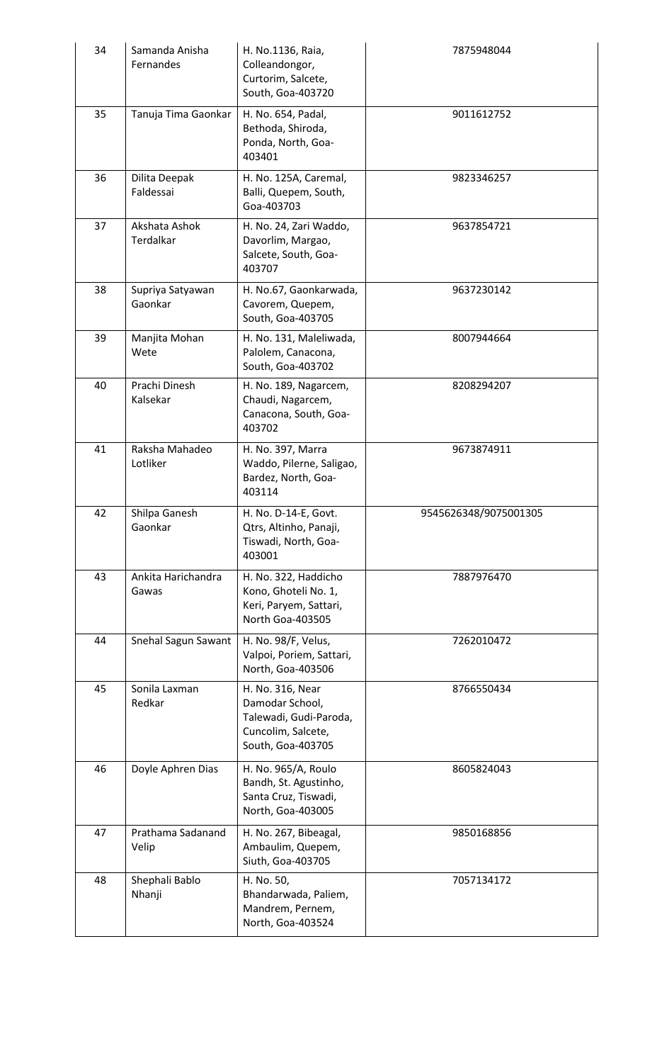| 34 | Samanda Anisha Fernandes | H. No.1136, Raia, Colleandongor, Curtorim, Salcete, South, Goa-403720 | 7875948044 |
|---|---|---|---|
| 35 | Tanuja Tima Gaonkar | H. No. 654, Padal, Bethoda, Shiroda, Ponda, North, Goa-403401 | 9011612752 |
| 36 | Dilita Deepak Faldessai | H. No. 125A, Caremal, Balli, Quepem, South, Goa-403703 | 9823346257 |
| 37 | Akshata Ashok Terdalkar | H. No. 24, Zari Waddo, Davorlim, Margao, Salcete, South, Goa-403707 | 9637854721 |
| 38 | Supriya Satyawan Gaonkar | H. No.67, Gaonkarwada, Cavorem, Quepem, South, Goa-403705 | 9637230142 |
| 39 | Manjita Mohan Wete | H. No. 131, Maleliwada, Palolem, Canacona, South, Goa-403702 | 8007944664 |
| 40 | Prachi Dinesh Kalsekar | H. No. 189, Nagarcem, Chaudi, Nagarcem, Canacona, South, Goa-403702 | 8208294207 |
| 41 | Raksha Mahadeo Lotliker | H. No. 397, Marra Waddo, Pilerne, Saligao, Bardez, North, Goa-403114 | 9673874911 |
| 42 | Shilpa Ganesh Gaonkar | H. No. D-14-E, Govt. Qtrs, Altinho, Panaji, Tiswadi, North, Goa-403001 | 9545626348/9075001305 |
| 43 | Ankita Harichandra Gawas | H. No. 322, Haddicho Kono, Ghoteli No. 1, Keri, Paryem, Sattari, North Goa-403505 | 7887976470 |
| 44 | Snehal Sagun Sawant | H. No. 98/F, Velus, Valpoi, Poriem, Sattari, North, Goa-403506 | 7262010472 |
| 45 | Sonila Laxman Redkar | H. No. 316, Near Damodar School, Talewadi, Gudi-Paroda, Cuncolim, Salcete, South, Goa-403705 | 8766550434 |
| 46 | Doyle Aphren Dias | H. No. 965/A, Roulo Bandh, St. Agustinho, Santa Cruz, Tiswadi, North, Goa-403005 | 8605824043 |
| 47 | Prathama Sadanand Velip | H. No. 267, Bibeagal, Ambaulim, Quepem, Siuth, Goa-403705 | 9850168856 |
| 48 | Shephali Bablo Nhanji | H. No. 50, Bhandarwada, Paliem, Mandrem, Pernem, North, Goa-403524 | 7057134172 |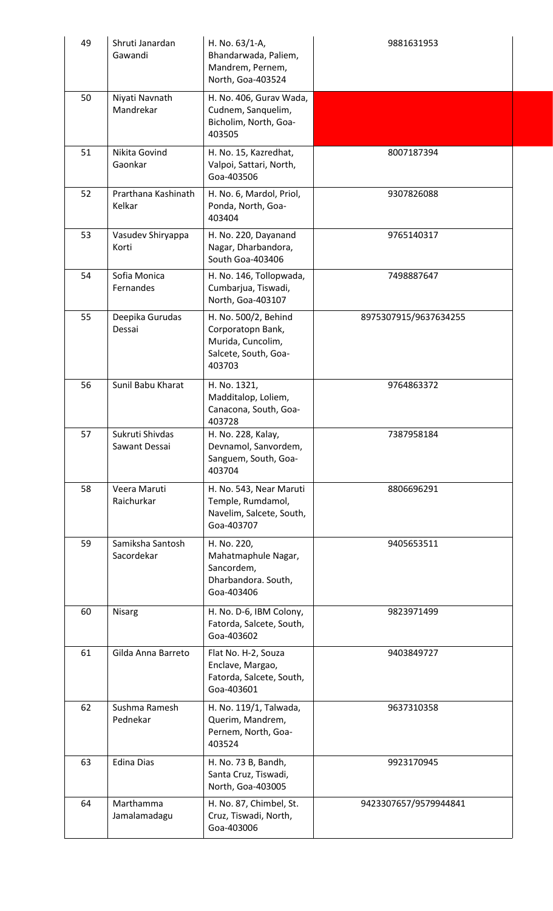| | | | |
|---|---|---|---|
| 49 | Shruti Janardan Gawandi | H. No. 63/1-A, Bhandarwada, Paliem, Mandrem, Pernem, North, Goa-403524 | 9881631953 |
| 50 | Niyati Navnath Mandrekar | H. No. 406, Gurav Wada, Cudnem, Sanquelim, Bicholim, North, Goa-403505 | |
| 51 | Nikita Govind Gaonkar | H. No. 15, Kazredhat, Valpoi, Sattari, North, Goa-403506 | 8007187394 |
| 52 | Prarthana Kashinath Kelkar | H. No. 6, Mardol, Priol, Ponda, North, Goa-403404 | 9307826088 |
| 53 | Vasudev Shiryappa Korti | H. No. 220, Dayanand Nagar, Dharbandora, South Goa-403406 | 9765140317 |
| 54 | Sofia Monica Fernandes | H. No. 146, Tollopwada, Cumbarjua, Tiswadi, North, Goa-403107 | 7498887647 |
| 55 | Deepika Gurudas Dessai | H. No. 500/2, Behind Corporatopn Bank, Murida, Cuncolim, Salcete, South, Goa-403703 | 8975307915/9637634255 |
| 56 | Sunil Babu Kharat | H. No. 1321, Madditalop, Loliem, Canacona, South, Goa-403728 | 9764863372 |
| 57 | Sukruti Shivdas Sawant Dessai | H. No. 228, Kalay, Devnamol, Sanvordem, Sanguem, South, Goa-403704 | 7387958184 |
| 58 | Veera Maruti Raichurkar | H. No. 543, Near Maruti Temple, Rumdamol, Navelim, Salcete, South, Goa-403707 | 8806696291 |
| 59 | Samiksha Santosh Sacordekar | H. No. 220, Mahatmaphule Nagar, Sancordem, Dharbandora. South, Goa-403406 | 9405653511 |
| 60 | Nisarg | H. No. D-6, IBM Colony, Fatorda, Salcete, South, Goa-403602 | 9823971499 |
| 61 | Gilda Anna Barreto | Flat No. H-2, Souza Enclave, Margao, Fatorda, Salcete, South, Goa-403601 | 9403849727 |
| 62 | Sushma Ramesh Pednekar | H. No. 119/1, Talwada, Querim, Mandrem, Pernem, North, Goa-403524 | 9637310358 |
| 63 | Edina Dias | H. No. 73 B, Bandh, Santa Cruz, Tiswadi, North, Goa-403005 | 9923170945 |
| 64 | Marthamma Jamalamadagu | H. No. 87, Chimbel, St. Cruz, Tiswadi, North, Goa-403006 | 9423307657/9579944841 |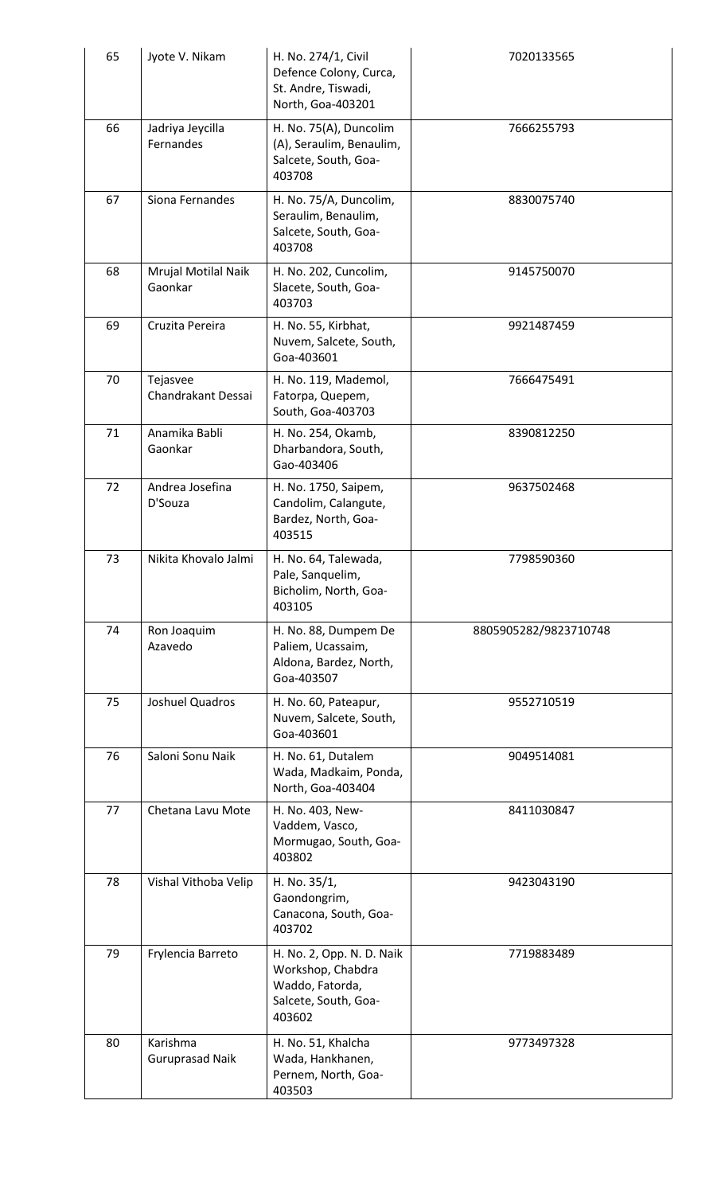| 65 | Jyote V. Nikam | H. No. 274/1, Civil Defence Colony, Curca, St. Andre, Tiswadi, North, Goa-403201 | 7020133565 |
|---|---|---|---|
| 66 | Jadriya Jeycilla Fernandes | H. No. 75(A), Duncolim (A), Seraulim, Benaulim, Salcete, South, Goa-403708 | 7666255793 |
| 67 | Siona Fernandes | H. No. 75/A, Duncolim, Seraulim, Benaulim, Salcete, South, Goa-403708 | 8830075740 |
| 68 | Mrujal Motilal Naik Gaonkar | H. No. 202, Cuncolim, Slacete, South, Goa-403703 | 9145750070 |
| 69 | Cruzita Pereira | H. No. 55, Kirbhat, Nuvem, Salcete, South, Goa-403601 | 9921487459 |
| 70 | Tejasvee Chandrakant Dessai | H. No. 119, Mademol, Fatorpa, Quepem, South, Goa-403703 | 7666475491 |
| 71 | Anamika Babli Gaonkar | H. No. 254, Okamb, Dharbandora, South, Gao-403406 | 8390812250 |
| 72 | Andrea Josefina D'Souza | H. No. 1750, Saipem, Candolim, Calangute, Bardez, North, Goa-403515 | 9637502468 |
| 73 | Nikita Khovalo Jalmi | H. No. 64, Talewada, Pale, Sanquelim, Bicholim, North, Goa-403105 | 7798590360 |
| 74 | Ron Joaquim Azavedo | H. No. 88, Dumpem De Paliem, Ucassaim, Aldona, Bardez, North, Goa-403507 | 8805905282/9823710748 |
| 75 | Joshuel Quadros | H. No. 60, Pateapur, Nuvem, Salcete, South, Goa-403601 | 9552710519 |
| 76 | Saloni Sonu Naik | H. No. 61, Dutalem Wada, Madkaim, Ponda, North, Goa-403404 | 9049514081 |
| 77 | Chetana Lavu Mote | H. No. 403, New-Vaddem, Vasco, Mormugao, South, Goa-403802 | 8411030847 |
| 78 | Vishal Vithoba Velip | H. No. 35/1, Gaondongrim, Canacona, South, Goa-403702 | 9423043190 |
| 79 | Frylencia Barreto | H. No. 2, Opp. N. D. Naik Workshop, Chabdra Waddo, Fatorda, Salcete, South, Goa-403602 | 7719883489 |
| 80 | Karishma Guruprasad Naik | H. No. 51, Khalcha Wada, Hankhanen, Pernem, North, Goa-403503 | 9773497328 |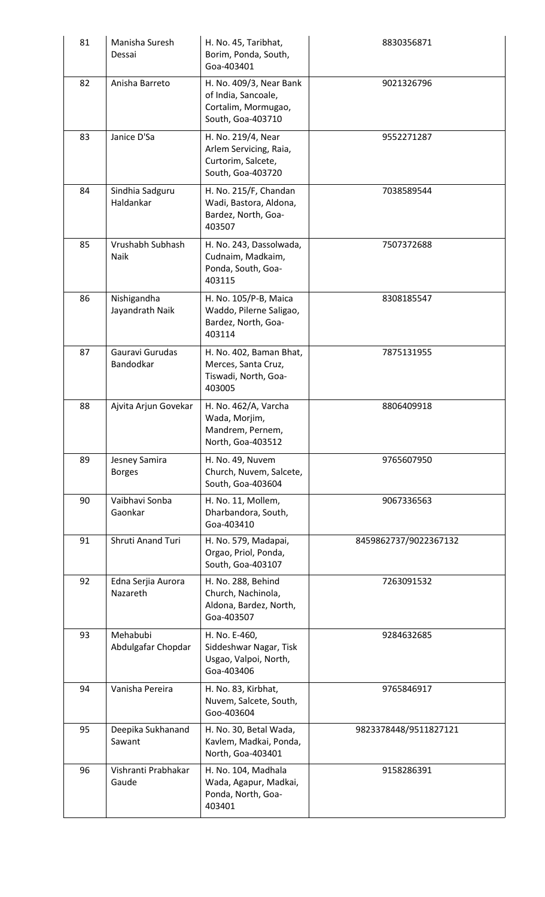| 81 | Manisha Suresh Dessai | H. No. 45, Taribhat, Borim, Ponda, South, Goa-403401 | 8830356871 |
|---|---|---|---|
| 82 | Anisha Barreto | H. No. 409/3, Near Bank of India, Sancoale, Cortalim, Mormugao, South, Goa-403710 | 9021326796 |
| 83 | Janice D'Sa | H. No. 219/4, Near Arlem Servicing, Raia, Curtorim, Salcete, South, Goa-403720 | 9552271287 |
| 84 | Sindhia Sadguru Haldankar | H. No. 215/F, Chandan Wadi, Bastora, Aldona, Bardez, North, Goa-403507 | 7038589544 |
| 85 | Vrushabh Subhash Naik | H. No. 243, Dassolwada, Cudnaim, Madkaim, Ponda, South, Goa-403115 | 7507372688 |
| 86 | Nishigandha Jayandrath Naik | H. No. 105/P-B, Maica Waddo, Pilerne Saligao, Bardez, North, Goa-403114 | 8308185547 |
| 87 | Gauravi Gurudas Bandodkar | H. No. 402, Baman Bhat, Merces, Santa Cruz, Tiswadi, North, Goa-403005 | 7875131955 |
| 88 | Ajvita Arjun Govekar | H. No. 462/A, Varcha Wada, Morjim, Mandrem, Pernem, North, Goa-403512 | 8806409918 |
| 89 | Jesney Samira Borges | H. No. 49, Nuvem Church, Nuvem, Salcete, South, Goa-403604 | 9765607950 |
| 90 | Vaibhavi Sonba Gaonkar | H. No. 11, Mollem, Dharbandora, South, Goa-403410 | 9067336563 |
| 91 | Shruti Anand Turi | H. No. 579, Madapai, Orgao, Priol, Ponda, South, Goa-403107 | 8459862737/9022367132 |
| 92 | Edna Serjia Aurora Nazareth | H. No. 288, Behind Church, Nachinola, Aldona, Bardez, North, Goa-403507 | 7263091532 |
| 93 | Mehabubi Abdulgafar Chopdar | H. No. E-460, Siddeshwar Nagar, Tisk Usgao, Valpoi, North, Goa-403406 | 9284632685 |
| 94 | Vanisha Pereira | H. No. 83, Kirbhat, Nuvem, Salcete, South, Goo-403604 | 9765846917 |
| 95 | Deepika Sukhanand Sawant | H. No. 30, Betal Wada, Kavlem, Madkai, Ponda, North, Goa-403401 | 9823378448/9511827121 |
| 96 | Vishranti Prabhakar Gaude | H. No. 104, Madhala Wada, Agapur, Madkai, Ponda, North, Goa-403401 | 9158286391 |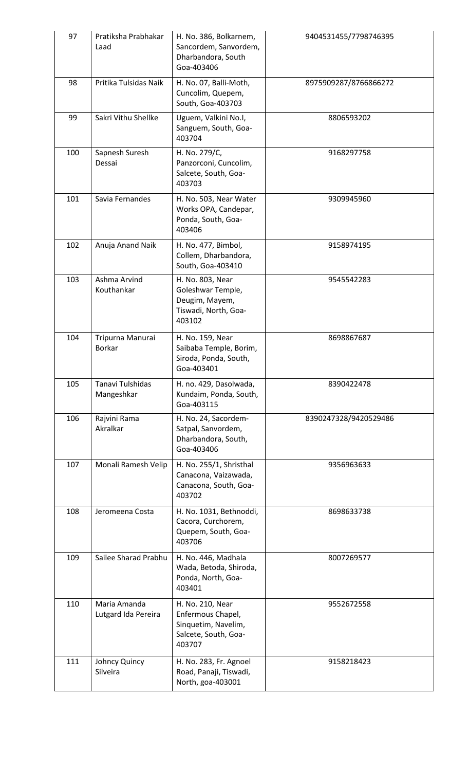| 97 | Pratiksha Prabhakar Laad | H. No. 386, Bolkarnem, Sancordem, Sanvordem, Dharbandora, South Goa-403406 | 9404531455/7798746395 |
|---|---|---|---|
| 98 | Pritika Tulsidas Naik | H. No. 07, Balli-Moth, Cuncolim, Quepem, South, Goa-403703 | 8975909287/8766866272 |
| 99 | Sakri Vithu Shellke | Uguem, Valkini No.I, Sanguem, South, Goa-403704 | 8806593202 |
| 100 | Sapnesh Suresh Dessai | H. No. 279/C, Panzorconi, Cuncolim, Salcete, South, Goa-403703 | 9168297758 |
| 101 | Savia Fernandes | H. No. 503, Near Water Works OPA, Candepar, Ponda, South, Goa-403406 | 9309945960 |
| 102 | Anuja Anand Naik | H. No. 477, Bimbol, Collem, Dharbandora, South, Goa-403410 | 9158974195 |
| 103 | Ashma Arvind Kouthankar | H. No. 803, Near Goleshwar Temple, Deugim, Mayem, Tiswadi, North, Goa-403102 | 9545542283 |
| 104 | Tripurna Manurai Borkar | H. No. 159, Near Saibaba Temple, Borim, Siroda, Ponda, South, Goa-403401 | 8698867687 |
| 105 | Tanavi Tulshidas Mangeshkar | H. no. 429, Dasolwada, Kundaim, Ponda, South, Goa-403115 | 8390422478 |
| 106 | Rajvini Rama Akralkar | H. No. 24, Sacordem-Satpal, Sanvordem, Dharbandora, South, Goa-403406 | 8390247328/9420529486 |
| 107 | Monali Ramesh Velip | H. No. 255/1, Shristhal Canacona, Vaizawada, Canacona, South, Goa-403702 | 9356963633 |
| 108 | Jeromeena Costa | H. No. 1031, Bethnoddi, Cacora, Curchorem, Quepem, South, Goa-403706 | 8698633738 |
| 109 | Sailee Sharad Prabhu | H. No. 446, Madhala Wada, Betoda, Shiroda, Ponda, North, Goa-403401 | 8007269577 |
| 110 | Maria Amanda Lutgard Ida Pereira | H. No. 210, Near Enfermous Chapel, Sinquetim, Navelim, Salcete, South, Goa-403707 | 9552672558 |
| 111 | Johncy Quincy Silveira | H. No. 283, Fr. Agnoel Road, Panaji, Tiswadi, North, goa-403001 | 9158218423 |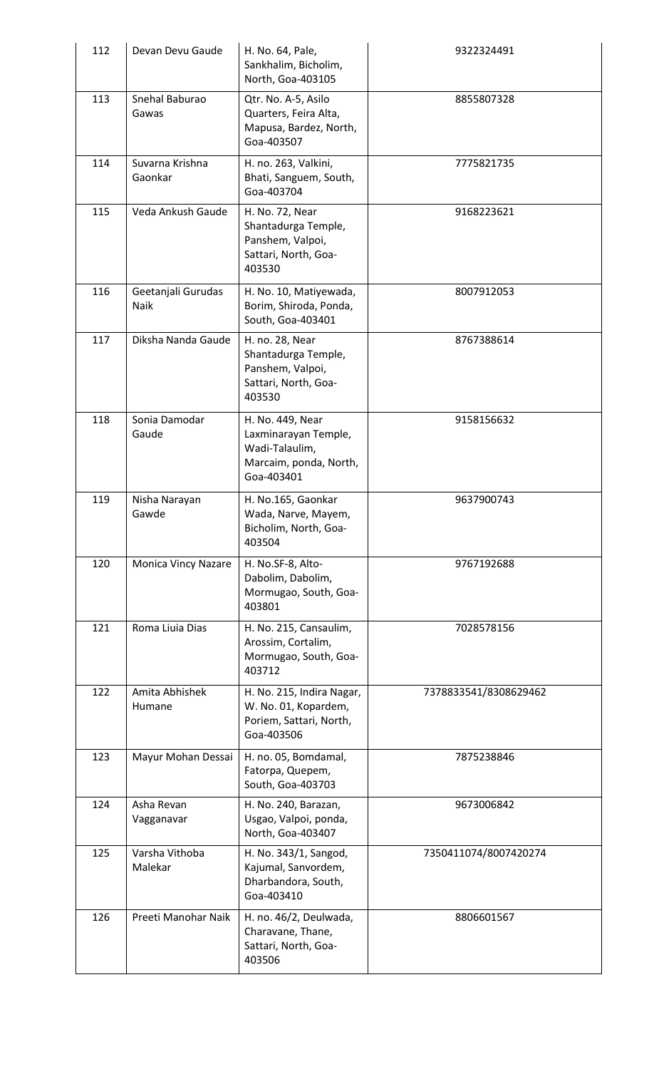| 112 | Devan Devu Gaude | H. No. 64, Pale, Sankhalim, Bicholim, North, Goa-403105 | 9322324491 |
|---|---|---|---|
| 113 | Snehal Baburao Gawas | Qtr. No. A-5, Asilo Quarters, Feira Alta, Mapusa, Bardez, North, Goa-403507 | 8855807328 |
| 114 | Suvarna Krishna Gaonkar | H. no. 263, Valkini, Bhati, Sanguem, South, Goa-403704 | 7775821735 |
| 115 | Veda Ankush Gaude | H. No. 72, Near Shantadurga Temple, Panshem, Valpoi, Sattari, North, Goa-403530 | 9168223621 |
| 116 | Geetanjali Gurudas Naik | H. No. 10, Matiyewada, Borim, Shiroda, Ponda, South, Goa-403401 | 8007912053 |
| 117 | Diksha Nanda Gaude | H. no. 28, Near Shantadurga Temple, Panshem, Valpoi, Sattari, North, Goa-403530 | 8767388614 |
| 118 | Sonia Damodar Gaude | H. No. 449, Near Laxminarayan Temple, Wadi-Talaulim, Marcaim, ponda, North, Goa-403401 | 9158156632 |
| 119 | Nisha Narayan Gawde | H. No.165, Gaonkar Wada, Narve, Mayem, Bicholim, North, Goa-403504 | 9637900743 |
| 120 | Monica Vincy Nazare | H. No.SF-8, Alto-Dabolim, Dabolim, Mormugao, South, Goa-403801 | 9767192688 |
| 121 | Roma Liuia Dias | H. No. 215, Cansaulim, Arossim, Cortalim, Mormugao, South, Goa-403712 | 7028578156 |
| 122 | Amita Abhishek Humane | H. No. 215, Indira Nagar, W. No. 01, Kopardem, Poriem, Sattari, North, Goa-403506 | 7378833541/8308629462 |
| 123 | Mayur Mohan Dessai | H. no. 05, Bomdamal, Fatorpa, Quepem, South, Goa-403703 | 7875238846 |
| 124 | Asha Revan Vagganavar | H. No. 240, Barazan, Usgao, Valpoi, ponda, North, Goa-403407 | 9673006842 |
| 125 | Varsha Vithoba Malekar | H. No. 343/1, Sangod, Kajumal, Sanvordem, Dharbandora, South, Goa-403410 | 7350411074/8007420274 |
| 126 | Preeti Manohar Naik | H. no. 46/2, Deulwada, Charavane, Thane, Sattari, North, Goa-403506 | 8806601567 |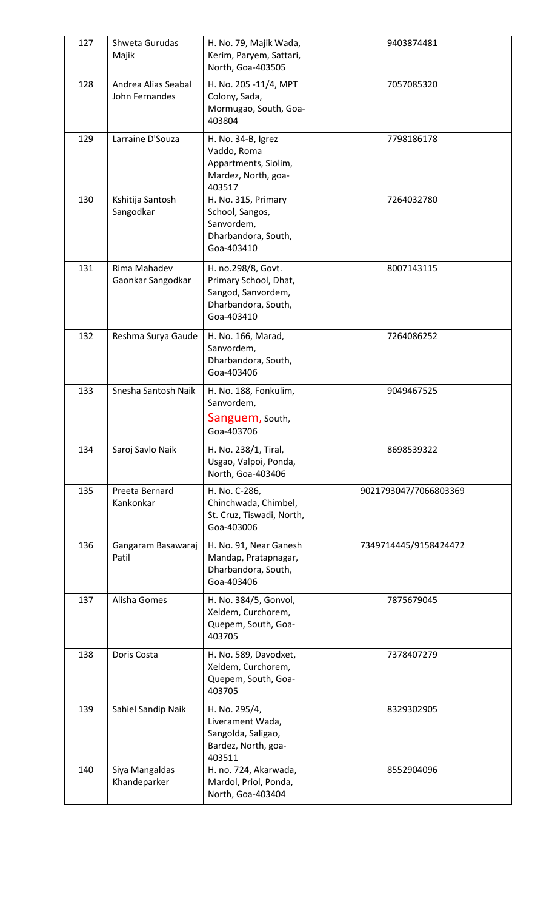| 127 | Shweta Gurudas Majik | H. No. 79, Majik Wada, Kerim, Paryem, Sattari, North, Goa-403505 | 9403874481 |
|---|---|---|---|
| 128 | Andrea Alias Seabal John Fernandes | H. No. 205 -11/4, MPT Colony, Sada, Mormugao, South, Goa-403804 | 7057085320 |
| 129 | Larraine D'Souza | H. No. 34-B, Igrez Vaddo, Roma Appartments, Siolim, Mardez, North, goa-403517 | 7798186178 |
| 130 | Kshitija Santosh Sangodkar | H. No. 315, Primary School, Sangos, Sanvordem, Dharbandora, South, Goa-403410 | 7264032780 |
| 131 | Rima Mahadev Gaonkar Sangodkar | H. no.298/8, Govt. Primary School, Dhat, Sangod, Sanvordem, Dharbandora, South, Goa-403410 | 8007143115 |
| 132 | Reshma Surya Gaude | H. No. 166, Marad, Sanvordem, Dharbandora, South, Goa-403406 | 7264086252 |
| 133 | Snesha Santosh Naik | H. No. 188, Fonkulim, Sanvordem, Sanguem, South, Goa-403706 | 9049467525 |
| 134 | Saroj Savlo Naik | H. No. 238/1, Tiral, Usgao, Valpoi, Ponda, North, Goa-403406 | 8698539322 |
| 135 | Preeta Bernard Kankonkar | H. No. C-286, Chinchwada, Chimbel, St. Cruz, Tiswadi, North, Goa-403006 | 9021793047/7066803369 |
| 136 | Gangaram Basawaraj Patil | H. No. 91, Near Ganesh Mandap, Pratapnagar, Dharbandora, South, Goa-403406 | 7349714445/9158424472 |
| 137 | Alisha Gomes | H. No. 384/5, Gonvol, Xeldem, Curchorem, Quepem, South, Goa-403705 | 7875679045 |
| 138 | Doris Costa | H. No. 589, Davodxet, Xeldem, Curchorem, Quepem, South, Goa-403705 | 7378407279 |
| 139 | Sahiel Sandip Naik | H. No. 295/4, Liverament Wada, Sangolda, Saligao, Bardez, North, goa-403511 | 8329302905 |
| 140 | Siya Mangaldas Khandeparker | H. no. 724, Akarwada, Mardol, Priol, Ponda, North, Goa-403404 | 8552904096 |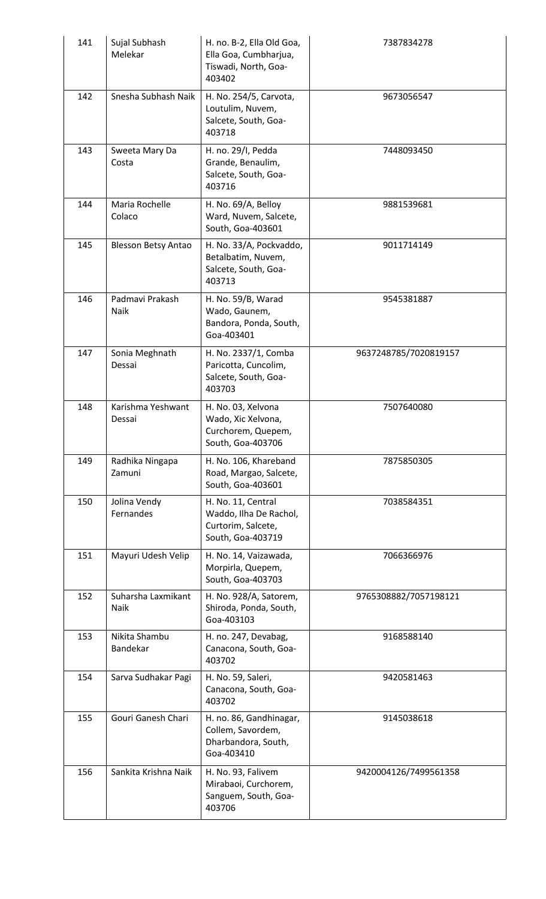| 141 | Sujal Subhash Melekar | H. no. B-2, Ella Old Goa, Ella Goa, Cumbharjua, Tiswadi, North, Goa-403402 | 7387834278 |
|---|---|---|---|
| 142 | Snesha Subhash Naik | H. No. 254/5, Carvota, Loutulim, Nuvem, Salcete, South, Goa-403718 | 9673056547 |
| 143 | Sweeta Mary Da Costa | H. no. 29/I, Pedda Grande, Benaulim, Salcete, South, Goa-403716 | 7448093450 |
| 144 | Maria Rochelle Colaco | H. No. 69/A, Belloy Ward, Nuvem, Salcete, South, Goa-403601 | 9881539681 |
| 145 | Blesson Betsy Antao | H. No. 33/A, Pockvaddo, Betalbatim, Nuvem, Salcete, South, Goa-403713 | 9011714149 |
| 146 | Padmavi Prakash Naik | H. No. 59/B, Warad Wado, Gaunem, Bandora, Ponda, South, Goa-403401 | 9545381887 |
| 147 | Sonia Meghnath Dessai | H. No. 2337/1, Comba Paricotta, Cuncolim, Salcete, South, Goa-403703 | 9637248785/7020819157 |
| 148 | Karishma Yeshwant Dessai | H. No. 03, Xelvona Wado, Xic Xelvona, Curchorem, Quepem, South, Goa-403706 | 7507640080 |
| 149 | Radhika Ningapa Zamuni | H. No. 106, Khareband Road, Margao, Salcete, South, Goa-403601 | 7875850305 |
| 150 | Jolina Vendy Fernandes | H. No. 11, Central Waddo, Ilha De Rachol, Curtorim, Salcete, South, Goa-403719 | 7038584351 |
| 151 | Mayuri Udesh Velip | H. No. 14, Vaizawada, Morpirla, Quepem, South, Goa-403703 | 7066366976 |
| 152 | Suharsha Laxmikant Naik | H. No. 928/A, Satorem, Shiroda, Ponda, South, Goa-403103 | 9765308882/7057198121 |
| 153 | Nikita Shambu Bandekar | H. no. 247, Devabag, Canacona, South, Goa-403702 | 9168588140 |
| 154 | Sarva Sudhakar Pagi | H. No. 59, Saleri, Canacona, South, Goa-403702 | 9420581463 |
| 155 | Gouri Ganesh Chari | H. no. 86, Gandhinagar, Collem, Savordem, Dharbandora, South, Goa-403410 | 9145038618 |
| 156 | Sankita Krishna Naik | H. No. 93, Falivem Mirabaoi, Curchorem, Sanguem, South, Goa-403706 | 9420004126/7499561358 |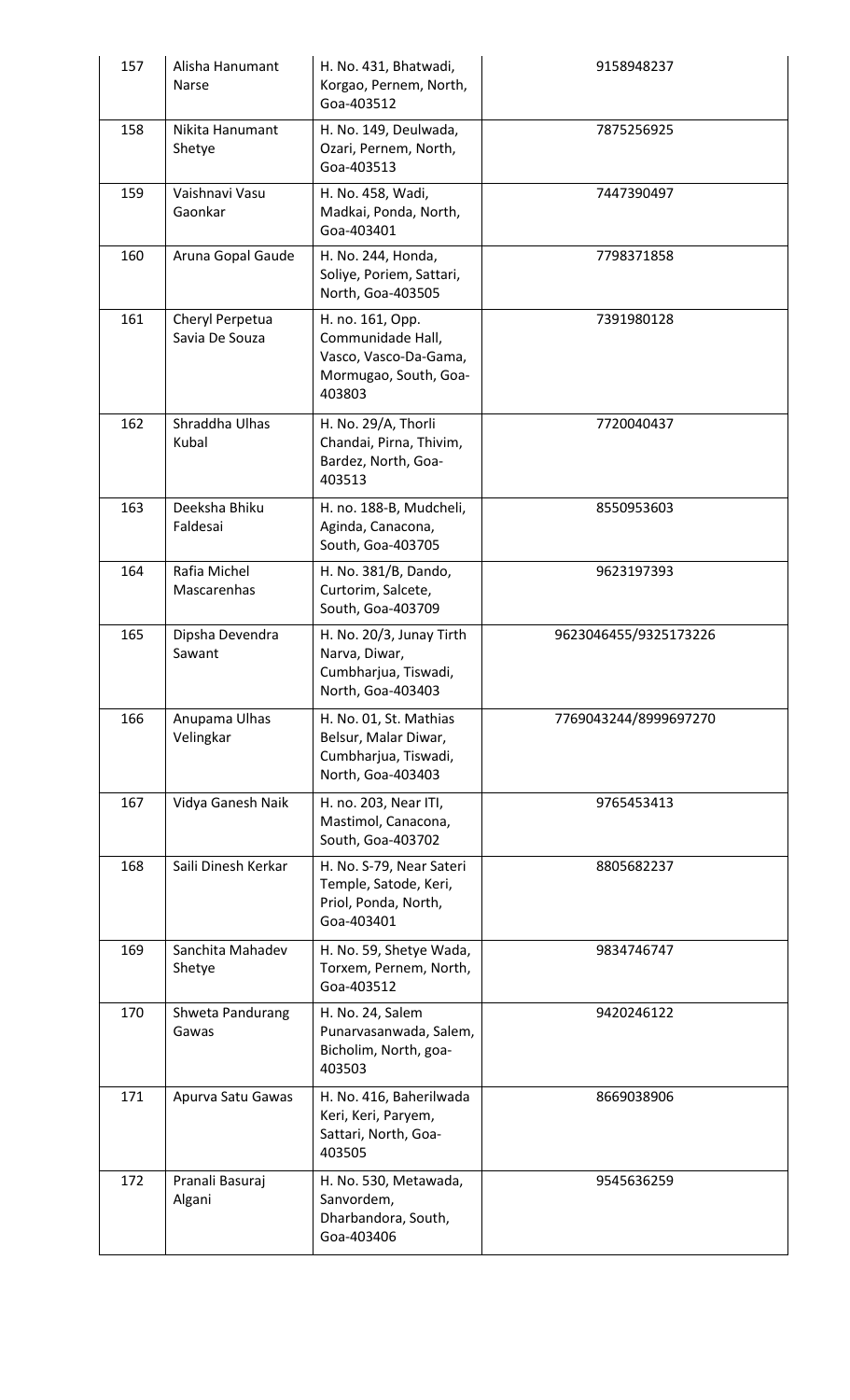| 157 | Alisha Hanumant Narse | H. No. 431, Bhatwadi, Korgao, Pernem, North, Goa-403512 | 9158948237 |
|---|---|---|---|
| 158 | Nikita Hanumant Shetye | H. No. 149, Deulwada, Ozari, Pernem, North, Goa-403513 | 7875256925 |
| 159 | Vaishnavi Vasu Gaonkar | H. No. 458, Wadi, Madkai, Ponda, North, Goa-403401 | 7447390497 |
| 160 | Aruna Gopal Gaude | H. No. 244, Honda, Soliye, Poriem, Sattari, North, Goa-403505 | 7798371858 |
| 161 | Cheryl Perpetua Savia De Souza | H. no. 161, Opp. Communidade Hall, Vasco, Vasco-Da-Gama, Mormugao, South, Goa-403803 | 7391980128 |
| 162 | Shraddha Ulhas Kubal | H. No. 29/A, Thorli Chandai, Pirna, Thivim, Bardez, North, Goa-403513 | 7720040437 |
| 163 | Deeksha Bhiku Faldesai | H. no. 188-B, Mudcheli, Aginda, Canacona, South, Goa-403705 | 8550953603 |
| 164 | Rafia Michel Mascarenhas | H. No. 381/B, Dando, Curtorim, Salcete, South, Goa-403709 | 9623197393 |
| 165 | Dipsha Devendra Sawant | H. No. 20/3, Junay Tirth Narva, Diwar, Cumbharjua, Tiswadi, North, Goa-403403 | 9623046455/9325173226 |
| 166 | Anupama Ulhas Velingkar | H. No. 01, St. Mathias Belsur, Malar Diwar, Cumbharjua, Tiswadi, North, Goa-403403 | 7769043244/8999697270 |
| 167 | Vidya Ganesh Naik | H. no. 203, Near ITI, Mastimol, Canacona, South, Goa-403702 | 9765453413 |
| 168 | Saili Dinesh Kerkar | H. No. S-79, Near Sateri Temple, Satode, Keri, Priol, Ponda, North, Goa-403401 | 8805682237 |
| 169 | Sanchita Mahadev Shetye | H. No. 59, Shetye Wada, Torxem, Pernem, North, Goa-403512 | 9834746747 |
| 170 | Shweta Pandurang Gawas | H. No. 24, Salem Punarvasanwada, Salem, Bicholim, North, goa-403503 | 9420246122 |
| 171 | Apurva Satu Gawas | H. No. 416, Baherilwada Keri, Keri, Paryem, Sattari, North, Goa-403505 | 8669038906 |
| 172 | Pranali Basuraj Algani | H. No. 530, Metawada, Sanvordem, Dharbandora, South, Goa-403406 | 9545636259 |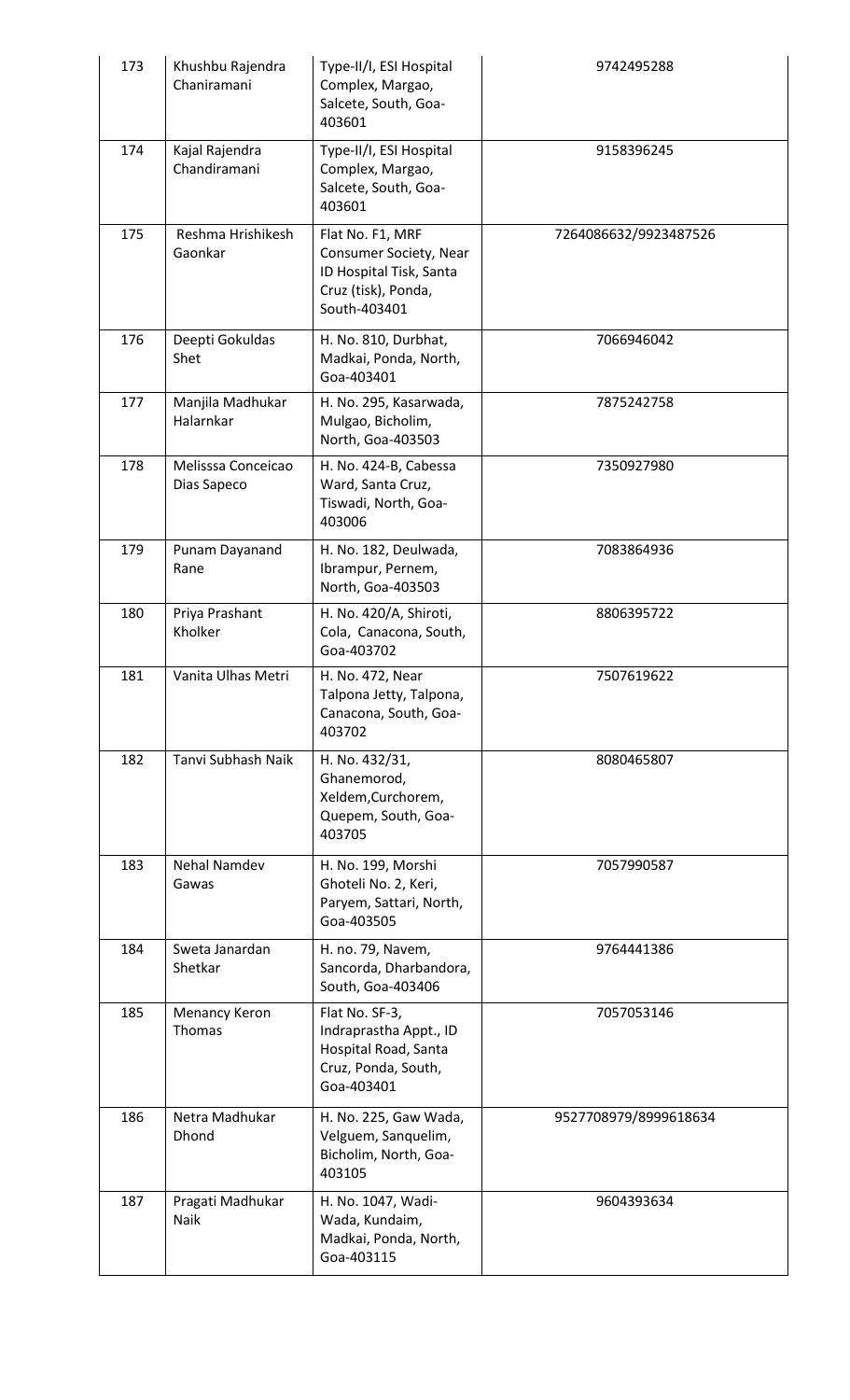| 173 | Khushbu Rajendra Chaniramani | Type-II/I, ESI Hospital Complex, Margao, Salcete, South, Goa-403601 | 9742495288 |
|---|---|---|---|
| 174 | Kajal Rajendra Chandiramani | Type-II/I, ESI Hospital Complex, Margao, Salcete, South, Goa-403601 | 9158396245 |
| 175 | Reshma Hrishikesh Gaonkar | Flat No. F1, MRF Consumer Society, Near ID Hospital Tisk, Santa Cruz (tisk), Ponda, South-403401 | 7264086632/9923487526 |
| 176 | Deepti Gokuldas Shet | H. No. 810, Durbhat, Madkai, Ponda, North, Goa-403401 | 7066946042 |
| 177 | Manjila Madhukar Halarnkar | H. No. 295, Kasarwada, Mulgao, Bicholim, North, Goa-403503 | 7875242758 |
| 178 | Melisssa Conceicao Dias Sapeco | H. No. 424-B, Cabessa Ward, Santa Cruz, Tiswadi, North, Goa-403006 | 7350927980 |
| 179 | Punam Dayanand Rane | H. No. 182, Deulwada, Ibrampur, Pernem, North, Goa-403503 | 7083864936 |
| 180 | Priya Prashant Kholker | H. No. 420/A, Shiroti, Cola, Canacona, South, Goa-403702 | 8806395722 |
| 181 | Vanita Ulhas Metri | H. No. 472, Near Talpona Jetty, Talpona, Canacona, South, Goa-403702 | 7507619622 |
| 182 | Tanvi Subhash Naik | H. No. 432/31, Ghanemorod, Xeldem,Curchorem, Quepem, South, Goa-403705 | 8080465807 |
| 183 | Nehal Namdev Gawas | H. No. 199, Morshi Ghoteli No. 2, Keri, Paryem, Sattari, North, Goa-403505 | 7057990587 |
| 184 | Sweta Janardan Shetkar | H. no. 79, Navem, Sancorda, Dharbandora, South, Goa-403406 | 9764441386 |
| 185 | Menancy Keron Thomas | Flat No. SF-3, Indraprastha Appt., ID Hospital Road, Santa Cruz, Ponda, South, Goa-403401 | 7057053146 |
| 186 | Netra Madhukar Dhond | H. No. 225, Gaw Wada, Velguem, Sanquelim, Bicholim, North, Goa-403105 | 9527708979/8999618634 |
| 187 | Pragati Madhukar Naik | H. No. 1047, Wadi-Wada, Kundaim, Madkai, Ponda, North, Goa-403115 | 9604393634 |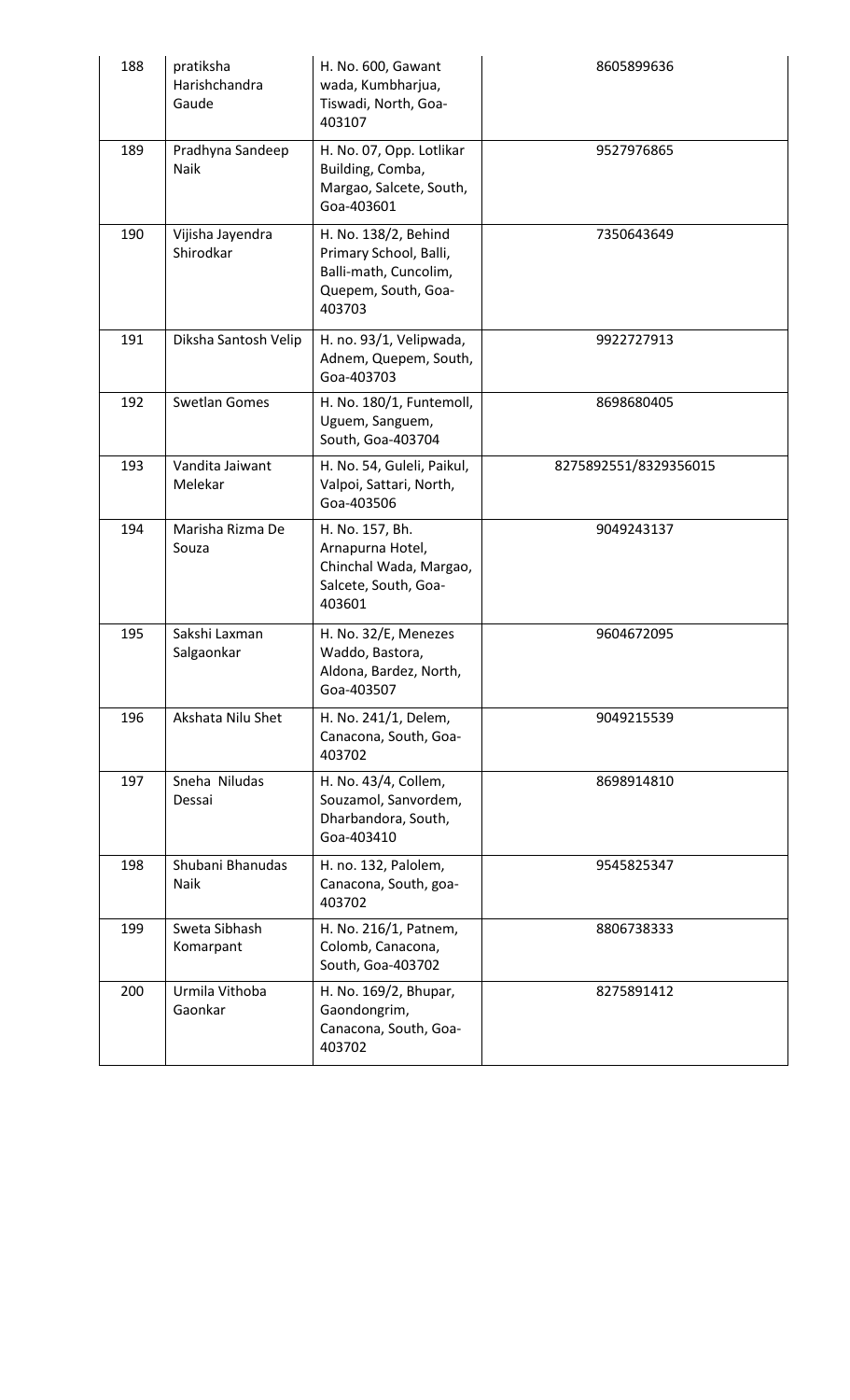| 188 | pratiksha Harishchandra Gaude | H. No. 600, Gawant wada, Kumbharjua, Tiswadi, North, Goa-403107 | 8605899636 |
|---|---|---|---|
| 189 | Pradhyna Sandeep Naik | H. No. 07, Opp. Lotlikar Building, Comba, Margao, Salcete, South, Goa-403601 | 9527976865 |
| 190 | Vijisha Jayendra Shirodkar | H. No. 138/2, Behind Primary School, Balli, Balli-math, Cuncolim, Quepem, South, Goa-403703 | 7350643649 |
| 191 | Diksha Santosh Velip | H. no. 93/1, Velipwada, Adnem, Quepem, South, Goa-403703 | 9922727913 |
| 192 | Swetlan Gomes | H. No. 180/1, Funtemoll, Uguem, Sanguem, South, Goa-403704 | 8698680405 |
| 193 | Vandita Jaiwant Melekar | H. No. 54, Guleli, Paikul, Valpoi, Sattari, North, Goa-403506 | 8275892551/8329356015 |
| 194 | Marisha Rizma De Souza | H. No. 157, Bh. Arnapurna Hotel, Chinchal Wada, Margao, Salcete, South, Goa-403601 | 9049243137 |
| 195 | Sakshi Laxman Salgaonkar | H. No. 32/E, Menezes Waddo, Bastora, Aldona, Bardez, North, Goa-403507 | 9604672095 |
| 196 | Akshata Nilu Shet | H. No. 241/1, Delem, Canacona, South, Goa-403702 | 9049215539 |
| 197 | Sneha Niludas Dessai | H. No. 43/4, Collem, Souzamol, Sanvordem, Dharbandora, South, Goa-403410 | 8698914810 |
| 198 | Shubani Bhanudas Naik | H. no. 132, Palolem, Canacona, South, goa-403702 | 9545825347 |
| 199 | Sweta Sibhash Komarpant | H. No. 216/1, Patnem, Colomb, Canacona, South, Goa-403702 | 8806738333 |
| 200 | Urmila Vithoba Gaonkar | H. No. 169/2, Bhupar, Gaondongrim, Canacona, South, Goa-403702 | 8275891412 |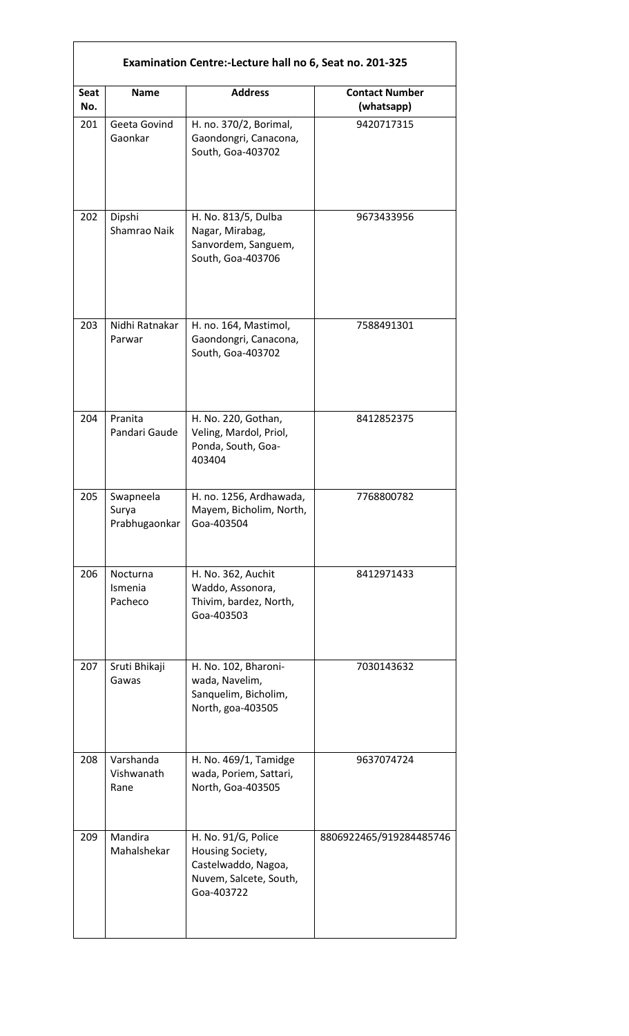| Examination Centre:-Lecture hall no 6, Seat no. 201-325 | | | |
|---|---|---|---|
| **Seat No.** | **Name** | **Address** | **Contact Number (whatsapp)** |
| 201 | Geeta Govind Gaonkar | H. no. 370/2, Borimal, Gaondongri, Canacona, South, Goa-403702 | 9420717315 |
| 202 | Dipshi Shamrao Naik | H. No. 813/5, Dulba Nagar, Mirabag, Sanvordem, Sanguem, South, Goa-403706 | 9673433956 |
| 203 | Nidhi Ratnakar Parwar | H. no. 164, Mastimol, Gaondongri, Canacona, South, Goa-403702 | 7588491301 |
| 204 | Pranita Pandari Gaude | H. No. 220, Gothan, Veling, Mardol, Priol, Ponda, South, Goa-403404 | 8412852375 |
| 205 | Swapneela Surya Prabhugaonkar | H. no. 1256, Ardhawada, Mayem, Bicholim, North, Goa-403504 | 7768800782 |
| 206 | Nocturna Ismenia Pacheco | H. No. 362, Auchit Waddo, Assonora, Thivim, bardez, North, Goa-403503 | 8412971433 |
| 207 | Sruti Bhikaji Gawas | H. No. 102, Bharoni-wada, Navelim, Sanquelim, Bicholim, North, goa-403505 | 7030143632 |
| 208 | Varshanda Vishwanath Rane | H. No. 469/1, Tamidge wada, Poriem, Sattari, North, Goa-403505 | 9637074724 |
| 209 | Mandira Mahalshekar | H. No. 91/G, Police Housing Society, Castelwaddo, Nagoa, Nuvem, Salcete, South, Goa-403722 | 8806922465/919284485746 |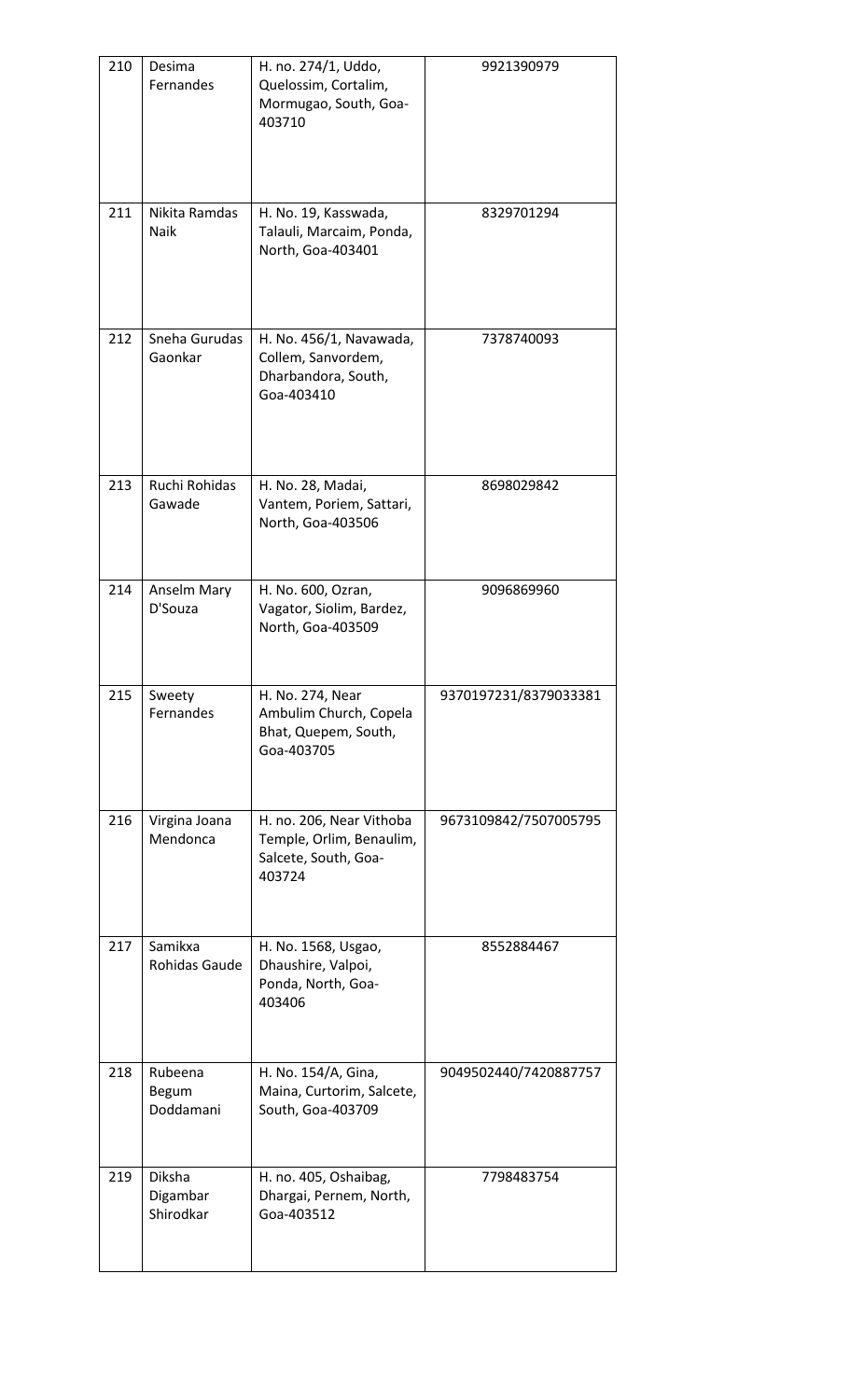| 210 | Desima Fernandes | H. no. 274/1, Uddo, Quelossim, Cortalim, Mormugao, South, Goa-403710 | 9921390979 |
|---|---|---|---|
| 211 | Nikita Ramdas Naik | H. No. 19, Kasswada, Talauli, Marcaim, Ponda, North, Goa-403401 | 8329701294 |
| 212 | Sneha Gurudas Gaonkar | H. No. 456/1, Navawada, Collem, Sanvordem, Dharbandora, South, Goa-403410 | 7378740093 |
| 213 | Ruchi Rohidas Gawade | H. No. 28, Madai, Vantem, Poriem, Sattari, North, Goa-403506 | 8698029842 |
| 214 | Anselm Mary D'Souza | H. No. 600, Ozran, Vagator, Siolim, Bardez, North, Goa-403509 | 9096869960 |
| 215 | Sweety Fernandes | H. No. 274, Near Ambulim Church, Copela Bhat, Quepem, South, Goa-403705 | 9370197231/8379033381 |
| 216 | Virgina Joana Mendonca | H. no. 206, Near Vithoba Temple, Orlim, Benaulim, Salcete, South, Goa-403724 | 9673109842/7507005795 |
| 217 | Samikxa Rohidas Gaude | H. No. 1568, Usgao, Dhaushire, Valpoi, Ponda, North, Goa-403406 | 8552884467 |
| 218 | Rubeena Begum Doddamani | H. No. 154/A, Gina, Maina, Curtorim, Salcete, South, Goa-403709 | 9049502440/7420887757 |
| 219 | Diksha Digambar Shirodkar | H. no. 405, Oshaibag, Dhargai, Pernem, North, Goa-403512 | 7798483754 |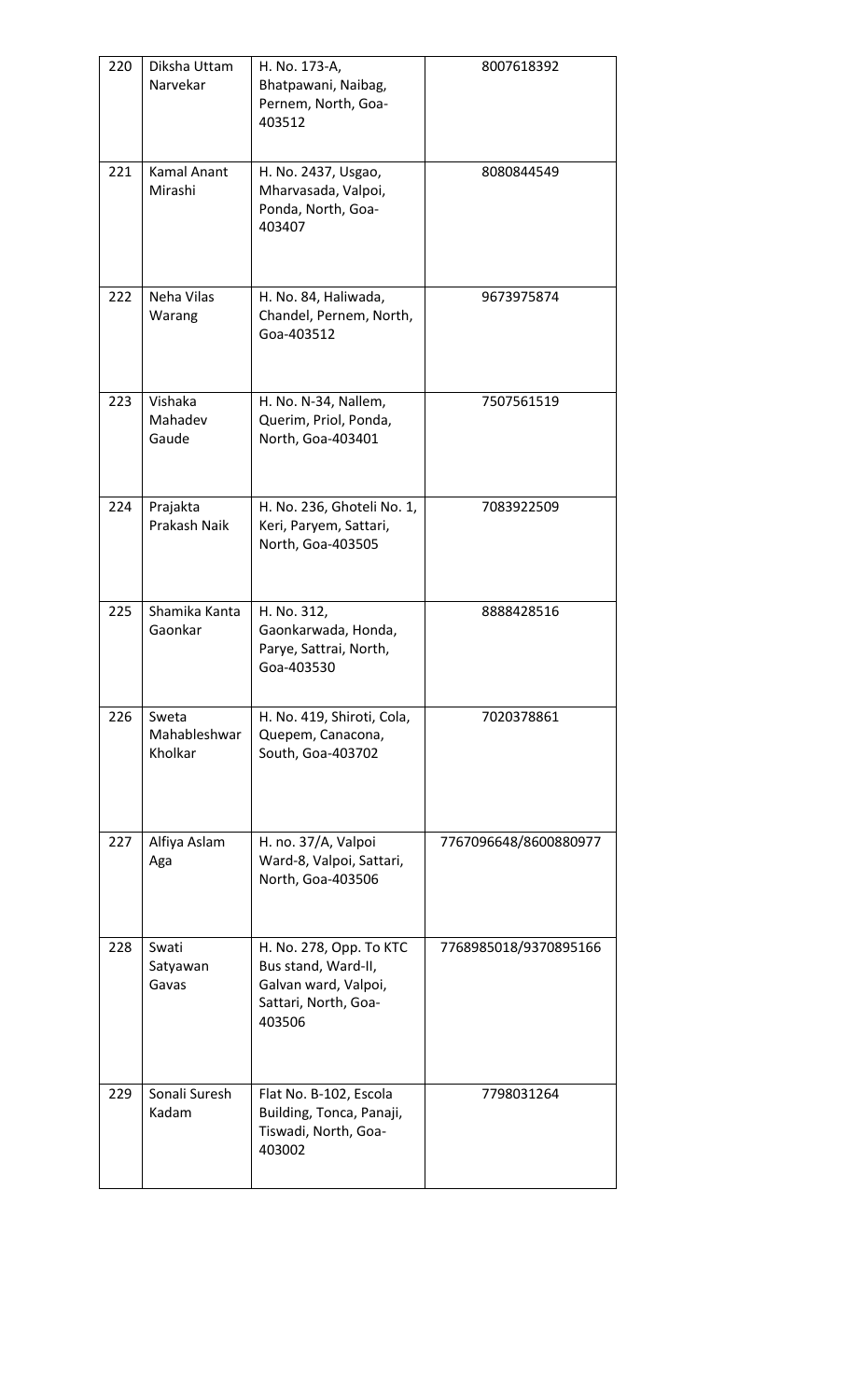| 220 | Diksha Uttam Narvekar | H. No. 173-A, Bhatpawani, Naibag, Pernem, North, Goa-403512 | 8007618392 |
|---|---|---|---|
| 221 | Kamal Anant Mirashi | H. No. 2437, Usgao, Mharvasada, Valpoi, Ponda, North, Goa-403407 | 8080844549 |
| 222 | Neha Vilas Warang | H. No. 84, Haliwada, Chandel, Pernem, North, Goa-403512 | 9673975874 |
| 223 | Vishaka Mahadev Gaude | H. No. N-34, Nallem, Querim, Priol, Ponda, North, Goa-403401 | 7507561519 |
| 224 | Prajakta Prakash Naik | H. No. 236, Ghoteli No. 1, Keri, Paryem, Sattari, North, Goa-403505 | 7083922509 |
| 225 | Shamika Kanta Gaonkar | H. No. 312, Gaonkarwada, Honda, Parye, Sattrai, North, Goa-403530 | 8888428516 |
| 226 | Sweta Mahableshwar Kholkar | H. No. 419, Shiroti, Cola, Quepem, Canacona, South, Goa-403702 | 7020378861 |
| 227 | Alfiya Aslam Aga | H. no. 37/A, Valpoi Ward-8, Valpoi, Sattari, North, Goa-403506 | 7767096648/8600880977 |
| 228 | Swati Satyawan Gavas | H. No. 278, Opp. To KTC Bus stand, Ward-II, Galvan ward, Valpoi, Sattari, North, Goa-403506 | 7768985018/9370895166 |
| 229 | Sonali Suresh Kadam | Flat No. B-102, Escola Building, Tonca, Panaji, Tiswadi, North, Goa-403002 | 7798031264 |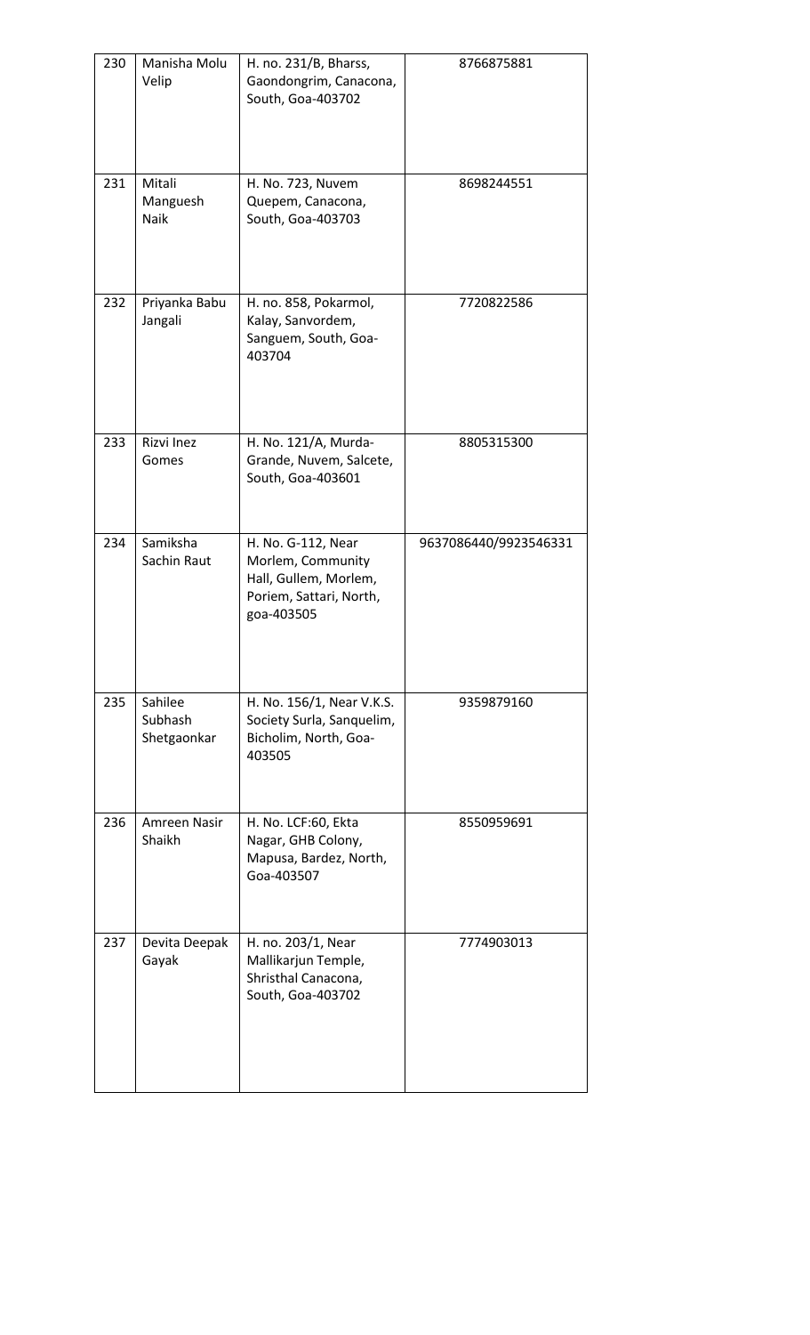| 230 | Manisha Molu Velip | H. no. 231/B, Bharss, Gaondongrim, Canacona, South, Goa-403702 | 8766875881 |
|---|---|---|---|
| 231 | Mitali Manguesh Naik | H. No. 723, Nuvem Quepem, Canacona, South, Goa-403703 | 8698244551 |
| 232 | Priyanka Babu Jangali | H. no. 858, Pokarmol, Kalay, Sanvordem, Sanguem, South, Goa-403704 | 7720822586 |
| 233 | Rizvi Inez Gomes | H. No. 121/A, Murda-Grande, Nuvem, Salcete, South, Goa-403601 | 8805315300 |
| 234 | Samiksha Sachin Raut | H. No. G-112, Near Morlem, Community Hall, Gullem, Morlem, Poriem, Sattari, North, goa-403505 | 9637086440/9923546331 |
| 235 | Sahilee Subhash Shetgaonkar | H. No. 156/1, Near V.K.S. Society Surla, Sanquelim, Bicholim, North, Goa-403505 | 9359879160 |
| 236 | Amreen Nasir Shaikh | H. No. LCF:60, Ekta Nagar, GHB Colony, Mapusa, Bardez, North, Goa-403507 | 8550959691 |
| 237 | Devita Deepak Gayak | H. no. 203/1, Near Mallikarjun Temple, Shristhal Canacona, South, Goa-403702 | 7774903013 |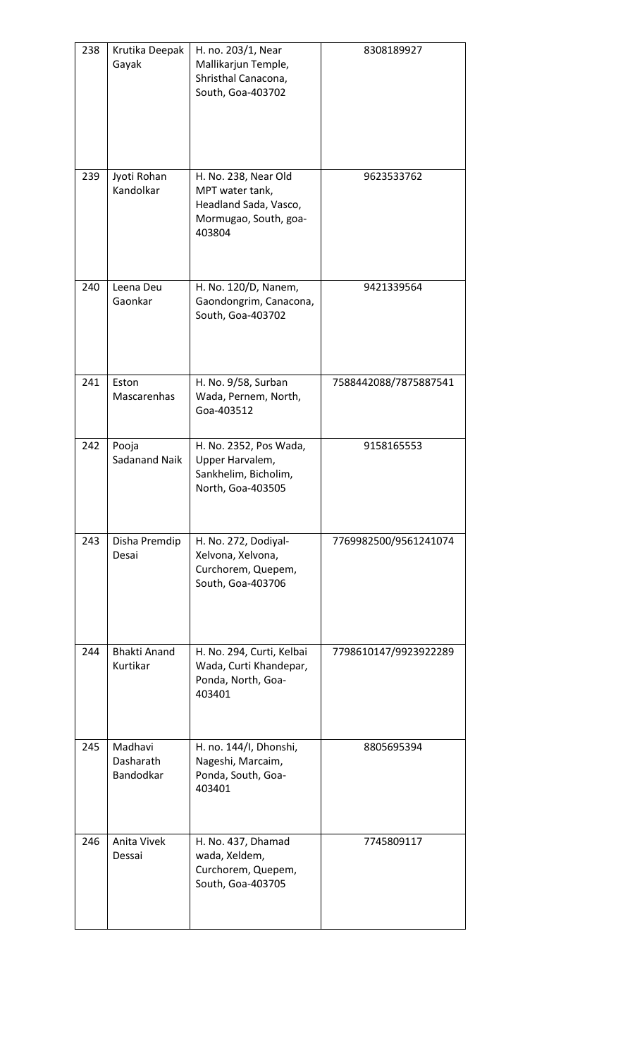| 238 | Krutika Deepak Gayak | H. no. 203/1, Near Mallikarjun Temple, Shristhal Canacona, South, Goa-403702 | 8308189927 |
|---|---|---|---|
| 239 | Jyoti Rohan Kandolkar | H. No. 238, Near Old MPT water tank, Headland Sada, Vasco, Mormugao, South, goa-403804 | 9623533762 |
| 240 | Leena Deu Gaonkar | H. No. 120/D, Nanem, Gaondongrim, Canacona, South, Goa-403702 | 9421339564 |
| 241 | Eston Mascarenhas | H. No. 9/58, Surban Wada, Pernem, North, Goa-403512 | 7588442088/7875887541 |
| 242 | Pooja Sadanand Naik | H. No. 2352, Pos Wada, Upper Harvalem, Sankhelim, Bicholim, North, Goa-403505 | 9158165553 |
| 243 | Disha Premdip Desai | H. No. 272, Dodiyal-Xelvona, Xelvona, Curchorem, Quepem, South, Goa-403706 | 7769982500/9561241074 |
| 244 | Bhakti Anand Kurtikar | H. No. 294, Curti, Kelbai Wada, Curti Khandepar, Ponda, North, Goa-403401 | 7798610147/9923922289 |
| 245 | Madhavi Dasharath Bandodkar | H. no. 144/I, Dhonshi, Nageshi, Marcaim, Ponda, South, Goa-403401 | 8805695394 |
| 246 | Anita Vivek Dessai | H. No. 437, Dhamad wada, Xeldem, Curchorem, Quepem, South, Goa-403705 | 7745809117 |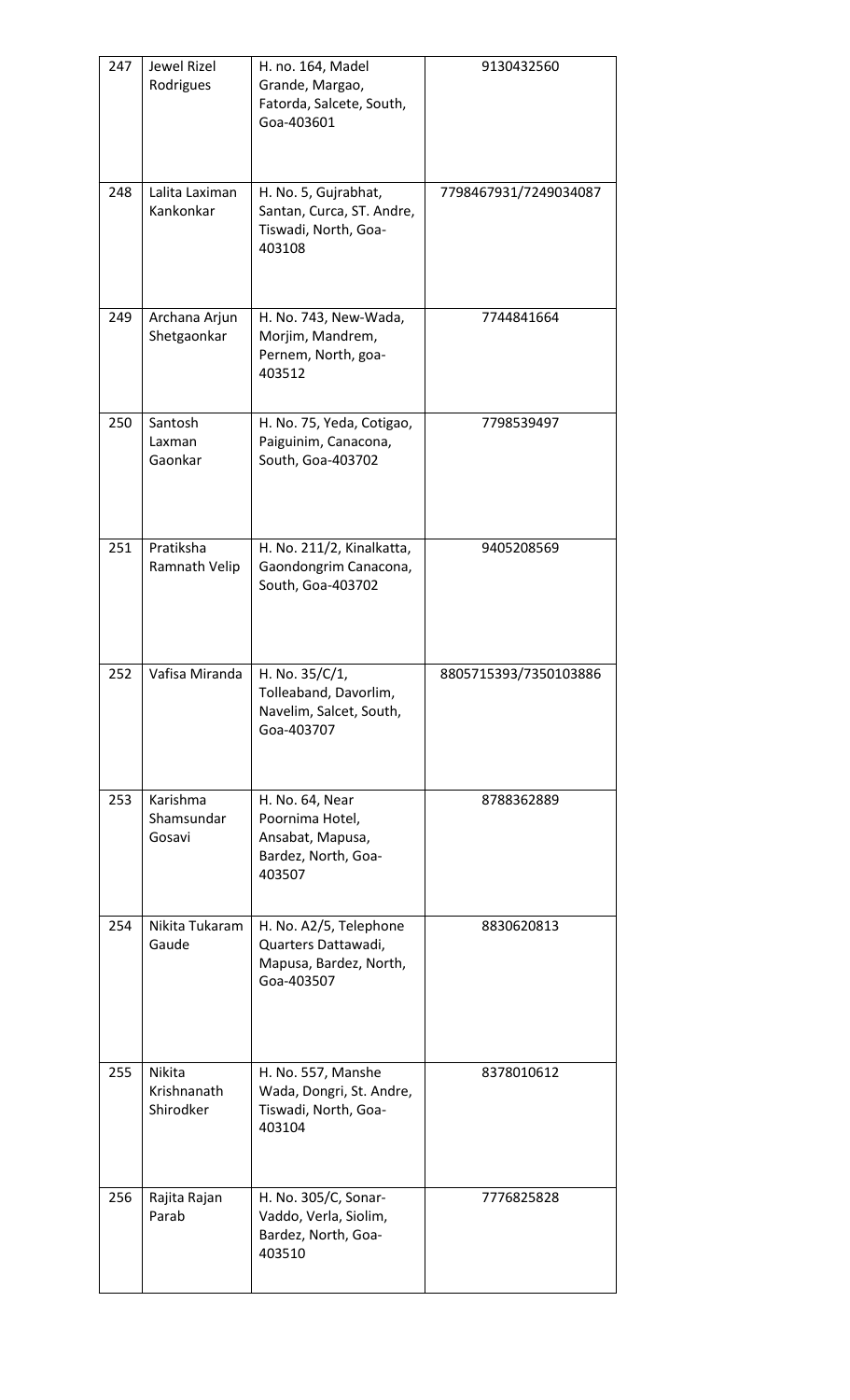| 247 | Jewel Rizel Rodrigues | H. no. 164, Madel Grande, Margao, Fatorda, Salcete, South, Goa-403601 | 9130432560 |
|---|---|---|---|
| 248 | Lalita Laximan Kankonkar | H. No. 5, Gujrabhat, Santan, Curca, ST. Andre, Tiswadi, North, Goa-403108 | 7798467931/7249034087 |
| 249 | Archana Arjun Shetgaonkar | H. No. 743, New-Wada, Morjim, Mandrem, Pernem, North, goa-403512 | 7744841664 |
| 250 | Santosh Laxman Gaonkar | H. No. 75, Yeda, Cotigao, Paiguinim, Canacona, South, Goa-403702 | 7798539497 |
| 251 | Pratiksha Ramnath Velip | H. No. 211/2, Kinalkatta, Gaondongrim Canacona, South, Goa-403702 | 9405208569 |
| 252 | Vafisa Miranda | H. No. 35/C/1, Tolleaband, Davorlim, Navelim, Salcet, South, Goa-403707 | 8805715393/7350103886 |
| 253 | Karishma Shamsundar Gosavi | H. No. 64, Near Poornima Hotel, Ansabat, Mapusa, Bardez, North, Goa-403507 | 8788362889 |
| 254 | Nikita Tukaram Gaude | H. No. A2/5, Telephone Quarters Dattawadi, Mapusa, Bardez, North, Goa-403507 | 8830620813 |
| 255 | Nikita Krishnanath Shirodker | H. No. 557, Manshe Wada, Dongri, St. Andre, Tiswadi, North, Goa-403104 | 8378010612 |
| 256 | Rajita Rajan Parab | H. No. 305/C, Sonar-Vaddo, Verla, Siolim, Bardez, North, Goa-403510 | 7776825828 |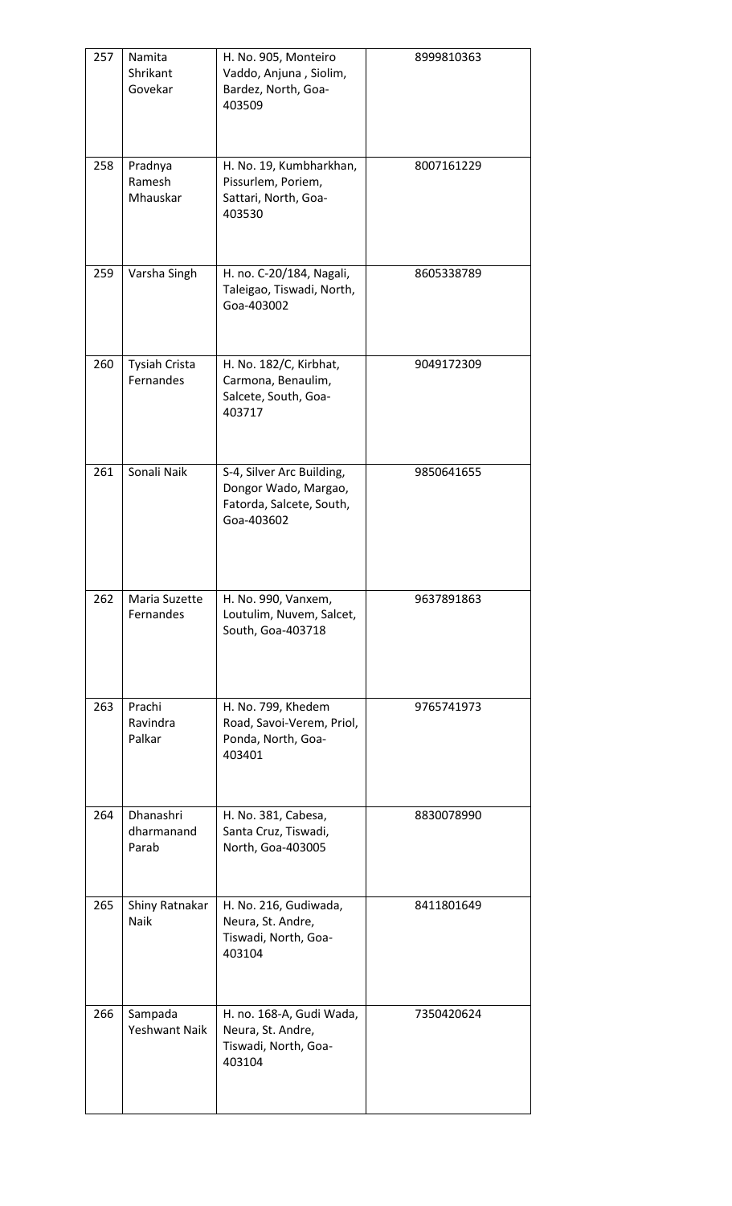| 257 | Namita Shrikant Govekar | H. No. 905, Monteiro Vaddo, Anjuna , Siolim, Bardez, North, Goa-403509 | 8999810363 |
|---|---|---|---|
| 258 | Pradnya Ramesh Mhauskar | H. No. 19, Kumbharkhan, Pissurlem, Poriem, Sattari, North, Goa-403530 | 8007161229 |
| 259 | Varsha Singh | H. no. C-20/184, Nagali, Taleigao, Tiswadi, North, Goa-403002 | 8605338789 |
| 260 | Tysiah Crista Fernandes | H. No. 182/C, Kirbhat, Carmona, Benaulim, Salcete, South, Goa-403717 | 9049172309 |
| 261 | Sonali Naik | S-4, Silver Arc Building, Dongor Wado, Margao, Fatorda, Salcete, South, Goa-403602 | 9850641655 |
| 262 | Maria Suzette Fernandes | H. No. 990, Vanxem, Loutulim, Nuvem, Salcet, South, Goa-403718 | 9637891863 |
| 263 | Prachi Ravindra Palkar | H. No. 799, Khedem Road, Savoi-Verem, Priol, Ponda, North, Goa-403401 | 9765741973 |
| 264 | Dhanashri dharmanand Parab | H. No. 381, Cabesa, Santa Cruz, Tiswadi, North, Goa-403005 | 8830078990 |
| 265 | Shiny Ratnakar Naik | H. No. 216, Gudiwada, Neura, St. Andre, Tiswadi, North, Goa-403104 | 8411801649 |
| 266 | Sampada Yeshwant Naik | H. no. 168-A, Gudi Wada, Neura, St. Andre, Tiswadi, North, Goa-403104 | 7350420624 |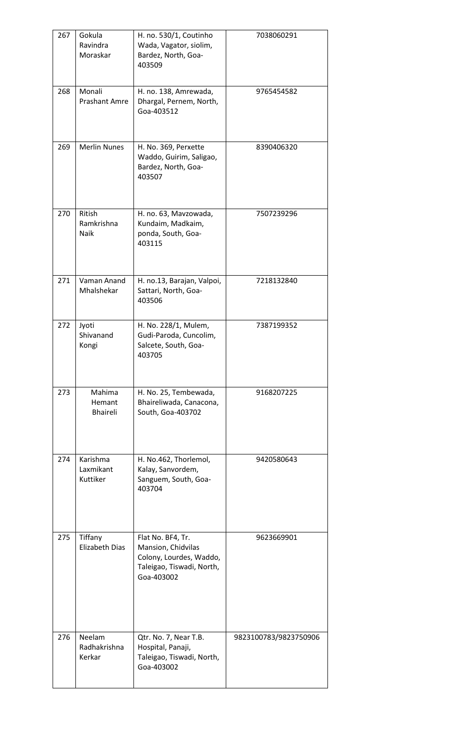| 267 | Gokula Ravindra Moraskar | H. no. 530/1, Coutinho Wada, Vagator, siolim, Bardez, North, Goa-403509 | 7038060291 |
|---|---|---|---|
| 268 | Monali Prashant Amre | H. no. 138, Amrewada, Dhargal, Pernem, North, Goa-403512 | 9765454582 |
| 269 | Merlin Nunes | H. No. 369, Perxette Waddo, Guirim, Saligao, Bardez, North, Goa-403507 | 8390406320 |
| 270 | Ritish Ramkrishna Naik | H. no. 63, Mavzowada, Kundaim, Madkaim, ponda, South, Goa-403115 | 7507239296 |
| 271 | Vaman Anand Mhalshekar | H. no.13, Barajan, Valpoi, Sattari, North, Goa-403506 | 7218132840 |
| 272 | Jyoti Shivanand Kongi | H. No. 228/1, Mulem, Gudi-Paroda, Cuncolim, Salcete, South, Goa-403705 | 7387199352 |
| 273 | Mahima Hemant Bhaireli | H. No. 25, Tembewada, Bhaireliwada, Canacona, South, Goa-403702 | 9168207225 |
| 274 | Karishma Laxmikant Kuttiker | H. No.462, Thorlemol, Kalay, Sanvordem, Sanguem, South, Goa-403704 | 9420580643 |
| 275 | Tiffany Elizabeth Dias | Flat No. BF4, Tr. Mansion, Chidvilas Colony, Lourdes, Waddo, Taleigao, Tiswadi, North, Goa-403002 | 9623669901 |
| 276 | Neelam Radhakrishna Kerkar | Qtr. No. 7, Near T.B. Hospital, Panaji, Taleigao, Tiswadi, North, Goa-403002 | 9823100783/9823750906 |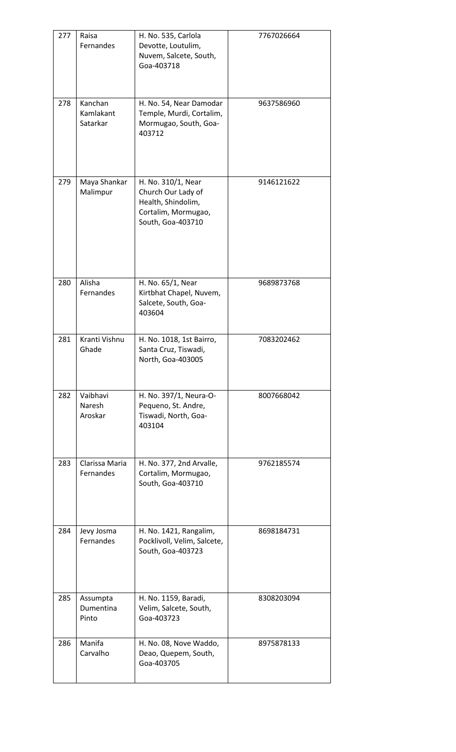| 277 | Raisa Fernandes | H. No. 535, Carlola Devotte, Loutulim, Nuvem, Salcete, South, Goa-403718 | 7767026664 |
|---|---|---|---|
| 278 | Kanchan Kamlakant Satarkar | H. No. 54, Near Damodar Temple, Murdi, Cortalim, Mormugao, South, Goa-403712 | 9637586960 |
| 279 | Maya Shankar Malimpur | H. No. 310/1, Near Church Our Lady of Health, Shindolim, Cortalim, Mormugao, South, Goa-403710 | 9146121622 |
| 280 | Alisha Fernandes | H. No. 65/1, Near Kirtbhat Chapel, Nuvem, Salcete, South, Goa-403604 | 9689873768 |
| 281 | Kranti Vishnu Ghade | H. No. 1018, 1st Bairro, Santa Cruz, Tiswadi, North, Goa-403005 | 7083202462 |
| 282 | Vaibhavi Naresh Aroskar | H. No. 397/1, Neura-O-Pequeno, St. Andre, Tiswadi, North, Goa-403104 | 8007668042 |
| 283 | Clarissa Maria Fernandes | H. No. 377, 2nd Arvalle, Cortalim, Mormugao, South, Goa-403710 | 9762185574 |
| 284 | Jevy Josma Fernandes | H. No. 1421, Rangalim, Pocklivoll, Velim, Salcete, South, Goa-403723 | 8698184731 |
| 285 | Assumpta Dumentina Pinto | H. No. 1159, Baradi, Velim, Salcete, South, Goa-403723 | 8308203094 |
| 286 | Manifa Carvalho | H. No. 08, Nove Waddo, Deao, Quepem, South, Goa-403705 | 8975878133 |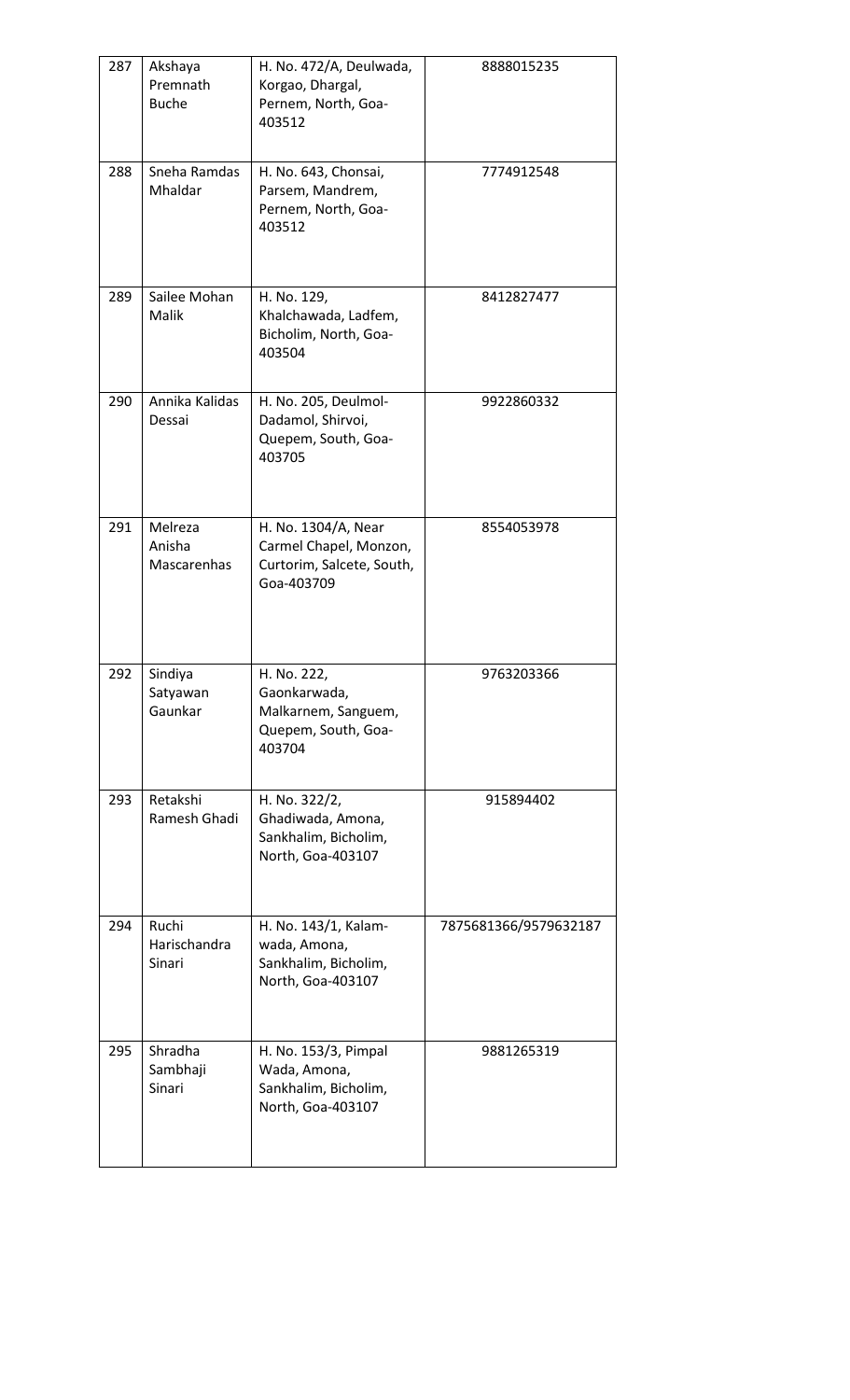| 287 | Akshaya Premnath Buche | H. No. 472/A, Deulwada, Korgao, Dhargal, Pernem, North, Goa-403512 | 8888015235 |
|---|---|---|---|
| 288 | Sneha Ramdas Mhaldar | H. No. 643, Chonsai, Parsem, Mandrem, Pernem, North, Goa-403512 | 7774912548 |
| 289 | Sailee Mohan Malik | H. No. 129, Khalchawada, Ladfem, Bicholim, North, Goa-403504 | 8412827477 |
| 290 | Annika Kalidas Dessai | H. No. 205, Deulmol-Dadamol, Shirvoi, Quepem, South, Goa-403705 | 9922860332 |
| 291 | Melreza Anisha Mascarenhas | H. No. 1304/A, Near Carmel Chapel, Monzon, Curtorim, Salcete, South, Goa-403709 | 8554053978 |
| 292 | Sindiya Satyawan Gaunkar | H. No. 222, Gaonkarwada, Malkarnem, Sanguem, Quepem, South, Goa-403704 | 9763203366 |
| 293 | Retakshi Ramesh Ghadi | H. No. 322/2, Ghadiwada, Amona, Sankhalim, Bicholim, North, Goa-403107 | 915894402 |
| 294 | Ruchi Harischandra Sinari | H. No. 143/1, Kalam-wada, Amona, Sankhalim, Bicholim, North, Goa-403107 | 7875681366/9579632187 |
| 295 | Shradha Sambhaji Sinari | H. No. 153/3, Pimpal Wada, Amona, Sankhalim, Bicholim, North, Goa-403107 | 9881265319 |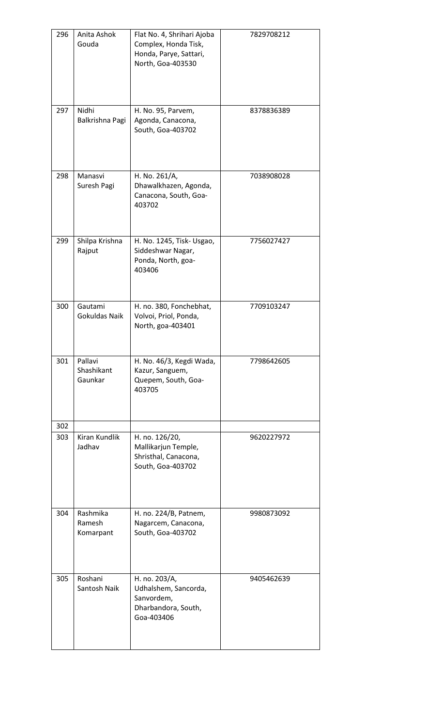| 296 | Anita Ashok Gouda | Flat No. 4, Shrihari Ajoba Complex, Honda Tisk, Honda, Parye, Sattari, North, Goa-403530 | 7829708212 |
|---|---|---|---|
| 297 | Nidhi Balkrishna Pagi | H. No. 95, Parvem, Agonda, Canacona, South, Goa-403702 | 8378836389 |
| 298 | Manasvi Suresh Pagi | H. No. 261/A, Dhawalkhazen, Agonda, Canacona, South, Goa-403702 | 7038908028 |
| 299 | Shilpa Krishna Rajput | H. No. 1245, Tisk- Usgao, Siddeshwar Nagar, Ponda, North, goa-403406 | 7756027427 |
| 300 | Gautami Gokuldas Naik | H. no. 380, Fonchebhat, Volvoi, Priol, Ponda, North, goa-403401 | 7709103247 |
| 301 | Pallavi Shashikant Gaunkar | H. No. 46/3, Kegdi Wada, Kazur, Sanguem, Quepem, South, Goa-403705 | 7798642605 |
| 302 | | | |
| 303 | Kiran Kundlik Jadhav | H. no. 126/20, Mallikarjun Temple, Shristhal, Canacona, South, Goa-403702 | 9620227972 |
| 304 | Rashmika Ramesh Komarpant | H. no. 224/B, Patnem, Nagarcem, Canacona, South, Goa-403702 | 9980873092 |
| 305 | Roshani Santosh Naik | H. no. 203/A, Udhalshem, Sancorda, Sanvordem, Dharbandora, South, Goa-403406 | 9405462639 |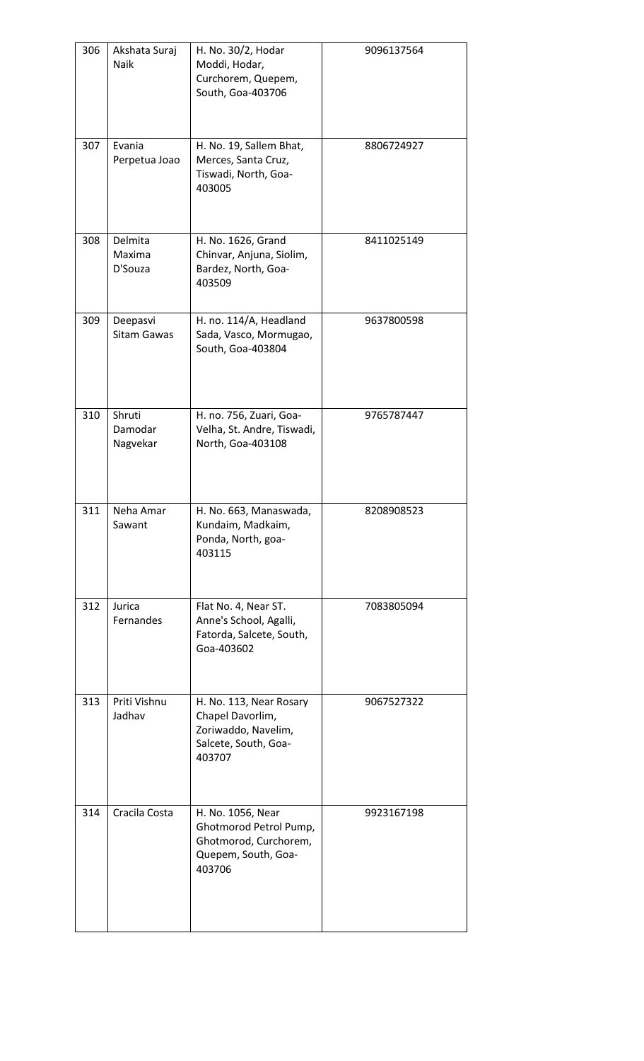| 306 | Akshata Suraj Naik | H. No. 30/2, Hodar Moddi, Hodar, Curchorem, Quepem, South, Goa-403706 | 9096137564 |
|---|---|---|---|
| 307 | Evania Perpetua Joao | H. No. 19, Sallem Bhat, Merces, Santa Cruz, Tiswadi, North, Goa-403005 | 8806724927 |
| 308 | Delmita Maxima D'Souza | H. No. 1626, Grand Chinvar, Anjuna, Siolim, Bardez, North, Goa-403509 | 8411025149 |
| 309 | Deepasvi Sitam Gawas | H. no. 114/A, Headland Sada, Vasco, Mormugao, South, Goa-403804 | 9637800598 |
| 310 | Shruti Damodar Nagvekar | H. no. 756, Zuari, Goa-Velha, St. Andre, Tiswadi, North, Goa-403108 | 9765787447 |
| 311 | Neha Amar Sawant | H. No. 663, Manaswada, Kundaim, Madkaim, Ponda, North, goa-403115 | 8208908523 |
| 312 | Jurica Fernandes | Flat No. 4, Near ST. Anne's School, Agalli, Fatorda, Salcete, South, Goa-403602 | 7083805094 |
| 313 | Priti Vishnu Jadhav | H. No. 113, Near Rosary Chapel Davorlim, Zoriwaddo, Navelim, Salcete, South, Goa-403707 | 9067527322 |
| 314 | Cracila Costa | H. No. 1056, Near Ghotmorod Petrol Pump, Ghotmorod, Curchorem, Quepem, South, Goa-403706 | 9923167198 |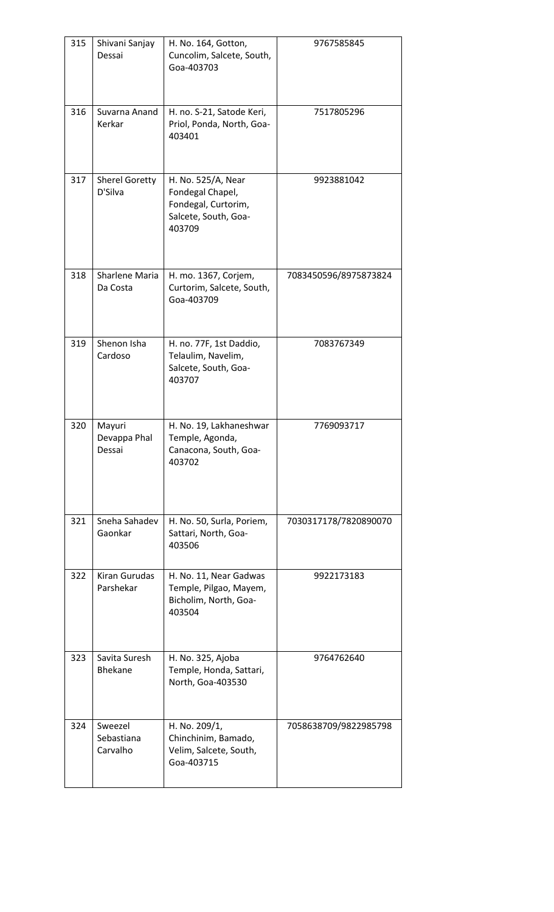| 315 | Shivani Sanjay Dessai | H. No. 164, Gotton, Cuncolim, Salcete, South, Goa-403703 | 9767585845 |
|---|---|---|---|
| 316 | Suvarna Anand Kerkar | H. no. S-21, Satode Keri, Priol, Ponda, North, Goa-403401 | 7517805296 |
| 317 | Sherel Goretty D'Silva | H. No. 525/A, Near Fondegal Chapel, Fondegal, Curtorim, Salcete, South, Goa-403709 | 9923881042 |
| 318 | Sharlene Maria Da Costa | H. mo. 1367, Corjem, Curtorim, Salcete, South, Goa-403709 | 7083450596/8975873824 |
| 319 | Shenon Isha Cardoso | H. no. 77F, 1st Daddio, Telaulim, Navelim, Salcete, South, Goa-403707 | 7083767349 |
| 320 | Mayuri Devappa Phal Dessai | H. No. 19, Lakhaneshwar Temple, Agonda, Canacona, South, Goa-403702 | 7769093717 |
| 321 | Sneha Sahadev Gaonkar | H. No. 50, Surla, Poriem, Sattari, North, Goa-403506 | 7030317178/7820890070 |
| 322 | Kiran Gurudas Parshekar | H. No. 11, Near Gadwas Temple, Pilgao, Mayem, Bicholim, North, Goa-403504 | 9922173183 |
| 323 | Savita Suresh Bhekane | H. No. 325, Ajoba Temple, Honda, Sattari, North, Goa-403530 | 9764762640 |
| 324 | Sweezel Sebastiana Carvalho | H. No. 209/1, Chinchinim, Bamado, Velim, Salcete, South, Goa-403715 | 7058638709/9822985798 |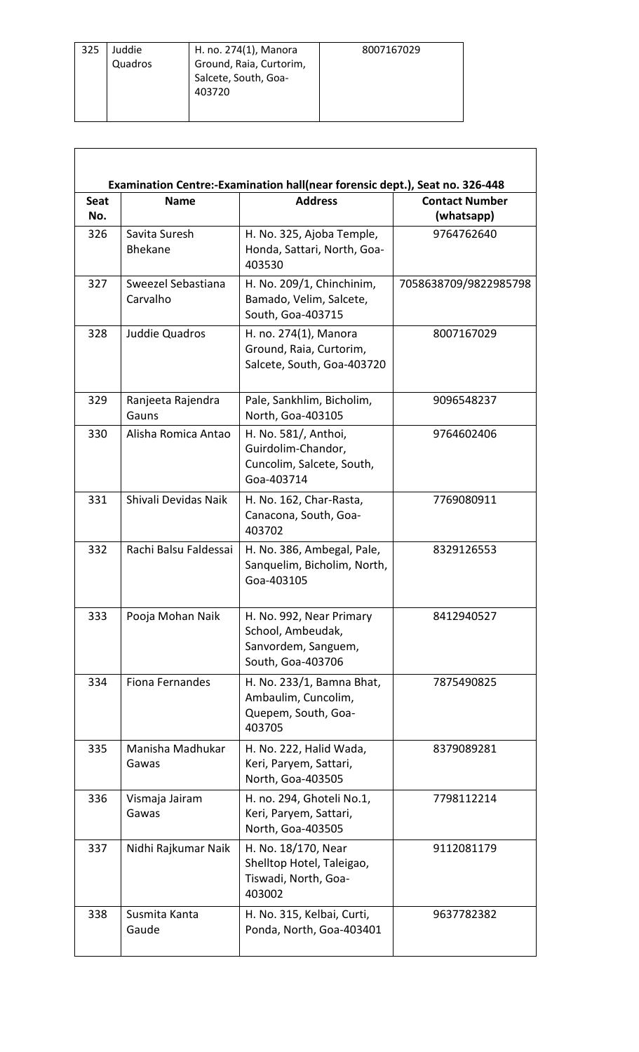| 325 | Juddie Quadros | H. no. 274(1), Manora Ground, Raia, Curtorim, Salcete, South, Goa-403720 | 8007167029 |
|---|---|---|---|

| Examination Centre:-Examination hall(near forensic dept.), Seat no. 326-448 | | | |
|---|---|---|---|
| **Seat No.** | **Name** | **Address** | **Contact Number (whatsapp)** |
| 326 | Savita Suresh Bhekane | H. No. 325, Ajoba Temple, Honda, Sattari, North, Goa-403530 | 9764762640 |
| 327 | Sweezel Sebastiana Carvalho | H. No. 209/1, Chinchinim, Bamado, Velim, Salcete, South, Goa-403715 | 7058638709/9822985798 |
| 328 | Juddie Quadros | H. no. 274(1), Manora Ground, Raia, Curtorim, Salcete, South, Goa-403720 | 8007167029 |
| 329 | Ranjeeta Rajendra Gauns | Pale, Sankhlim, Bicholim, North, Goa-403105 | 9096548237 |
| 330 | Alisha Romica Antao | H. No. 581/, Anthoi, Guirdolim-Chandor, Cuncolim, Salcete, South, Goa-403714 | 9764602406 |
| 331 | Shivali Devidas Naik | H. No. 162, Char-Rasta, Canacona, South, Goa-403702 | 7769080911 |
| 332 | Rachi Balsu Faldessai | H. No. 386, Ambegal, Pale, Sanquelim, Bicholim, North, Goa-403105 | 8329126553 |
| 333 | Pooja Mohan Naik | H. No. 992, Near Primary School, Ambeudak, Sanvordem, Sanguem, South, Goa-403706 | 8412940527 |
| 334 | Fiona Fernandes | H. No. 233/1, Bamna Bhat, Ambaulim, Cuncolim, Quepem, South, Goa-403705 | 7875490825 |
| 335 | Manisha Madhukar Gawas | H. No. 222, Halid Wada, Keri, Paryem, Sattari, North, Goa-403505 | 8379089281 |
| 336 | Vismaja Jairam Gawas | H. no. 294, Ghoteli No.1, Keri, Paryem, Sattari, North, Goa-403505 | 7798112214 |
| 337 | Nidhi Rajkumar Naik | H. No. 18/170, Near Shelltop Hotel, Taleigao, Tiswadi, North, Goa-403002 | 9112081179 |
| 338 | Susmita Kanta Gaude | H. No. 315, Kelbai, Curti, Ponda, North, Goa-403401 | 9637782382 |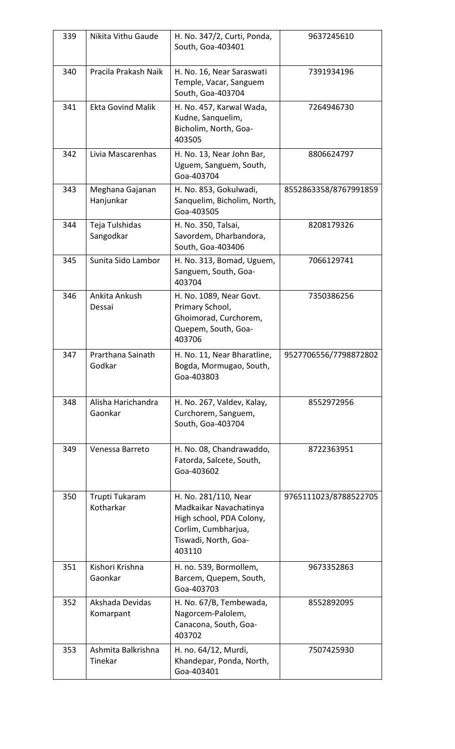| 339 | Nikita Vithu Gaude | H. No. 347/2, Curti, Ponda, South, Goa-403401 | 9637245610 |
|---|---|---|---|
| 340 | Pracila Prakash Naik | H. No. 16, Near Saraswati Temple, Vacar, Sanguem South, Goa-403704 | 7391934196 |
| 341 | Ekta Govind Malik | H. No. 457, Karwal Wada, Kudne, Sanquelim, Bicholim, North, Goa-403505 | 7264946730 |
| 342 | Livia Mascarenhas | H. No. 13, Near John Bar, Uguem, Sanguem, South, Goa-403704 | 8806624797 |
| 343 | Meghana Gajanan Hanjunkar | H. No. 853, Gokulwadi, Sanquelim, Bicholim, North, Goa-403505 | 8552863358/8767991859 |
| 344 | Teja Tulshidas Sangodkar | H. No. 350, Talsai, Savordem, Dharbandora, South, Goa-403406 | 8208179326 |
| 345 | Sunita Sido Lambor | H. No. 313, Bomad, Uguem, Sanguem, South, Goa-403704 | 7066129741 |
| 346 | Ankita Ankush Dessai | H. No. 1089, Near Govt. Primary School, Ghoimorad, Curchorem, Quepem, South, Goa-403706 | 7350386256 |
| 347 | Prarthana Sainath Godkar | H. No. 11, Near Bharatline, Bogda, Mormugao, South, Goa-403803 | 9527706556/7798872802 |
| 348 | Alisha Harichandra Gaonkar | H. No. 267, Valdev, Kalay, Curchorem, Sanguem, South, Goa-403704 | 8552972956 |
| 349 | Venessa Barreto | H. No. 08, Chandrawaddo, Fatorda, Salcete, South, Goa-403602 | 8722363951 |
| 350 | Trupti Tukaram Kotharkar | H. No. 281/110, Near Madkaikar Navachatinya High school, PDA Colony, Corlim, Cumbharjua, Tiswadi, North, Goa-403110 | 9765111023/8788522705 |
| 351 | Kishori Krishna Gaonkar | H. no. 539, Bormollem, Barcem, Quepem, South, Goa-403703 | 9673352863 |
| 352 | Akshada Devidas Komarpant | H. No. 67/B, Tembewada, Nagorcem-Palolem, Canacona, South, Goa-403702 | 8552892095 |
| 353 | Ashmita Balkrishna Tinekar | H. no. 64/12, Murdi, Khandepar, Ponda, North, Goa-403401 | 7507425930 |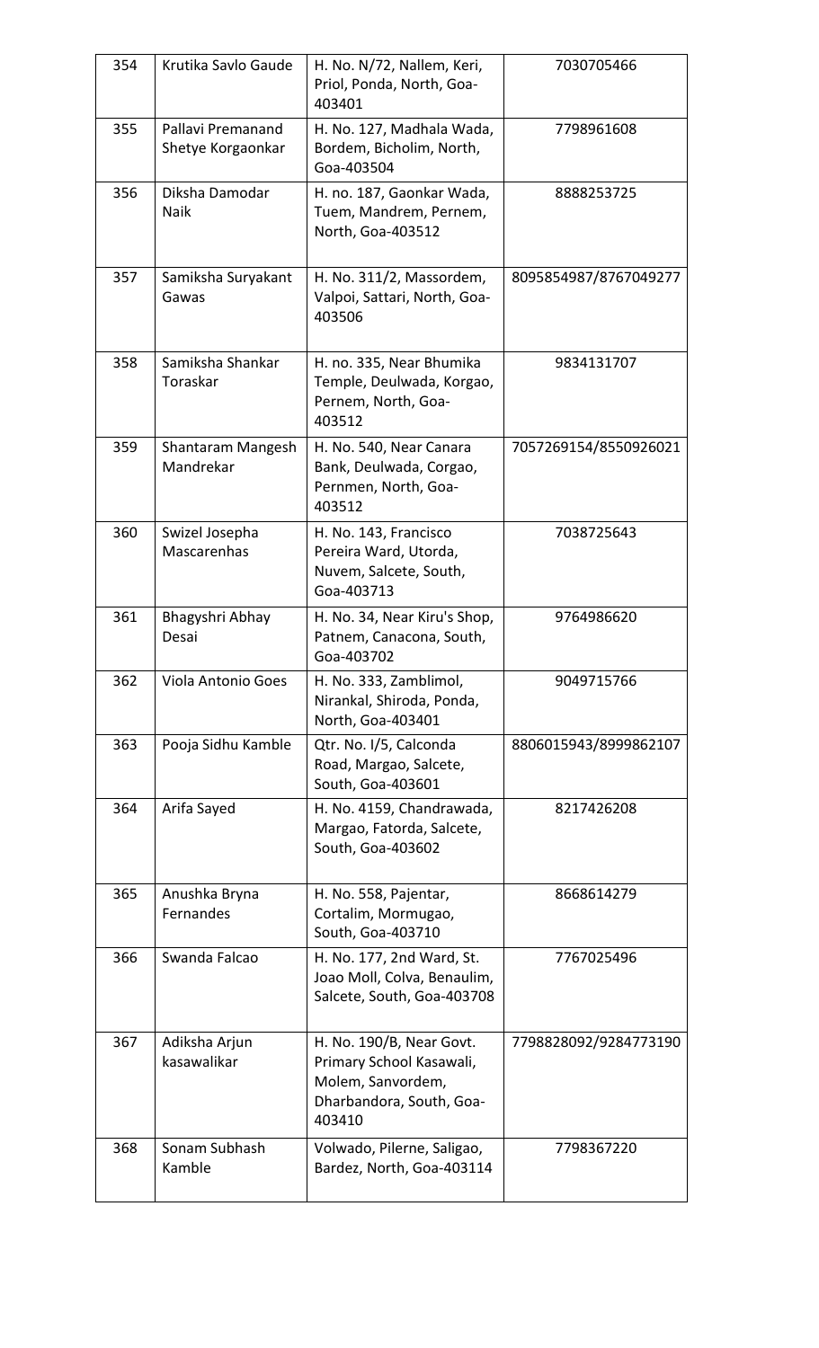| 354 | Krutika Savlo Gaude | H. No. N/72, Nallem, Keri, Priol, Ponda, North, Goa-403401 | 7030705466 |
|---|---|---|---|
| 355 | Pallavi Premanand Shetye Korgaonkar | H. No. 127, Madhala Wada, Bordem, Bicholim, North, Goa-403504 | 7798961608 |
| 356 | Diksha Damodar Naik | H. no. 187, Gaonkar Wada, Tuem, Mandrem, Pernem, North, Goa-403512 | 8888253725 |
| 357 | Samiksha Suryakant Gawas | H. No. 311/2, Massordem, Valpoi, Sattari, North, Goa-403506 | 8095854987/8767049277 |
| 358 | Samiksha Shankar Toraskar | H. no. 335, Near Bhumika Temple, Deulwada, Korgao, Pernem, North, Goa-403512 | 9834131707 |
| 359 | Shantaram Mangesh Mandrekar | H. No. 540, Near Canara Bank, Deulwada, Corgao, Pernmen, North, Goa-403512 | 7057269154/8550926021 |
| 360 | Swizel Josepha Mascarenhas | H. No. 143, Francisco Pereira Ward, Utorda, Nuvem, Salcete, South, Goa-403713 | 7038725643 |
| 361 | Bhagyshri Abhay Desai | H. No. 34, Near Kiru's Shop, Patnem, Canacona, South, Goa-403702 | 9764986620 |
| 362 | Viola Antonio Goes | H. No. 333, Zamblimol, Nirankal, Shiroda, Ponda, North, Goa-403401 | 9049715766 |
| 363 | Pooja Sidhu Kamble | Qtr. No. I/5, Calconda Road, Margao, Salcete, South, Goa-403601 | 8806015943/8999862107 |
| 364 | Arifa Sayed | H. No. 4159, Chandrawada, Margao, Fatorda, Salcete, South, Goa-403602 | 8217426208 |
| 365 | Anushka Bryna Fernandes | H. No. 558, Pajentar, Cortalim, Mormugao, South, Goa-403710 | 8668614279 |
| 366 | Swanda Falcao | H. No. 177, 2nd Ward, St. Joao Moll, Colva, Benaulim, Salcete, South, Goa-403708 | 7767025496 |
| 367 | Adiksha Arjun kasawalikar | H. No. 190/B, Near Govt. Primary School Kasawali, Molem, Sanvordem, Dharbandora, South, Goa-403410 | 7798828092/9284773190 |
| 368 | Sonam Subhash Kamble | Volwado, Pilerne, Saligao, Bardez, North, Goa-403114 | 7798367220 |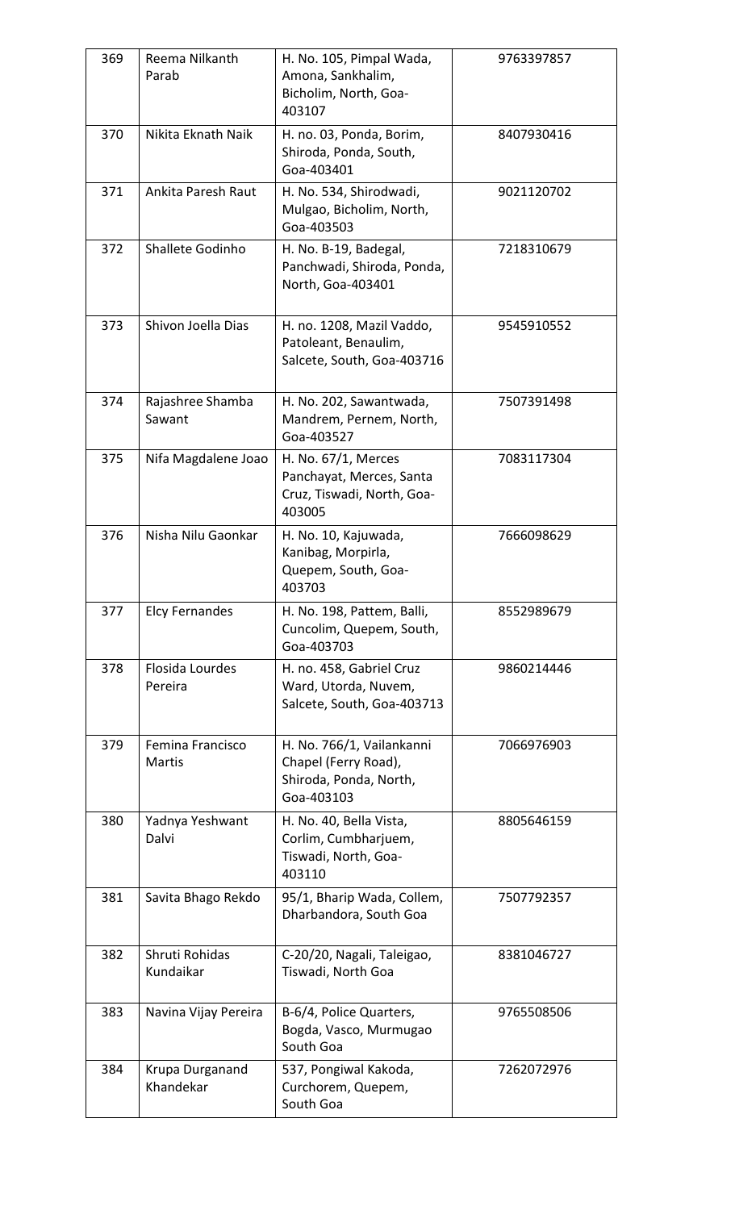| 369 | Reema Nilkanth Parab | H. No. 105, Pimpal Wada, Amona, Sankhalim, Bicholim, North, Goa-403107 | 9763397857 |
|---|---|---|---|
| 370 | Nikita Eknath Naik | H. no. 03, Ponda, Borim, Shiroda, Ponda, South, Goa-403401 | 8407930416 |
| 371 | Ankita Paresh Raut | H. No. 534, Shirodwadi, Mulgao, Bicholim, North, Goa-403503 | 9021120702 |
| 372 | Shallete Godinho | H. No. B-19, Badegal, Panchwadi, Shiroda, Ponda, North, Goa-403401 | 7218310679 |
| 373 | Shivon Joella Dias | H. no. 1208, Mazil Vaddo, Patoleant, Benaulim, Salcete, South, Goa-403716 | 9545910552 |
| 374 | Rajashree Shamba Sawant | H. No. 202, Sawantwada, Mandrem, Pernem, North, Goa-403527 | 7507391498 |
| 375 | Nifa Magdalene Joao | H. No. 67/1, Merces Panchayat, Merces, Santa Cruz, Tiswadi, North, Goa-403005 | 7083117304 |
| 376 | Nisha Nilu Gaonkar | H. No. 10, Kajuwada, Kanibag, Morpirla, Quepem, South, Goa-403703 | 7666098629 |
| 377 | Elcy Fernandes | H. No. 198, Pattem, Balli, Cuncolim, Quepem, South, Goa-403703 | 8552989679 |
| 378 | Flosida Lourdes Pereira | H. no. 458, Gabriel Cruz Ward, Utorda, Nuvem, Salcete, South, Goa-403713 | 9860214446 |
| 379 | Femina Francisco Martis | H. No. 766/1, Vailankanni Chapel (Ferry Road), Shiroda, Ponda, North, Goa-403103 | 7066976903 |
| 380 | Yadnya Yeshwant Dalvi | H. No. 40, Bella Vista, Corlim, Cumbharjuem, Tiswadi, North, Goa-403110 | 8805646159 |
| 381 | Savita Bhago Rekdo | 95/1, Bharip Wada, Collem, Dharbandora, South Goa | 7507792357 |
| 382 | Shruti Rohidas Kundaikar | C-20/20, Nagali, Taleigao, Tiswadi, North Goa | 8381046727 |
| 383 | Navina Vijay Pereira | B-6/4, Police Quarters, Bogda, Vasco, Murmugao South Goa | 9765508506 |
| 384 | Krupa Durganand Khandekar | 537, Pongiwal Kakoda, Curchorem, Quepem, South Goa | 7262072976 |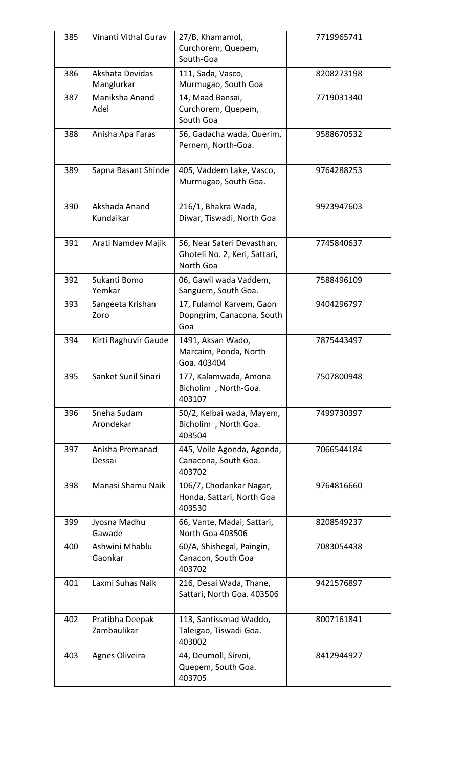| 385 | Vinanti Vithal Gurav | 27/B, Khamamol, Curchorem, Quepem, South-Goa | 7719965741 |
|---|---|---|---|
| 386 | Akshata Devidas Manglurkar | 111, Sada, Vasco, Murmugao, South Goa | 8208273198 |
| 387 | Maniksha Anand Adel | 14, Maad Bansai, Curchorem, Quepem, South Goa | 7719031340 |
| 388 | Anisha Apa Faras | 56, Gadacha wada, Querim, Pernem, North-Goa. | 9588670532 |
| 389 | Sapna Basant Shinde | 405, Vaddem Lake, Vasco, Murmugao, South Goa. | 9764288253 |
| 390 | Akshada Anand Kundaikar | 216/1, Bhakra Wada, Diwar, Tiswadi, North Goa | 9923947603 |
| 391 | Arati Namdev Majik | 56, Near Sateri Devasthan, Ghoteli No. 2, Keri, Sattari, North Goa | 7745840637 |
| 392 | Sukanti Bomo Yemkar | 06, Gawli wada Vaddem, Sanguem, South Goa. | 7588496109 |
| 393 | Sangeeta Krishan Zoro | 17, Fulamol Karvem, Gaon Dopngrim, Canacona, South Goa | 9404296797 |
| 394 | Kirti Raghuvir Gaude | 1491, Aksan Wado, Marcaim, Ponda, North Goa. 403404 | 7875443497 |
| 395 | Sanket Sunil Sinari | 177, Kalamwada, Amona Bicholim , North-Goa. 403107 | 7507800948 |
| 396 | Sneha Sudam Arondekar | 50/2, Kelbai wada, Mayem, Bicholim , North Goa. 403504 | 7499730397 |
| 397 | Anisha Premanad Dessai | 445, Voile Agonda, Agonda, Canacona, South Goa. 403702 | 7066544184 |
| 398 | Manasi Shamu Naik | 106/7, Chodankar Nagar, Honda, Sattari, North Goa 403530 | 9764816660 |
| 399 | Jyosna Madhu Gawade | 66, Vante, Madai, Sattari, North Goa 403506 | 8208549237 |
| 400 | Ashwini Mhablu Gaonkar | 60/A, Shishegal, Paingin, Canacon, South Goa 403702 | 7083054438 |
| 401 | Laxmi Suhas Naik | 216, Desai Wada, Thane, Sattari, North Goa. 403506 | 9421576897 |
| 402 | Pratibha Deepak Zambaulikar | 113, Santissmad Waddo, Taleigao, Tiswadi Goa. 403002 | 8007161841 |
| 403 | Agnes Oliveira | 44, Deumoll, Sirvoi, Quepem, South Goa. 403705 | 8412944927 |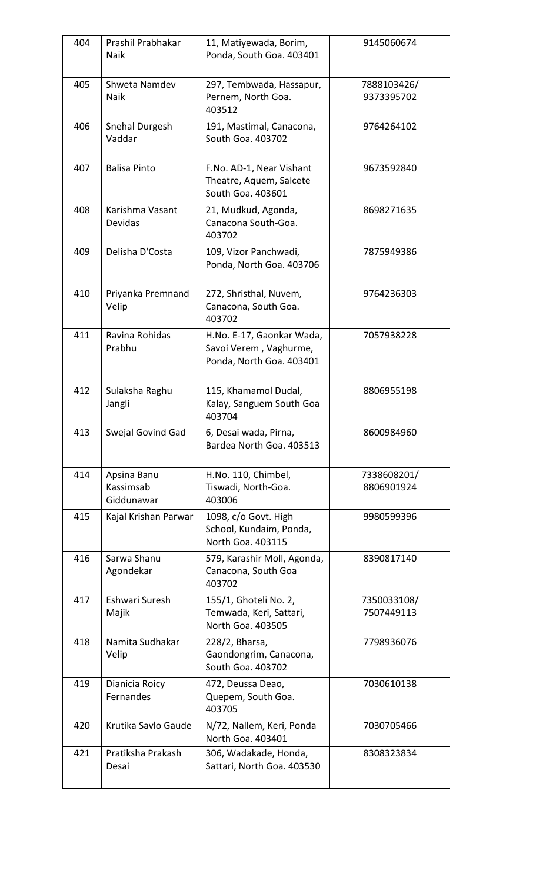| 404 | Prashil Prabhakar Naik | 11, Matiyewada, Borim, Ponda, South Goa. 403401 | 9145060674 |
|---|---|---|---|
| 405 | Shweta Namdev Naik | 297, Tembwada, Hassapur, Pernem, North Goa. 403512 | 7888103426/ 9373395702 |
| 406 | Snehal Durgesh Vaddar | 191, Mastimal, Canacona, South Goa. 403702 | 9764264102 |
| 407 | Balisa Pinto | F.No. AD-1, Near Vishant Theatre, Aquem, Salcete South Goa. 403601 | 9673592840 |
| 408 | Karishma Vasant Devidas | 21, Mudkud, Agonda, Canacona South-Goa. 403702 | 8698271635 |
| 409 | Delisha D'Costa | 109, Vizor Panchwadi, Ponda, North Goa. 403706 | 7875949386 |
| 410 | Priyanka Premnand Velip | 272, Shristhal, Nuvem, Canacona, South Goa. 403702 | 9764236303 |
| 411 | Ravina Rohidas Prabhu | H.No. E-17, Gaonkar Wada, Savoi Verem , Vaghurme, Ponda, North Goa. 403401 | 7057938228 |
| 412 | Sulaksha Raghu Jangli | 115, Khamamol Dudal, Kalay, Sanguem South Goa 403704 | 8806955198 |
| 413 | Swejal Govind Gad | 6, Desai wada, Pirna, Bardea North Goa. 403513 | 8600984960 |
| 414 | Apsina Banu Kassimsab Giddunawar | H.No. 110, Chimbel, Tiswadi, North-Goa. 403006 | 7338608201/ 8806901924 |
| 415 | Kajal Krishan Parwar | 1098, c/o Govt. High School, Kundaim, Ponda, North Goa. 403115 | 9980599396 |
| 416 | Sarwa Shanu Agondekar | 579, Karashir Moll, Agonda, Canacona, South Goa 403702 | 8390817140 |
| 417 | Eshwari Suresh Majik | 155/1, Ghoteli No. 2, Temwada, Keri, Sattari, North Goa. 403505 | 7350033108/ 7507449113 |
| 418 | Namita Sudhakar Velip | 228/2, Bharsa, Gaondongrim, Canacona, South Goa. 403702 | 7798936076 |
| 419 | Dianicia Roicy Fernandes | 472, Deussa Deao, Quepem, South Goa. 403705 | 7030610138 |
| 420 | Krutika Savlo Gaude | N/72, Nallem, Keri, Ponda North Goa. 403401 | 7030705466 |
| 421 | Pratiksha Prakash Desai | 306, Wadakade, Honda, Sattari, North Goa. 403530 | 8308323834 |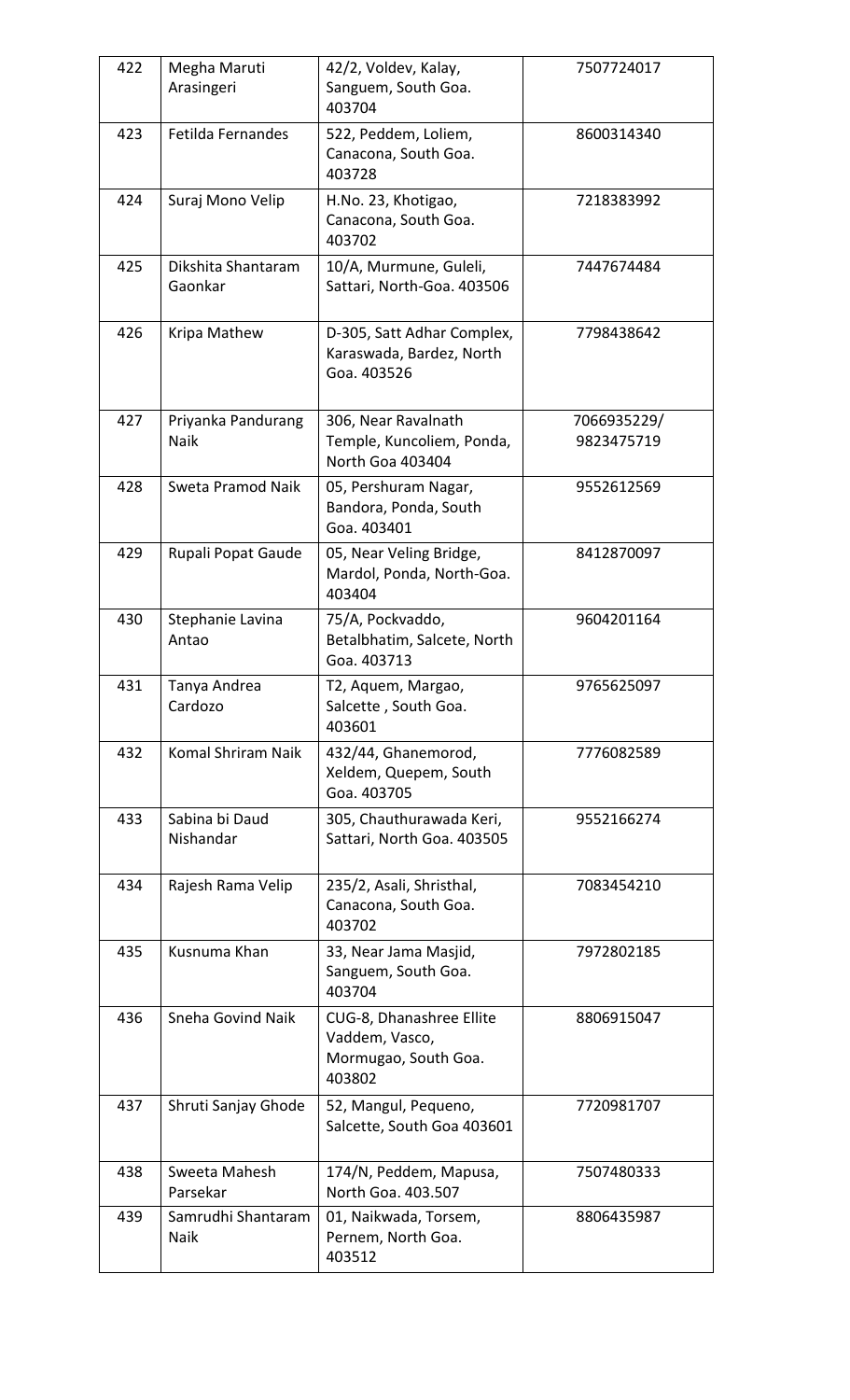| 422 | Megha Maruti Arasingeri | 42/2, Voldev, Kalay, Sanguem, South Goa. 403704 | 7507724017 |
|---|---|---|---|
| 423 | Fetilda Fernandes | 522, Peddem, Loliem, Canacona, South Goa. 403728 | 8600314340 |
| 424 | Suraj Mono Velip | H.No. 23, Khotigao, Canacona, South Goa. 403702 | 7218383992 |
| 425 | Dikshita Shantaram Gaonkar | 10/A, Murmune, Guleli, Sattari, North-Goa. 403506 | 7447674484 |
| 426 | Kripa Mathew | D-305, Satt Adhar Complex, Karaswada, Bardez, North Goa. 403526 | 7798438642 |
| 427 | Priyanka Pandurang Naik | 306, Near Ravalnath Temple, Kuncoliem, Ponda, North Goa 403404 | 7066935229/ 9823475719 |
| 428 | Sweta Pramod Naik | 05, Pershuram Nagar, Bandora, Ponda, South Goa. 403401 | 9552612569 |
| 429 | Rupali Popat Gaude | 05, Near Veling Bridge, Mardol, Ponda, North-Goa. 403404 | 8412870097 |
| 430 | Stephanie Lavina Antao | 75/A, Pockvaddo, Betalbhatim, Salcete, North Goa. 403713 | 9604201164 |
| 431 | Tanya Andrea Cardozo | T2, Aquem, Margao, Salcette , South Goa. 403601 | 9765625097 |
| 432 | Komal Shriram Naik | 432/44, Ghanemorod, Xeldem, Quepem, South Goa. 403705 | 7776082589 |
| 433 | Sabina bi Daud Nishandar | 305, Chauthurawada Keri, Sattari, North Goa. 403505 | 9552166274 |
| 434 | Rajesh Rama Velip | 235/2, Asali, Shristhal, Canacona, South Goa. 403702 | 7083454210 |
| 435 | Kusnuma Khan | 33, Near Jama Masjid, Sanguem, South Goa. 403704 | 7972802185 |
| 436 | Sneha Govind Naik | CUG-8, Dhanashree Ellite Vaddem, Vasco, Mormugao, South Goa. 403802 | 8806915047 |
| 437 | Shruti Sanjay Ghode | 52, Mangul, Pequeno, Salcette, South Goa 403601 | 7720981707 |
| 438 | Sweeta Mahesh Parsekar | 174/N, Peddem, Mapusa, North Goa. 403.507 | 7507480333 |
| 439 | Samrudhi Shantaram Naik | 01, Naikwada, Torsem, Pernem, North Goa. 403512 | 8806435987 |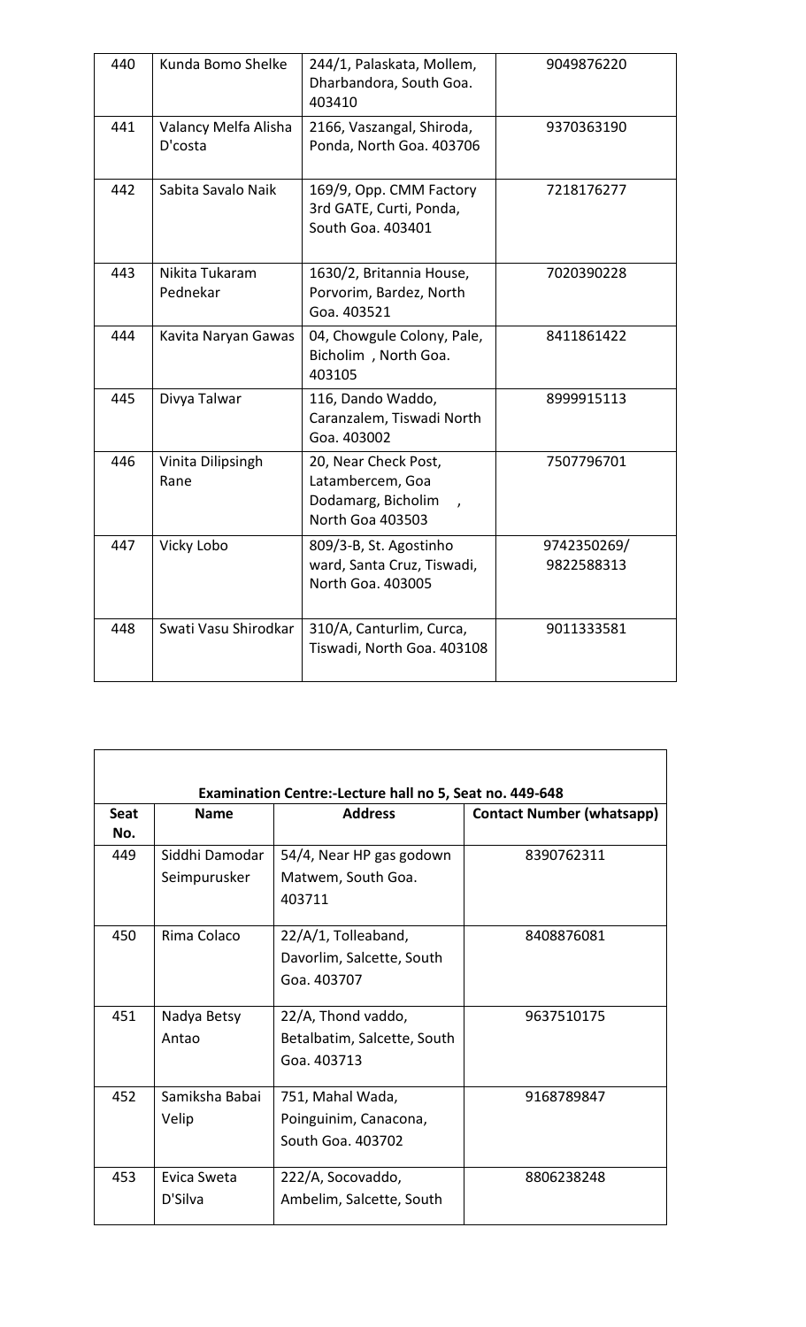| 440 | Kunda Bomo Shelke | 244/1, Palaskata, Mollem, Dharbandora, South Goa. 403410 | 9049876220 |
|---|---|---|---|
| 441 | Valancy Melfa Alisha D'costa | 2166, Vaszangal, Shiroda, Ponda, North Goa. 403706 | 9370363190 |
| 442 | Sabita Savalo Naik | 169/9, Opp. CMM Factory 3rd GATE, Curti, Ponda, South Goa. 403401 | 7218176277 |
| 443 | Nikita Tukaram Pednekar | 1630/2, Britannia House, Porvorim, Bardez, North Goa. 403521 | 7020390228 |
| 444 | Kavita Naryan Gawas | 04, Chowgule Colony, Pale, Bicholim , North Goa. 403105 | 8411861422 |
| 445 | Divya Talwar | 116, Dando Waddo, Caranzalem, Tiswadi North Goa. 403002 | 8999915113 |
| 446 | Vinita Dilipsingh Rane | 20, Near Check Post, Latambercem, Goa Dodamarg, Bicholim , North Goa 403503 | 7507796701 |
| 447 | Vicky Lobo | 809/3-B, St. Agostinho ward, Santa Cruz, Tiswadi, North Goa. 403005 | 9742350269/ 9822588313 |
| 448 | Swati Vasu Shirodkar | 310/A, Canturlim, Curca, Tiswadi, North Goa. 403108 | 9011333581 |

**Examination Centre:-Lecture hall no 5, Seat no. 449-648**

| Seat No. | Name | Address | Contact Number (whatsapp) |
|---|---|---|---|
| 449 | Siddhi Damodar Seimpurusker | 54/4, Near HP gas godown Matwem, South Goa. 403711 | 8390762311 |
| 450 | Rima Colaco | 22/A/1, Tolleaband, Davorlim, Salcette, South Goa. 403707 | 8408876081 |
| 451 | Nadya Betsy Antao | 22/A, Thond vaddo, Betalbatim, Salcette, South Goa. 403713 | 9637510175 |
| 452 | Samiksha Babai Velip | 751, Mahal Wada, Poinguinim, Canacona, South Goa. 403702 | 9168789847 |
| 453 | Evica Sweta D'Silva | 222/A, Socovaddo, Ambelim, Salcette, South | 8806238248 |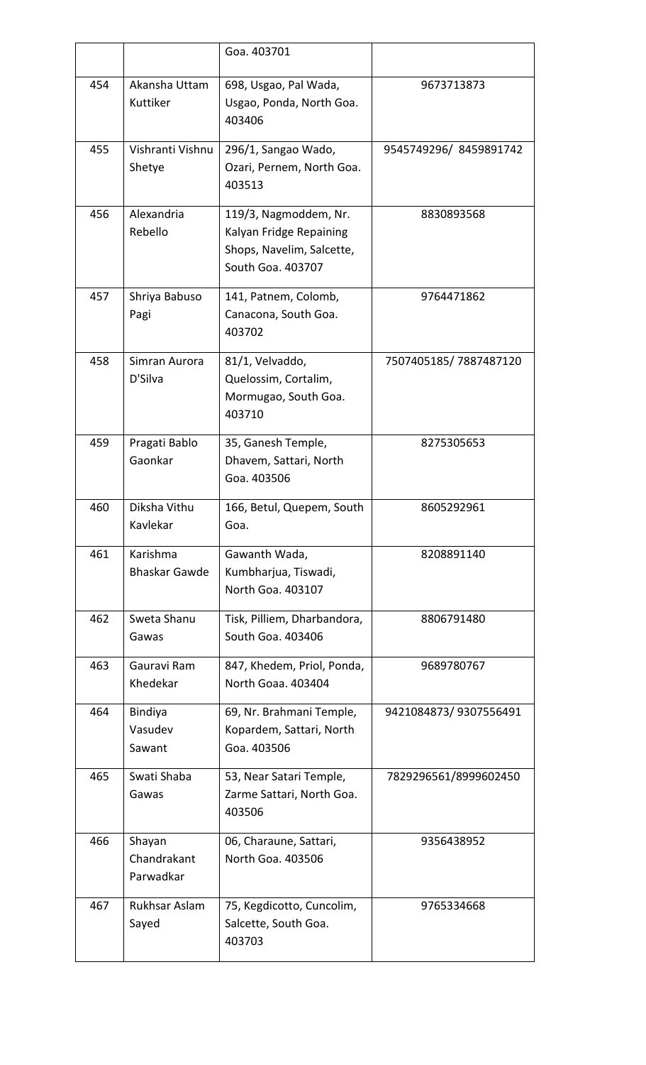| | | Goa. 403701 | |
|---|---|---|---|
| 454 | Akansha Uttam Kuttiker | 698, Usgao, Pal Wada, Usgao, Ponda, North Goa. 403406 | 9673713873 |
| 455 | Vishranti Vishnu Shetye | 296/1, Sangao Wado, Ozari, Pernem, North Goa. 403513 | 9545749296/ 8459891742 |
| 456 | Alexandria Rebello | 119/3, Nagmoddem, Nr. Kalyan Fridge Repaining Shops, Navelim, Salcette, South Goa. 403707 | 8830893568 |
| 457 | Shriya Babuso Pagi | 141, Patnem, Colomb, Canacona, South Goa. 403702 | 9764471862 |
| 458 | Simran Aurora D'Silva | 81/1, Velvaddo, Quelossim, Cortalim, Mormugao, South Goa. 403710 | 7507405185/ 7887487120 |
| 459 | Pragati Bablo Gaonkar | 35, Ganesh Temple, Dhavem, Sattari, North Goa. 403506 | 8275305653 |
| 460 | Diksha Vithu Kavlekar | 166, Betul, Quepem, South Goa. | 8605292961 |
| 461 | Karishma Bhaskar Gawde | Gawanth Wada, Kumbharjua, Tiswadi, North Goa. 403107 | 8208891140 |
| 462 | Sweta Shanu Gawas | Tisk, Pilliem, Dharbandora, South Goa. 403406 | 8806791480 |
| 463 | Gauravi Ram Khedekar | 847, Khedem, Priol, Ponda, North Goaa. 403404 | 9689780767 |
| 464 | Bindiya Vasudev Sawant | 69, Nr. Brahmani Temple, Kopardem, Sattari, North Goa. 403506 | 9421084873/ 9307556491 |
| 465 | Swati Shaba Gawas | 53, Near Satari Temple, Zarme Sattari, North Goa. 403506 | 7829296561/8999602450 |
| 466 | Shayan Chandrakant Parwadkar | 06, Charaune, Sattari, North Goa. 403506 | 9356438952 |
| 467 | Rukhsar Aslam Sayed | 75, Kegdicotto, Cuncolim, Salcette, South Goa. 403703 | 9765334668 |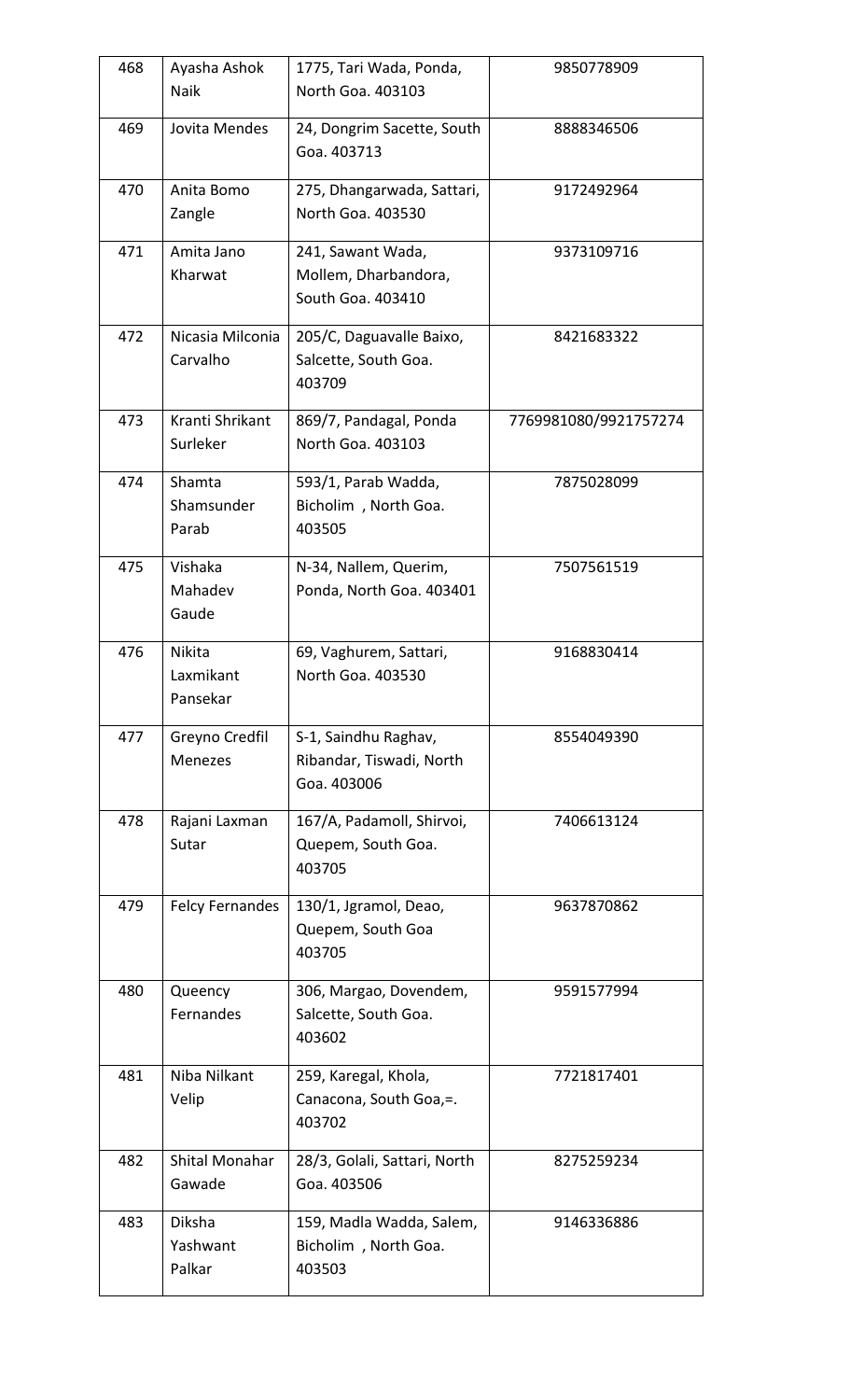| 468 | Ayasha Ashok Naik | 1775, Tari Wada, Ponda, North Goa. 403103 | 9850778909 |
|---|---|---|---|
| 469 | Jovita Mendes | 24, Dongrim Sacette, South Goa. 403713 | 8888346506 |
| 470 | Anita Bomo Zangle | 275, Dhangarwada, Sattari, North Goa. 403530 | 9172492964 |
| 471 | Amita Jano Kharwat | 241, Sawant Wada, Mollem, Dharbandora, South Goa. 403410 | 9373109716 |
| 472 | Nicasia Milconia Carvalho | 205/C, Daguavalle Baixo, Salcette, South Goa. 403709 | 8421683322 |
| 473 | Kranti Shrikant Surleker | 869/7, Pandagal, Ponda North Goa. 403103 | 7769981080/9921757274 |
| 474 | Shamta Shamsunder Parab | 593/1, Parab Wadda, Bicholim , North Goa. 403505 | 7875028099 |
| 475 | Vishaka Mahadev Gaude | N-34, Nallem, Querim, Ponda, North Goa. 403401 | 7507561519 |
| 476 | Nikita Laxmikant Pansekar | 69, Vaghurem, Sattari, North Goa. 403530 | 9168830414 |
| 477 | Greyno Credfil Menezes | S-1, Saindhu Raghav, Ribandar, Tiswadi, North Goa. 403006 | 8554049390 |
| 478 | Rajani Laxman Sutar | 167/A, Padamoll, Shirvoi, Quepem, South Goa. 403705 | 7406613124 |
| 479 | Felcy Fernandes | 130/1, Jgramol, Deao, Quepem, South Goa 403705 | 9637870862 |
| 480 | Queency Fernandes | 306, Margao, Dovendem, Salcette, South Goa. 403602 | 9591577994 |
| 481 | Niba Nilkant Velip | 259, Karegal, Khola, Canacona, South Goa,=. 403702 | 7721817401 |
| 482 | Shital Monahar Gawade | 28/3, Golali, Sattari, North Goa. 403506 | 8275259234 |
| 483 | Diksha Yashwant Palkar | 159, Madla Wadda, Salem, Bicholim , North Goa. 403503 | 9146336886 |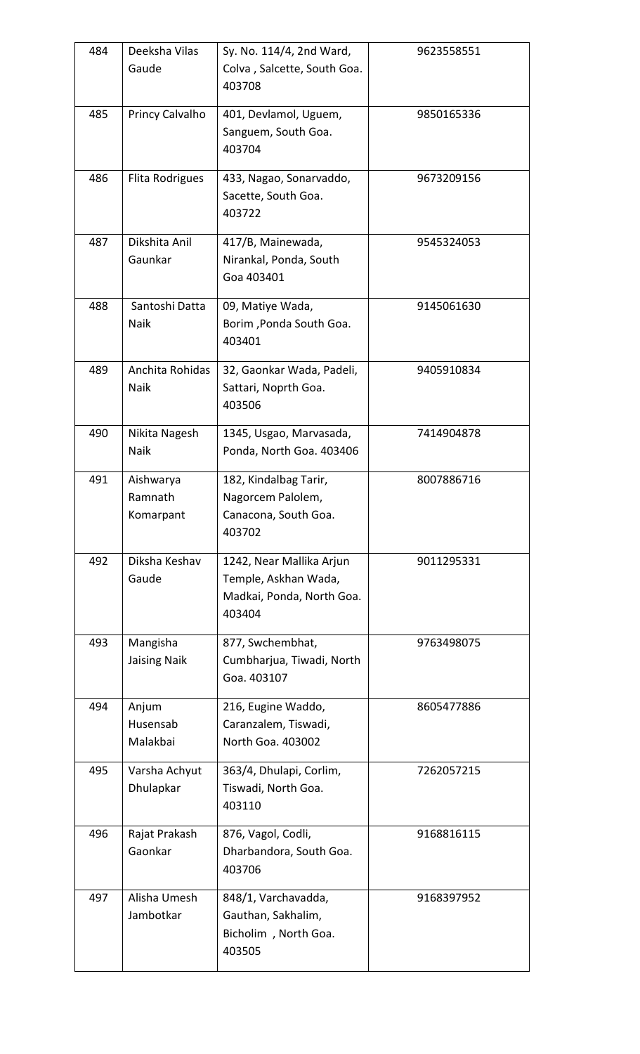| 484 | Deeksha Vilas Gaude | Sy. No. 114/4, 2nd Ward, Colva , Salcette, South Goa. 403708 | 9623558551 |
|---|---|---|---|
| 485 | Princy Calvalho | 401, Devlamol, Uguem, Sanguem, South Goa. 403704 | 9850165336 |
| 486 | Flita Rodrigues | 433, Nagao, Sonarvaddo, Sacette, South Goa. 403722 | 9673209156 |
| 487 | Dikshita Anil Gaunkar | 417/B, Mainewada, Nirankal, Ponda, South Goa 403401 | 9545324053 |
| 488 | Santoshi Datta Naik | 09, Matiye Wada, Borim ,Ponda South Goa. 403401 | 9145061630 |
| 489 | Anchita Rohidas Naik | 32, Gaonkar Wada, Padeli, Sattari, Noprth Goa. 403506 | 9405910834 |
| 490 | Nikita Nagesh Naik | 1345, Usgao, Marvasada, Ponda, North Goa. 403406 | 7414904878 |
| 491 | Aishwarya Ramnath Komarpant | 182, Kindalbag Tarir, Nagorcem Palolem, Canacona, South Goa. 403702 | 8007886716 |
| 492 | Diksha Keshav Gaude | 1242, Near Mallika Arjun Temple, Askhan Wada, Madkai, Ponda, North Goa. 403404 | 9011295331 |
| 493 | Mangisha Jaising Naik | 877, Swchembhat, Cumbharjua, Tiwadi, North Goa. 403107 | 9763498075 |
| 494 | Anjum Husensab Malakbai | 216, Eugine Waddo, Caranzalem, Tiswadi, North Goa. 403002 | 8605477886 |
| 495 | Varsha Achyut Dhulapkar | 363/4, Dhulapi, Corlim, Tiswadi, North Goa. 403110 | 7262057215 |
| 496 | Rajat Prakash Gaonkar | 876, Vagol, Codli, Dharbandora, South Goa. 403706 | 9168816115 |
| 497 | Alisha Umesh Jambotkar | 848/1, Varchavadda, Gauthan, Sakhalim, Bicholim , North Goa. 403505 | 9168397952 |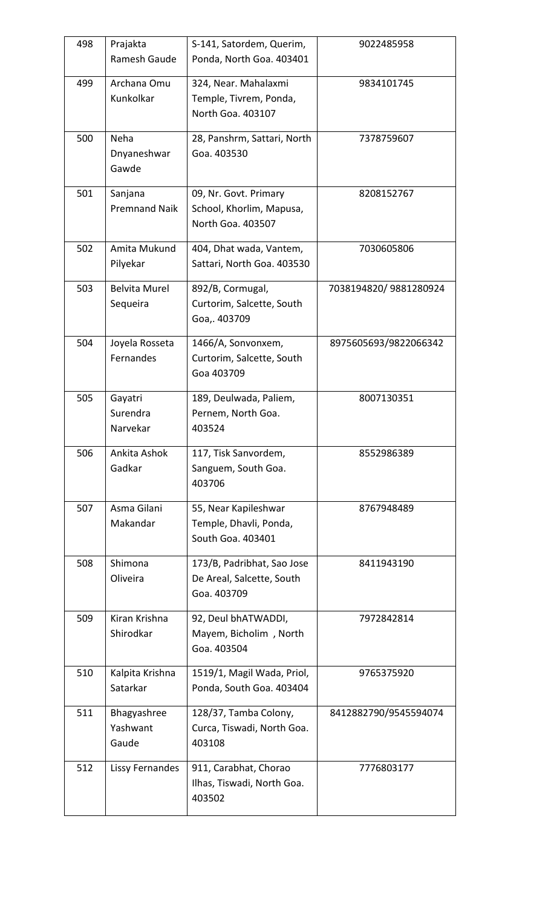| 498 | Prajakta Ramesh Gaude | S-141, Satordem, Querim, Ponda, North Goa. 403401 | 9022485958 |
|---|---|---|---|
| 499 | Archana Omu Kunkolkar | 324, Near. Mahalaxmi Temple, Tivrem, Ponda, North Goa. 403107 | 9834101745 |
| 500 | Neha Dnyaneshwar Gawde | 28, Panshrm, Sattari, North Goa. 403530 | 7378759607 |
| 501 | Sanjana Premnand Naik | 09, Nr. Govt. Primary School, Khorlim, Mapusa, North Goa. 403507 | 8208152767 |
| 502 | Amita Mukund Pilyekar | 404, Dhat wada, Vantem, Sattari, North Goa. 403530 | 7030605806 |
| 503 | Belvita Murel Sequeira | 892/B, Cormugal, Curtorim, Salcette, South Goa,. 403709 | 7038194820/ 9881280924 |
| 504 | Joyela Rosseta Fernandes | 1466/A, Sonvonxem, Curtorim, Salcette, South Goa 403709 | 8975605693/9822066342 |
| 505 | Gayatri Surendra Narvekar | 189, Deulwada, Paliem, Pernem, North Goa. 403524 | 8007130351 |
| 506 | Ankita Ashok Gadkar | 117, Tisk Sanvordem, Sanguem, South Goa. 403706 | 8552986389 |
| 507 | Asma Gilani Makandar | 55, Near Kapileshwar Temple, Dhavli, Ponda, South Goa. 403401 | 8767948489 |
| 508 | Shimona Oliveira | 173/B, Padribhat, Sao Jose De Areal, Salcette, South Goa. 403709 | 8411943190 |
| 509 | Kiran Krishna Shirodkar | 92, Deul bhATWADDI, Mayem, Bicholim , North Goa. 403504 | 7972842814 |
| 510 | Kalpita Krishna Satarkar | 1519/1, Magil Wada, Priol, Ponda, South Goa. 403404 | 9765375920 |
| 511 | Bhagyashree Yashwant Gaude | 128/37, Tamba Colony, Curca, Tiswadi, North Goa. 403108 | 8412882790/9545594074 |
| 512 | Lissy Fernandes | 911, Carabhat, Chorao Ilhas, Tiswadi, North Goa. 403502 | 7776803177 |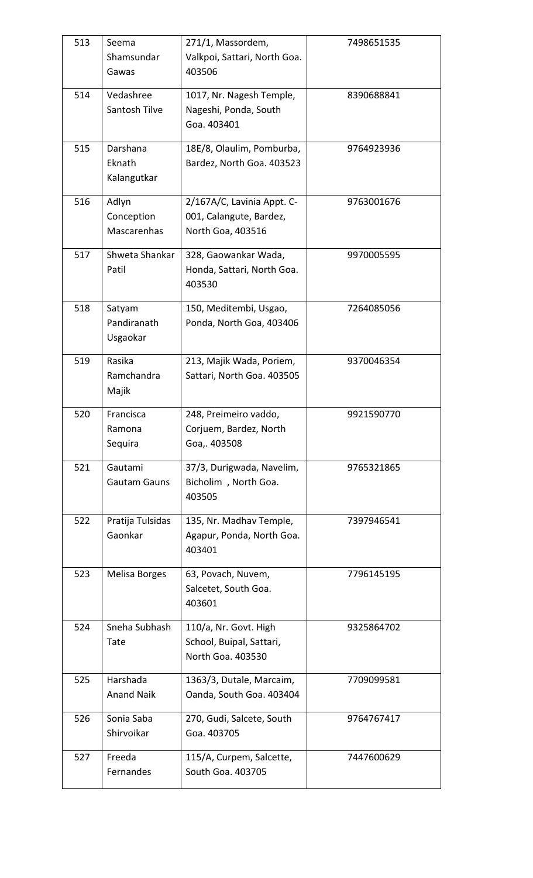| 513 | Seema Shamsundar Gawas | 271/1, Massordem, Valkpoi, Sattari, North Goa. 403506 | 7498651535 |
|---|---|---|---|
| 514 | Vedashree Santosh Tilve | 1017, Nr. Nagesh Temple, Nageshi, Ponda, South Goa. 403401 | 8390688841 |
| 515 | Darshana Eknath Kalangutkar | 18E/8, Olaulim, Pomburba, Bardez, North Goa. 403523 | 9764923936 |
| 516 | Adlyn Conception Mascarenhas | 2/167A/C, Lavinia Appt. C-001, Calangute, Bardez, North Goa, 403516 | 9763001676 |
| 517 | Shweta Shankar Patil | 328, Gaowankar Wada, Honda, Sattari, North Goa. 403530 | 9970005595 |
| 518 | Satyam Pandiranath Usgaokar | 150, Meditembi, Usgao, Ponda, North Goa, 403406 | 7264085056 |
| 519 | Rasika Ramchandra Majik | 213, Majik Wada, Poriem, Sattari, North Goa. 403505 | 9370046354 |
| 520 | Francisca Ramona Sequira | 248, Preimeiro vaddo, Corjuem, Bardez, North Goa,. 403508 | 9921590770 |
| 521 | Gautami Gautam Gauns | 37/3, Durigwada, Navelim, Bicholim , North Goa. 403505 | 9765321865 |
| 522 | Pratija Tulsidas Gaonkar | 135, Nr. Madhav Temple, Agapur, Ponda, North Goa. 403401 | 7397946541 |
| 523 | Melisa Borges | 63, Povach, Nuvem, Salcetet, South Goa. 403601 | 7796145195 |
| 524 | Sneha Subhash Tate | 110/a, Nr. Govt. High School, Buipal, Sattari, North Goa. 403530 | 9325864702 |
| 525 | Harshada Anand Naik | 1363/3, Dutale, Marcaim, Oanda, South Goa. 403404 | 7709099581 |
| 526 | Sonia Saba Shirvoikar | 270, Gudi, Salcete, South Goa. 403705 | 9764767417 |
| 527 | Freeda Fernandes | 115/A, Curpem, Salcette, South Goa. 403705 | 7447600629 |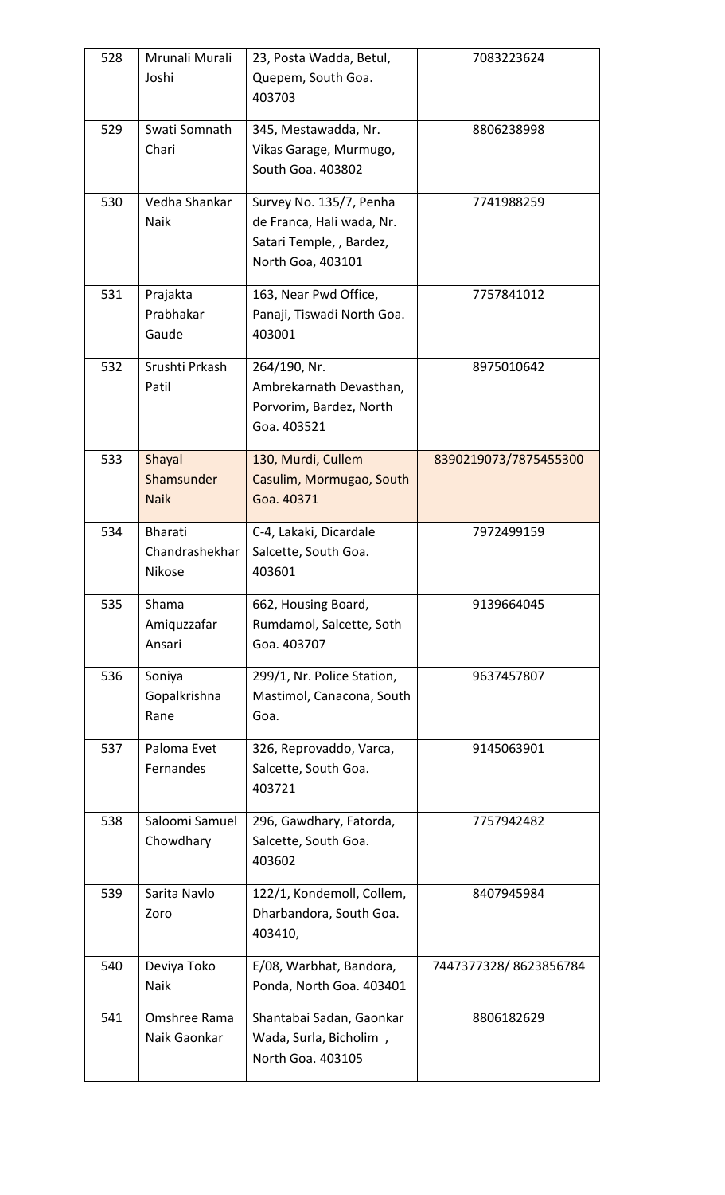| 528 | Mrunali Murali Joshi | 23, Posta Wadda, Betul, Quepem, South Goa. 403703 | 7083223624 |
|---|---|---|---|
| 529 | Swati Somnath Chari | 345, Mestawadda, Nr. Vikas Garage, Murmugo, South Goa. 403802 | 8806238998 |
| 530 | Vedha Shankar Naik | Survey No. 135/7, Penha de Franca, Hali wada, Nr. Satari Temple, , Bardez, North Goa, 403101 | 7741988259 |
| 531 | Prajakta Prabhakar Gaude | 163, Near Pwd Office, Panaji, Tiswadi North Goa. 403001 | 7757841012 |
| 532 | Srushti Prkash Patil | 264/190, Nr. Ambrekarnath Devasthan, Porvorim, Bardez, North Goa. 403521 | 8975010642 |
| 533 | Shayal Shamsunder Naik | 130, Murdi, Cullem Casulim, Mormugao, South Goa. 40371 | 8390219073/7875455300 |
| 534 | Bharati Chandrashekhar Nikose | C-4, Lakaki, Dicardale Salcette, South Goa. 403601 | 7972499159 |
| 535 | Shama Amiquzzafar Ansari | 662, Housing Board, Rumdamol, Salcette, Soth Goa. 403707 | 9139664045 |
| 536 | Soniya Gopalkrishna Rane | 299/1, Nr. Police Station, Mastimol, Canacona, South Goa. | 9637457807 |
| 537 | Paloma Evet Fernandes | 326, Reprovaddo, Varca, Salcette, South Goa. 403721 | 9145063901 |
| 538 | Saloomi Samuel Chowdhary | 296, Gawdhary, Fatorda, Salcette, South Goa. 403602 | 7757942482 |
| 539 | Sarita Navlo Zoro | 122/1, Kondemoll, Collem, Dharbandora, South Goa. 403410, | 8407945984 |
| 540 | Deviya Toko Naik | E/08, Warbhat, Bandora, Ponda, North Goa. 403401 | 7447377328/ 8623856784 |
| 541 | Omshree Rama Naik Gaonkar | Shantabai Sadan, Gaonkar Wada, Surla, Bicholim , North Goa. 403105 | 8806182629 |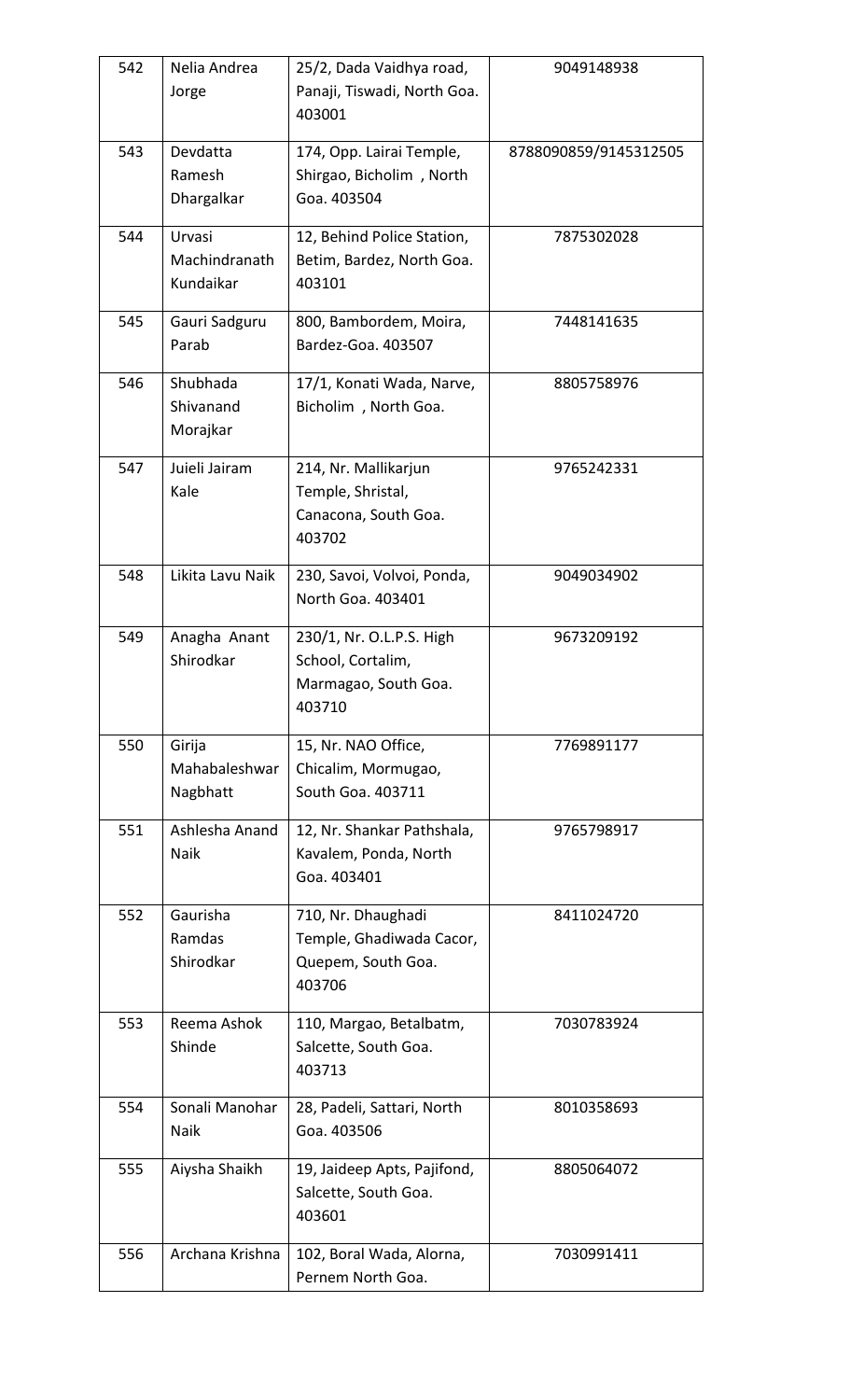| 542 | Nelia Andrea Jorge | 25/2, Dada Vaidhya road, Panaji, Tiswadi, North Goa. 403001 | 9049148938 |
|---|---|---|---|
| 543 | Devdatta Ramesh Dhargalkar | 174, Opp. Lairai Temple, Shirgao, Bicholim , North Goa. 403504 | 8788090859/9145312505 |
| 544 | Urvasi Machindranath Kundaikar | 12, Behind Police Station, Betim, Bardez, North Goa. 403101 | 7875302028 |
| 545 | Gauri Sadguru Parab | 800, Bambordem, Moira, Bardez-Goa. 403507 | 7448141635 |
| 546 | Shubhada Shivanand Morajkar | 17/1, Konati Wada, Narve, Bicholim , North Goa. | 8805758976 |
| 547 | Juieli Jairam Kale | 214, Nr. Mallikarjun Temple, Shristal, Canacona, South Goa. 403702 | 9765242331 |
| 548 | Likita Lavu Naik | 230, Savoi, Volvoi, Ponda, North Goa. 403401 | 9049034902 |
| 549 | Anagha Anant Shirodkar | 230/1, Nr. O.L.P.S. High School, Cortalim, Marmagao, South Goa. 403710 | 9673209192 |
| 550 | Girija Mahabaleshwar Nagbhatt | 15, Nr. NAO Office, Chicalim, Mormugao, South Goa. 403711 | 7769891177 |
| 551 | Ashlesha Anand Naik | 12, Nr. Shankar Pathshala, Kavalem, Ponda, North Goa. 403401 | 9765798917 |
| 552 | Gaurisha Ramdas Shirodkar | 710, Nr. Dhaughadi Temple, Ghadiwada Cacor, Quepem, South Goa. 403706 | 8411024720 |
| 553 | Reema Ashok Shinde | 110, Margao, Betalbatm, Salcette, South Goa. 403713 | 7030783924 |
| 554 | Sonali Manohar Naik | 28, Padeli, Sattari, North Goa. 403506 | 8010358693 |
| 555 | Aiysha Shaikh | 19, Jaideep Apts, Pajifond, Salcette, South Goa. 403601 | 8805064072 |
| 556 | Archana Krishna | 102, Boral Wada, Alorna, Pernem North Goa. | 7030991411 |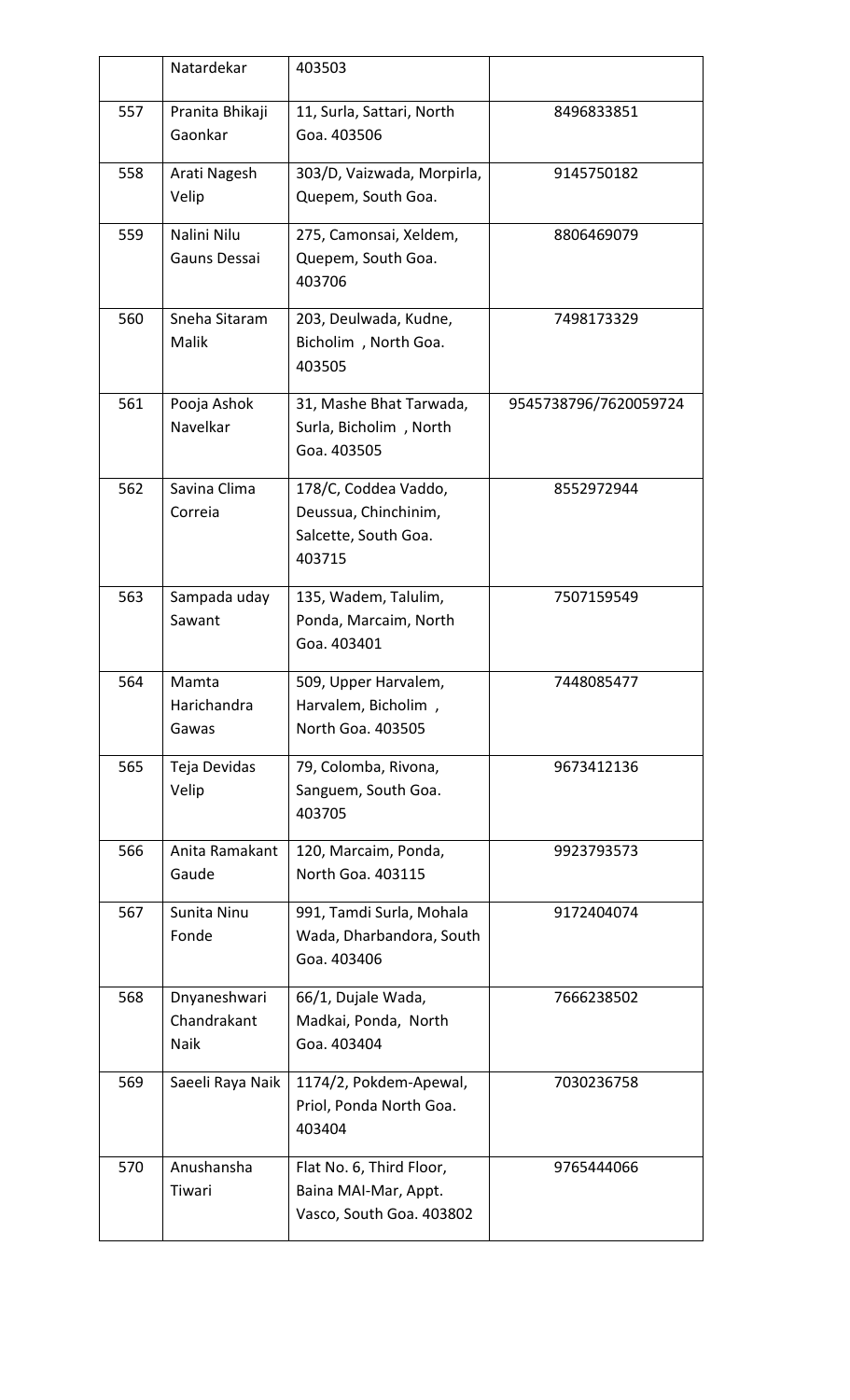|  |  |  |  |
|---|---|---|---|
|  | Natardekar | 403503 |  |
| 557 | Pranita Bhikaji Gaonkar | 11, Surla, Sattari, North Goa. 403506 | 8496833851 |
| 558 | Arati Nagesh Velip | 303/D, Vaizwada, Morpirla, Quepem, South Goa. | 9145750182 |
| 559 | Nalini Nilu Gauns Dessai | 275, Camonsai, Xeldem, Quepem, South Goa. 403706 | 8806469079 |
| 560 | Sneha Sitaram Malik | 203, Deulwada, Kudne, Bicholim , North Goa. 403505 | 7498173329 |
| 561 | Pooja Ashok Navelkar | 31, Mashe Bhat Tarwada, Surla, Bicholim , North Goa. 403505 | 9545738796/7620059724 |
| 562 | Savina Clima Correia | 178/C, Coddea Vaddo, Deussua, Chinchinim, Salcette, South Goa. 403715 | 8552972944 |
| 563 | Sampada uday Sawant | 135, Wadem, Talulim, Ponda, Marcaim, North Goa. 403401 | 7507159549 |
| 564 | Mamta Harichandra Gawas | 509, Upper Harvalem, Harvalem, Bicholim , North Goa. 403505 | 7448085477 |
| 565 | Teja Devidas Velip | 79, Colomba, Rivona, Sanguem, South Goa. 403705 | 9673412136 |
| 566 | Anita Ramakant Gaude | 120, Marcaim, Ponda, North Goa. 403115 | 9923793573 |
| 567 | Sunita Ninu Fonde | 991, Tamdi Surla, Mohala Wada, Dharbandora, South Goa. 403406 | 9172404074 |
| 568 | Dnyaneshwari Chandrakant Naik | 66/1, Dujale Wada, Madkai, Ponda, North Goa. 403404 | 7666238502 |
| 569 | Saeeli Raya Naik | 1174/2, Pokdem-Apewal, Priol, Ponda North Goa. 403404 | 7030236758 |
| 570 | Anushansha Tiwari | Flat No. 6, Third Floor, Baina MAI-Mar, Appt. Vasco, South Goa. 403802 | 9765444066 |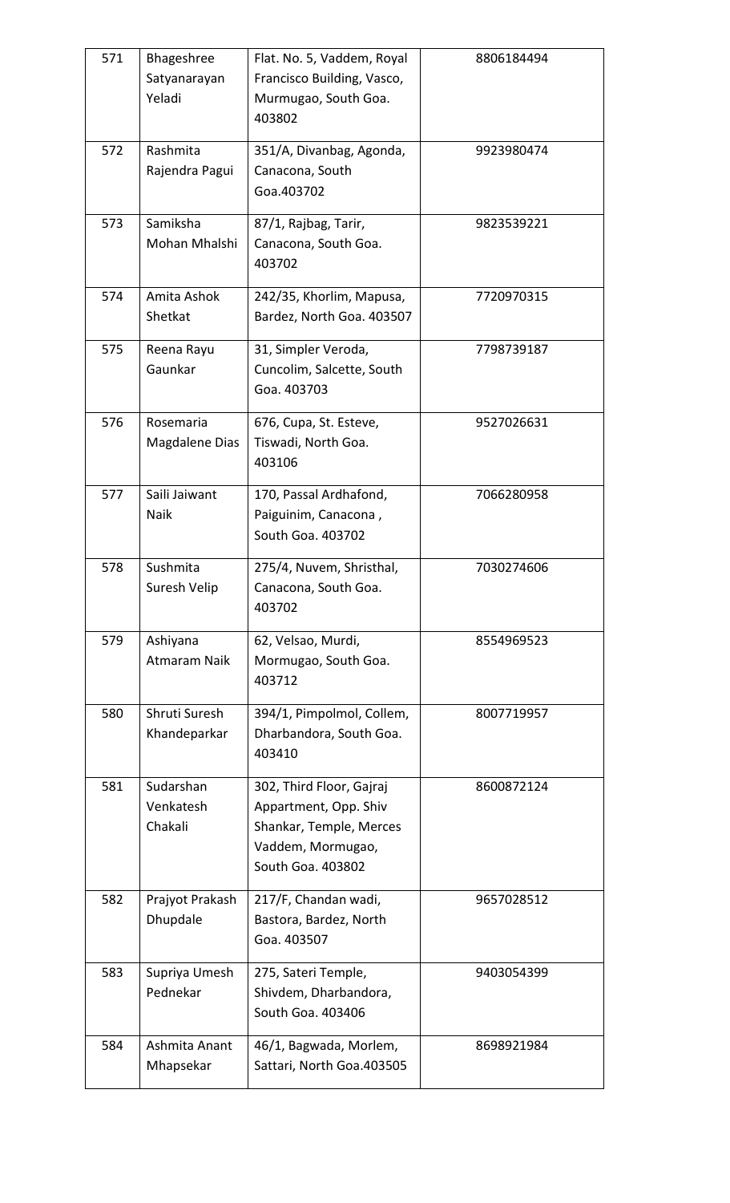| 571 | Bhageshree Satyanarayan Yeladi | Flat. No. 5, Vaddem, Royal Francisco Building, Vasco, Murmugao, South Goa. 403802 | 8806184494 |
|---|---|---|---|
| 572 | Rashmita Rajendra Pagui | 351/A, Divanbag, Agonda, Canacona, South Goa.403702 | 9923980474 |
| 573 | Samiksha Mohan Mhalshi | 87/1, Rajbag, Tarir, Canacona, South Goa. 403702 | 9823539221 |
| 574 | Amita Ashok Shetkat | 242/35, Khorlim, Mapusa, Bardez, North Goa. 403507 | 7720970315 |
| 575 | Reena Rayu Gaunkar | 31, Simpler Veroda, Cuncolim, Salcette, South Goa. 403703 | 7798739187 |
| 576 | Rosemaria Magdalene Dias | 676, Cupa, St. Esteve, Tiswadi, North Goa. 403106 | 9527026631 |
| 577 | Saili Jaiwant Naik | 170, Passal Ardhafond, Paiguinim, Canacona , South Goa. 403702 | 7066280958 |
| 578 | Sushmita Suresh Velip | 275/4, Nuvem, Shristhal, Canacona, South Goa. 403702 | 7030274606 |
| 579 | Ashiyana Atmaram Naik | 62, Velsao, Murdi, Mormugao, South Goa. 403712 | 8554969523 |
| 580 | Shruti Suresh Khandeparkar | 394/1, Pimpolmol, Collem, Dharbandora, South Goa. 403410 | 8007719957 |
| 581 | Sudarshan Venkatesh Chakali | 302, Third Floor, Gajraj Appartment, Opp. Shiv Shankar, Temple, Merces Vaddem, Mormugao, South Goa. 403802 | 8600872124 |
| 582 | Prajyot Prakash Dhupdale | 217/F, Chandan wadi, Bastora, Bardez, North Goa. 403507 | 9657028512 |
| 583 | Supriya Umesh Pednekar | 275, Sateri Temple, Shivdem, Dharbandora, South Goa. 403406 | 9403054399 |
| 584 | Ashmita Anant Mhapsekar | 46/1, Bagwada, Morlem, Sattari, North Goa.403505 | 8698921984 |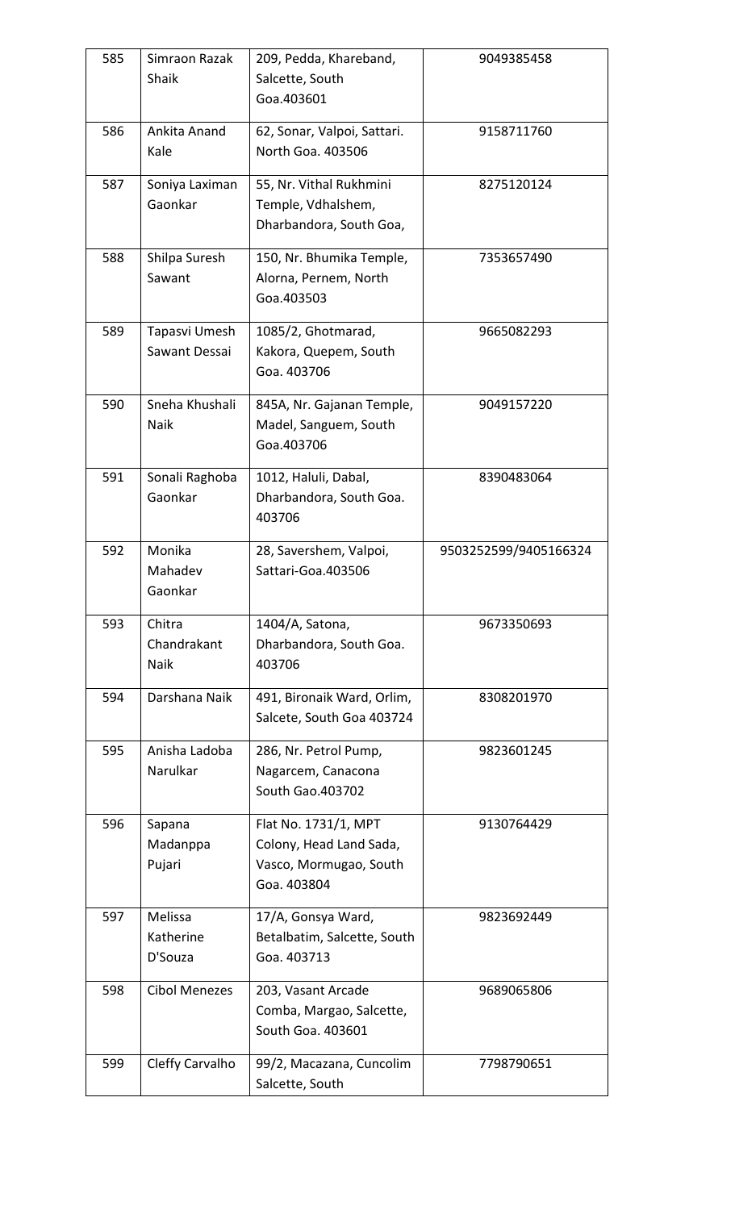| 585 | Simraon Razak Shaik | 209, Pedda, Khareband, Salcette, South Goa.403601 | 9049385458 |
|---|---|---|---|
| 586 | Ankita Anand Kale | 62, Sonar, Valpoi, Sattari. North Goa. 403506 | 9158711760 |
| 587 | Soniya Laximan Gaonkar | 55, Nr. Vithal Rukhmini Temple, Vdhalshem, Dharbandora, South Goa, | 8275120124 |
| 588 | Shilpa Suresh Sawant | 150, Nr. Bhumika Temple, Alorna, Pernem, North Goa.403503 | 7353657490 |
| 589 | Tapasvi Umesh Sawant Dessai | 1085/2, Ghotmarad, Kakora, Quepem, South Goa. 403706 | 9665082293 |
| 590 | Sneha Khushali Naik | 845A, Nr. Gajanan Temple, Madel, Sanguem, South Goa.403706 | 9049157220 |
| 591 | Sonali Raghoba Gaonkar | 1012, Haluli, Dabal, Dharbandora, South Goa. 403706 | 8390483064 |
| 592 | Monika Mahadev Gaonkar | 28, Savershem, Valpoi, Sattari-Goa.403506 | 9503252599/9405166324 |
| 593 | Chitra Chandrakant Naik | 1404/A, Satona, Dharbandora, South Goa. 403706 | 9673350693 |
| 594 | Darshana Naik | 491, Bironaik Ward, Orlim, Salcete, South Goa 403724 | 8308201970 |
| 595 | Anisha Ladoba Narulkar | 286, Nr. Petrol Pump, Nagarcem, Canacona South Gao.403702 | 9823601245 |
| 596 | Sapana Madanppa Pujari | Flat No. 1731/1, MPT Colony, Head Land Sada, Vasco, Mormugao, South Goa. 403804 | 9130764429 |
| 597 | Melissa Katherine D'Souza | 17/A, Gonsya Ward, Betalbatim, Salcette, South Goa. 403713 | 9823692449 |
| 598 | Cibol Menezes | 203, Vasant Arcade Comba, Margao, Salcette, South Goa. 403601 | 9689065806 |
| 599 | Cleffy Carvalho | 99/2, Macazana, Cuncolim Salcette, South | 7798790651 |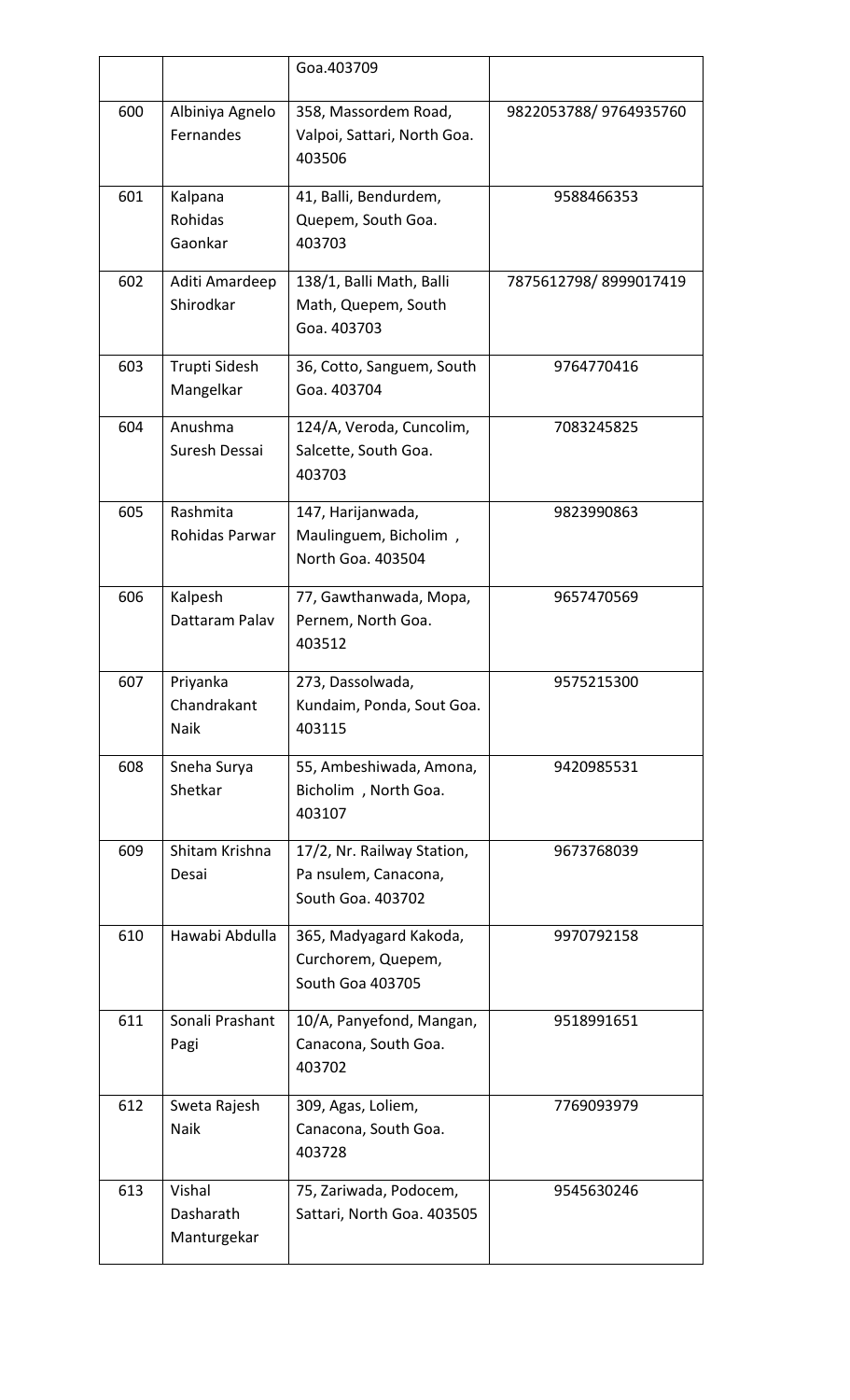| | | Goa.403709 | |
|---|---|---|---|
| 600 | Albiniya Agnelo Fernandes | 358, Massordem Road, Valpoi, Sattari, North Goa. 403506 | 9822053788/ 9764935760 |
| 601 | Kalpana Rohidas Gaonkar | 41, Balli, Bendurdem, Quepem, South Goa. 403703 | 9588466353 |
| 602 | Aditi Amardeep Shirodkar | 138/1, Balli Math, Balli Math, Quepem, South Goa. 403703 | 7875612798/ 8999017419 |
| 603 | Trupti Sidesh Mangelkar | 36, Cotto, Sanguem, South Goa. 403704 | 9764770416 |
| 604 | Anushma Suresh Dessai | 124/A, Veroda, Cuncolim, Salcette, South Goa. 403703 | 7083245825 |
| 605 | Rashmita Rohidas Parwar | 147, Harijanwada, Maulinguem, Bicholim , North Goa. 403504 | 9823990863 |
| 606 | Kalpesh Dattaram Palav | 77, Gawthanwada, Mopa, Pernem, North Goa. 403512 | 9657470569 |
| 607 | Priyanka Chandrakant Naik | 273, Dassolwada, Kundaim, Ponda, Sout Goa. 403115 | 9575215300 |
| 608 | Sneha Surya Shetkar | 55, Ambeshiwada, Amona, Bicholim , North Goa. 403107 | 9420985531 |
| 609 | Shitam Krishna Desai | 17/2, Nr. Railway Station, Pa nsulem, Canacona, South Goa. 403702 | 9673768039 |
| 610 | Hawabi Abdulla | 365, Madyagard Kakoda, Curchorem, Quepem, South Goa 403705 | 9970792158 |
| 611 | Sonali Prashant Pagi | 10/A, Panyefond, Mangan, Canacona, South Goa. 403702 | 9518991651 |
| 612 | Sweta Rajesh Naik | 309, Agas, Loliem, Canacona, South Goa. 403728 | 7769093979 |
| 613 | Vishal Dasharath Manturgekar | 75, Zariwada, Podocem, Sattari, North Goa. 403505 | 9545630246 |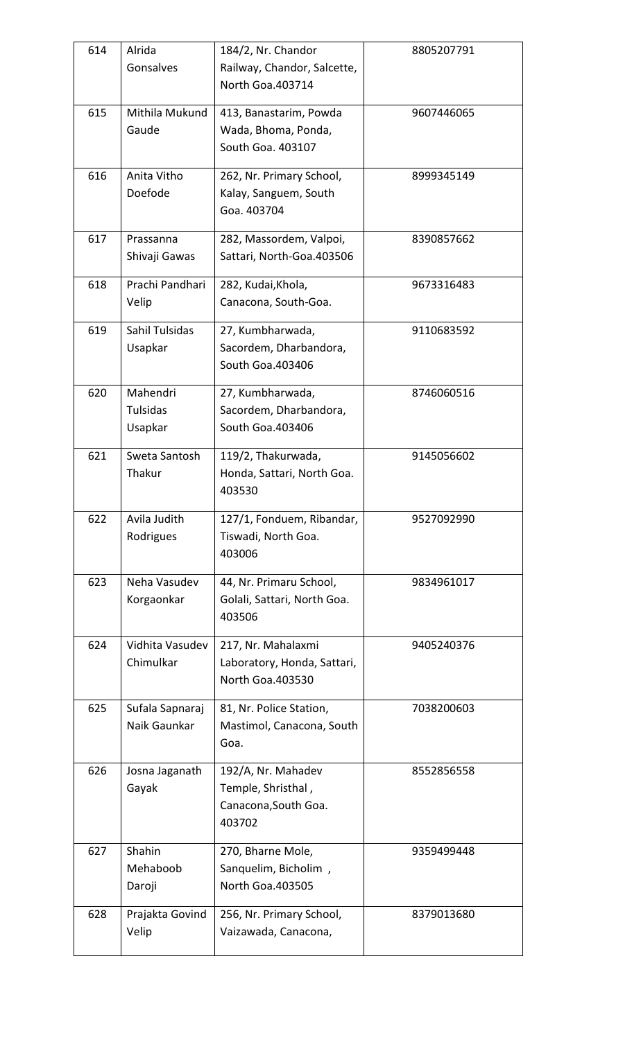| | | | |
|---|---|---|---|
| 614 | Alrida Gonsalves | 184/2, Nr. Chandor Railway, Chandor, Salcette, North Goa.403714 | 8805207791 |
| 615 | Mithila Mukund Gaude | 413, Banastarim, Powda Wada, Bhoma, Ponda, South Goa. 403107 | 9607446065 |
| 616 | Anita Vitho Doefode | 262, Nr. Primary School, Kalay, Sanguem, South Goa. 403704 | 8999345149 |
| 617 | Prassanna Shivaji Gawas | 282, Massordem, Valpoi, Sattari, North-Goa.403506 | 8390857662 |
| 618 | Prachi Pandhari Velip | 282, Kudai,Khola, Canacona, South-Goa. | 9673316483 |
| 619 | Sahil Tulsidas Usapkar | 27, Kumbharwada, Sacordem, Dharbandora, South Goa.403406 | 9110683592 |
| 620 | Mahendri Tulsidas Usapkar | 27, Kumbharwada, Sacordem, Dharbandora, South Goa.403406 | 8746060516 |
| 621 | Sweta Santosh Thakur | 119/2, Thakurwada, Honda, Sattari, North Goa. 403530 | 9145056602 |
| 622 | Avila Judith Rodrigues | 127/1, Fonduem, Ribandar, Tiswadi, North Goa. 403006 | 9527092990 |
| 623 | Neha Vasudev Korgaonkar | 44, Nr. Primaru School, Golali, Sattari, North Goa. 403506 | 9834961017 |
| 624 | Vidhita Vasudev Chimulkar | 217, Nr. Mahalaxmi Laboratory, Honda, Sattari, North Goa.403530 | 9405240376 |
| 625 | Sufala Sapnaraj Naik Gaunkar | 81, Nr. Police Station, Mastimol, Canacona, South Goa. | 7038200603 |
| 626 | Josna Jaganath Gayak | 192/A, Nr. Mahadev Temple, Shristhal , Canacona,South Goa. 403702 | 8552856558 |
| 627 | Shahin Mehaboob Daroji | 270, Bharne Mole, Sanquelim, Bicholim , North Goa.403505 | 9359499448 |
| 628 | Prajakta Govind Velip | 256, Nr. Primary School, Vaizawada, Canacona, | 8379013680 |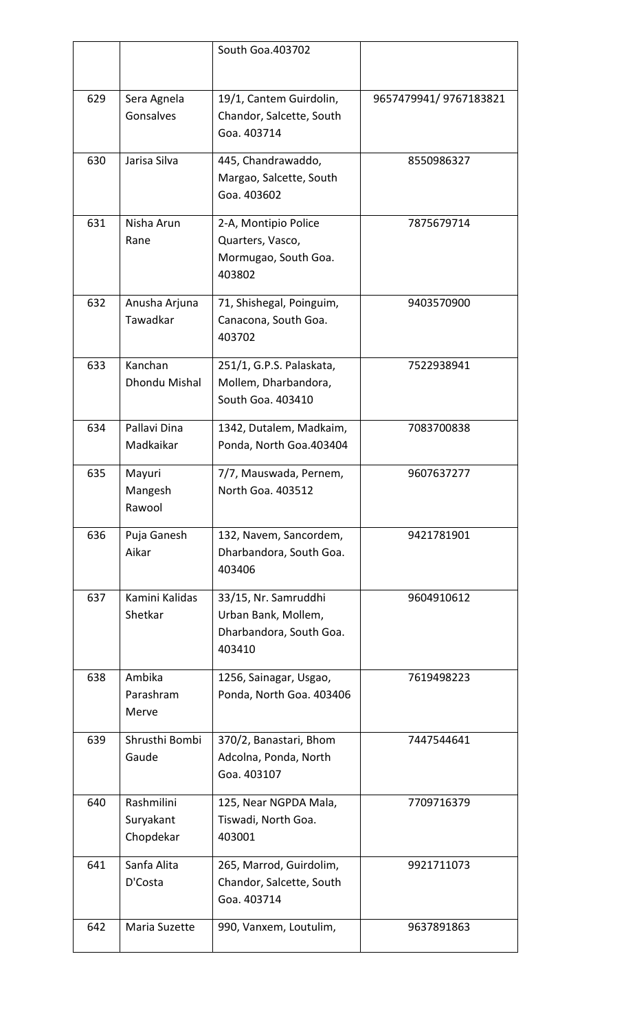|  |  |  |  |
|---|---|---|---|
|  |  | South Goa.403702 |  |
| 629 | Sera Agnela Gonsalves | 19/1, Cantem Guirdolin, Chandor, Salcette, South Goa. 403714 | 9657479941/ 9767183821 |
| 630 | Jarisa Silva | 445, Chandrawaddo, Margao, Salcette, South Goa. 403602 | 8550986327 |
| 631 | Nisha Arun Rane | 2-A, Montipio Police Quarters, Vasco, Mormugao, South Goa. 403802 | 7875679714 |
| 632 | Anusha Arjuna Tawadkar | 71, Shishegal, Poinguim, Canacona, South Goa. 403702 | 9403570900 |
| 633 | Kanchan Dhondu Mishal | 251/1, G.P.S. Palaskata, Mollem, Dharbandora, South Goa. 403410 | 7522938941 |
| 634 | Pallavi Dina Madkaikar | 1342, Dutalem, Madkaim, Ponda, North Goa.403404 | 7083700838 |
| 635 | Mayuri Mangesh Rawool | 7/7, Mauswada, Pernem, North Goa. 403512 | 9607637277 |
| 636 | Puja Ganesh Aikar | 132, Navem, Sancordem, Dharbandora, South Goa. 403406 | 9421781901 |
| 637 | Kamini Kalidas Shetkar | 33/15, Nr. Samruddhi Urban Bank, Mollem, Dharbandora, South Goa. 403410 | 9604910612 |
| 638 | Ambika Parashram Merve | 1256, Sainagar, Usgao, Ponda, North Goa. 403406 | 7619498223 |
| 639 | Shrusthi Bombi Gaude | 370/2, Banastari, Bhom Adcolna, Ponda, North Goa. 403107 | 7447544641 |
| 640 | Rashmilini Suryakant Chopdekar | 125, Near NGPDA Mala, Tiswadi, North Goa. 403001 | 7709716379 |
| 641 | Sanfa Alita D'Costa | 265, Marrod, Guirdolim, Chandor, Salcette, South Goa. 403714 | 9921711073 |
| 642 | Maria Suzette | 990, Vanxem, Loutulim, | 9637891863 |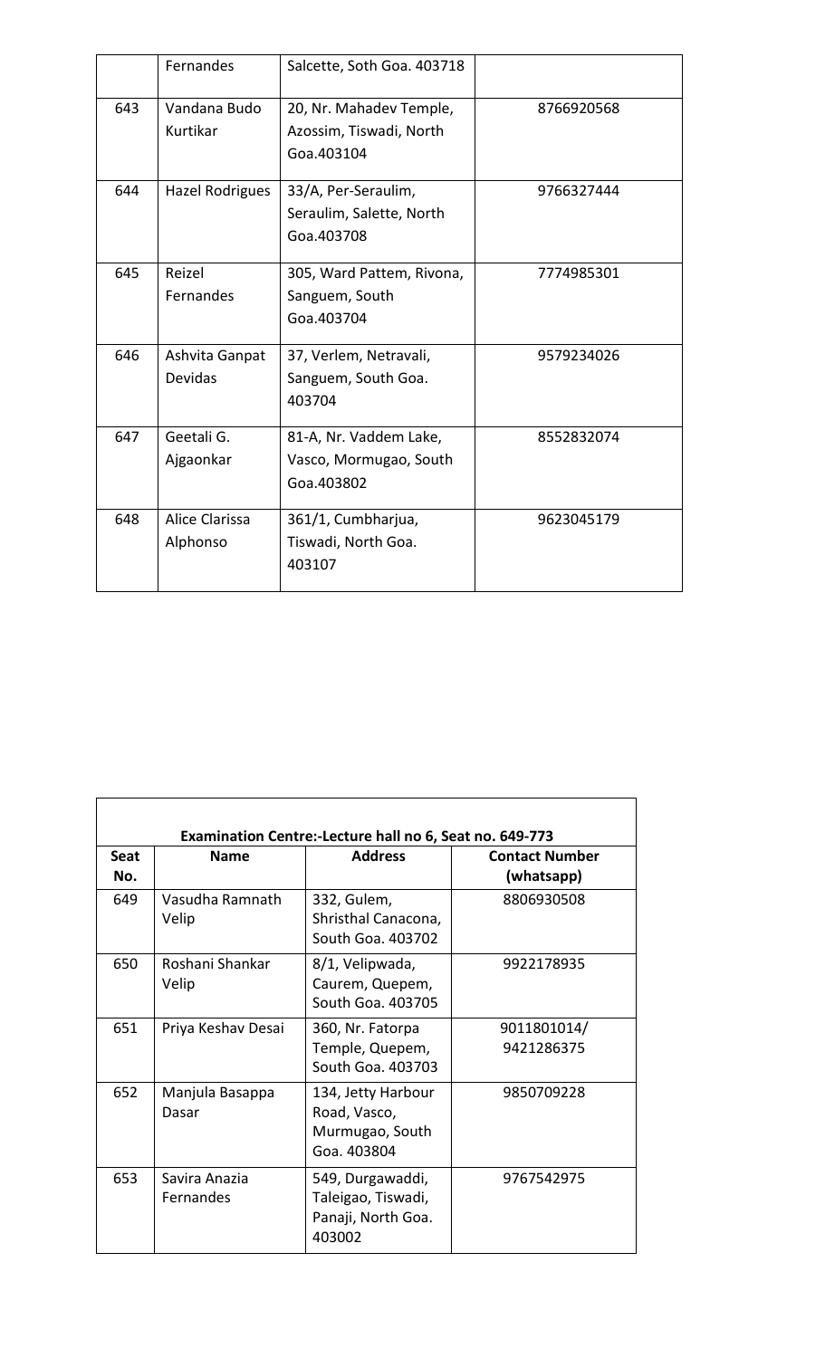| | | | |
|---|---|---|---|
| | Fernandes | Salcette, Soth Goa. 403718 | |
| 643 | Vandana Budo Kurtikar | 20, Nr. Mahadev Temple, Azossim, Tiswadi, North Goa.403104 | 8766920568 |
| 644 | Hazel Rodrigues | 33/A, Per-Seraulim, Seraulim, Salette, North Goa.403708 | 9766327444 |
| 645 | Reizel Fernandes | 305, Ward Pattem, Rivona, Sanguem, South Goa.403704 | 7774985301 |
| 646 | Ashvita Ganpat Devidas | 37, Verlem, Netravali, Sanguem, South Goa. 403704 | 9579234026 |
| 647 | Geetali G. Ajgaonkar | 81-A, Nr. Vaddem Lake, Vasco, Mormugao, South Goa.403802 | 8552832074 |
| 648 | Alice Clarissa Alphonso | 361/1, Cumbharjua, Tiswadi, North Goa. 403107 | 9623045179 |

**Examination Centre:-Lecture hall no 6, Seat no. 649-773**

| Seat No. | Name | Address | Contact Number (whatsapp) |
|---|---|---|---|
| 649 | Vasudha Ramnath Velip | 332, Gulem, Shristhal Canacona, South Goa. 403702 | 8806930508 |
| 650 | Roshani Shankar Velip | 8/1, Velipwada, Caurem, Quepem, South Goa. 403705 | 9922178935 |
| 651 | Priya Keshav Desai | 360, Nr. Fatorpa Temple, Quepem, South Goa. 403703 | 9011801014/ 9421286375 |
| 652 | Manjula Basappa Dasar | 134, Jetty Harbour Road, Vasco, Murmugao, South Goa. 403804 | 9850709228 |
| 653 | Savira Anazia Fernandes | 549, Durgawaddi, Taleigao, Tiswadi, Panaji, North Goa. 403002 | 9767542975 |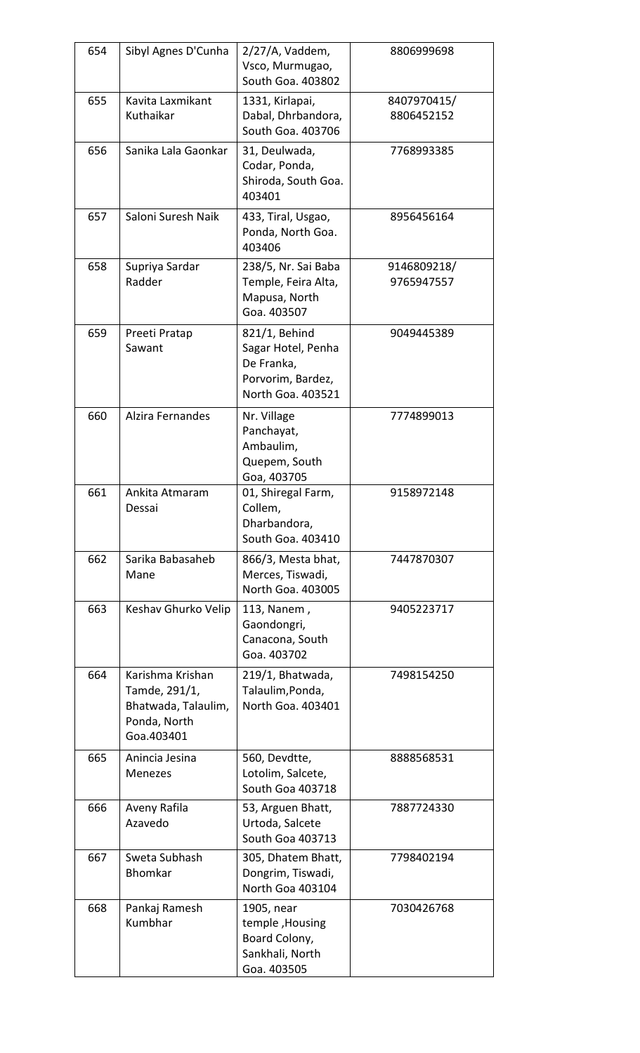| 654 | Sibyl Agnes D'Cunha | 2/27/A, Vaddem, Vsco, Murmugao, South Goa. 403802 | 8806999698 |
|---|---|---|---|
| 655 | Kavita Laxmikant Kuthaikar | 1331, Kirlapai, Dabal, Dhrbandora, South Goa. 403706 | 8407970415/ 8806452152 |
| 656 | Sanika Lala Gaonkar | 31, Deulwada, Codar, Ponda, Shiroda, South Goa. 403401 | 7768993385 |
| 657 | Saloni Suresh Naik | 433, Tiral, Usgao, Ponda, North Goa. 403406 | 8956456164 |
| 658 | Supriya Sardar Radder | 238/5, Nr. Sai Baba Temple, Feira Alta, Mapusa, North Goa. 403507 | 9146809218/ 9765947557 |
| 659 | Preeti Pratap Sawant | 821/1, Behind Sagar Hotel, Penha De Franka, Porvorim, Bardez, North Goa. 403521 | 9049445389 |
| 660 | Alzira Fernandes | Nr. Village Panchayat, Ambaulim, Quepem, South Goa, 403705 | 7774899013 |
| 661 | Ankita Atmaram Dessai | 01, Shiregal Farm, Collem, Dharbandora, South Goa. 403410 | 9158972148 |
| 662 | Sarika Babasaheb Mane | 866/3, Mesta bhat, Merces, Tiswadi, North Goa. 403005 | 7447870307 |
| 663 | Keshav Ghurko Velip | 113, Nanem , Gaondongri, Canacona, South Goa. 403702 | 9405223717 |
| 664 | Karishma Krishan Tamde, 291/1, Bhatwada, Talaulim, Ponda, North Goa.403401 | 219/1, Bhatwada, Talaulim,Ponda, North Goa. 403401 | 7498154250 |
| 665 | Anincia Jesina Menezes | 560, Devdtte, Lotolim, Salcete, South Goa 403718 | 8888568531 |
| 666 | Aveny Rafila Azavedo | 53, Arguen Bhatt, Urtoda, Salcete South Goa 403713 | 7887724330 |
| 667 | Sweta Subhash Bhomkar | 305, Dhatem Bhatt, Dongrim, Tiswadi, North Goa 403104 | 7798402194 |
| 668 | Pankaj Ramesh Kumbhar | 1905, near temple ,Housing Board Colony, Sankhali, North Goa. 403505 | 7030426768 |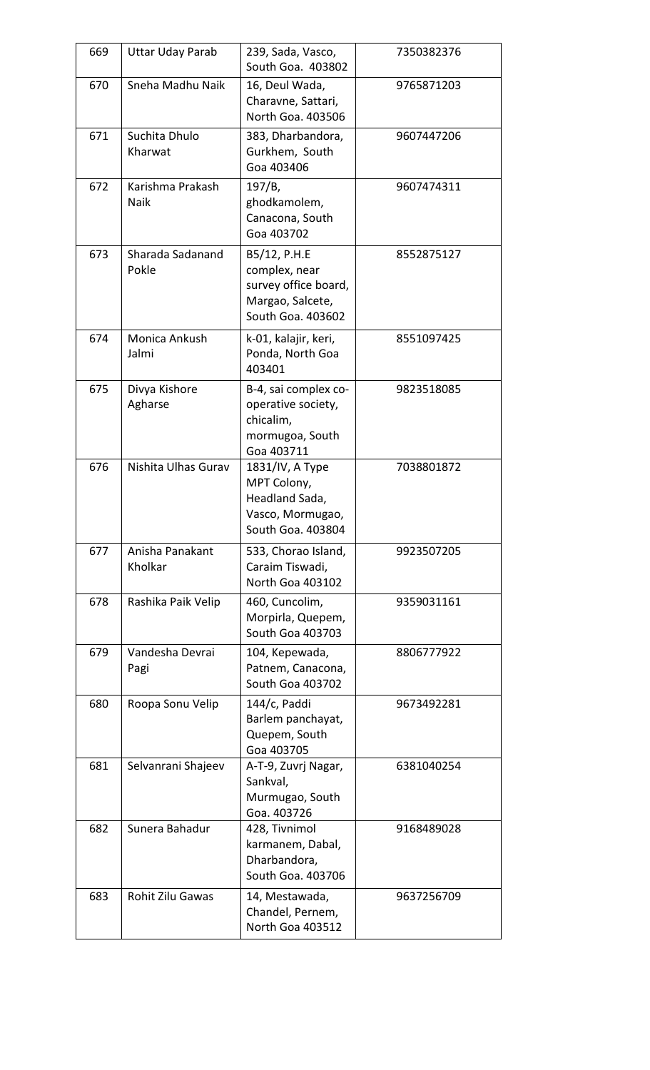| 669 | Uttar Uday Parab | 239, Sada, Vasco, South Goa. 403802 | 7350382376 |
|---|---|---|---|
| 670 | Sneha Madhu Naik | 16, Deul Wada, Charavne, Sattari, North Goa. 403506 | 9765871203 |
| 671 | Suchita Dhulo Kharwat | 383, Dharbandora, Gurkhem, South Goa 403406 | 9607447206 |
| 672 | Karishma Prakash Naik | 197/B, ghodkamolem, Canacona, South Goa 403702 | 9607474311 |
| 673 | Sharada Sadanand Pokle | B5/12, P.H.E complex, near survey office board, Margao, Salcete, South Goa. 403602 | 8552875127 |
| 674 | Monica Ankush Jalmi | k-01, kalajir, keri, Ponda, North Goa 403401 | 8551097425 |
| 675 | Divya Kishore Agharse | B-4, sai complex co-operative society, chicalim, mormugoa, South Goa 403711 | 9823518085 |
| 676 | Nishita Ulhas Gurav | 1831/IV, A Type MPT Colony, Headland Sada, Vasco, Mormugao, South Goa. 403804 | 7038801872 |
| 677 | Anisha Panakant Kholkar | 533, Chorao Island, Caraim Tiswadi, North Goa 403102 | 9923507205 |
| 678 | Rashika Paik Velip | 460, Cuncolim, Morpirla, Quepem, South Goa 403703 | 9359031161 |
| 679 | Vandesha Devrai Pagi | 104, Kepewada, Patnem, Canacona, South Goa 403702 | 8806777922 |
| 680 | Roopa Sonu Velip | 144/c, Paddi Barlem panchayat, Quepem, South Goa 403705 | 9673492281 |
| 681 | Selvanrani Shajeev | A-T-9, Zuvrj Nagar, Sankval, Murmugao, South Goa. 403726 | 6381040254 |
| 682 | Sunera Bahadur | 428, Tivnimol karmanem, Dabal, Dharbandora, South Goa. 403706 | 9168489028 |
| 683 | Rohit Zilu Gawas | 14, Mestawada, Chandel, Pernem, North Goa 403512 | 9637256709 |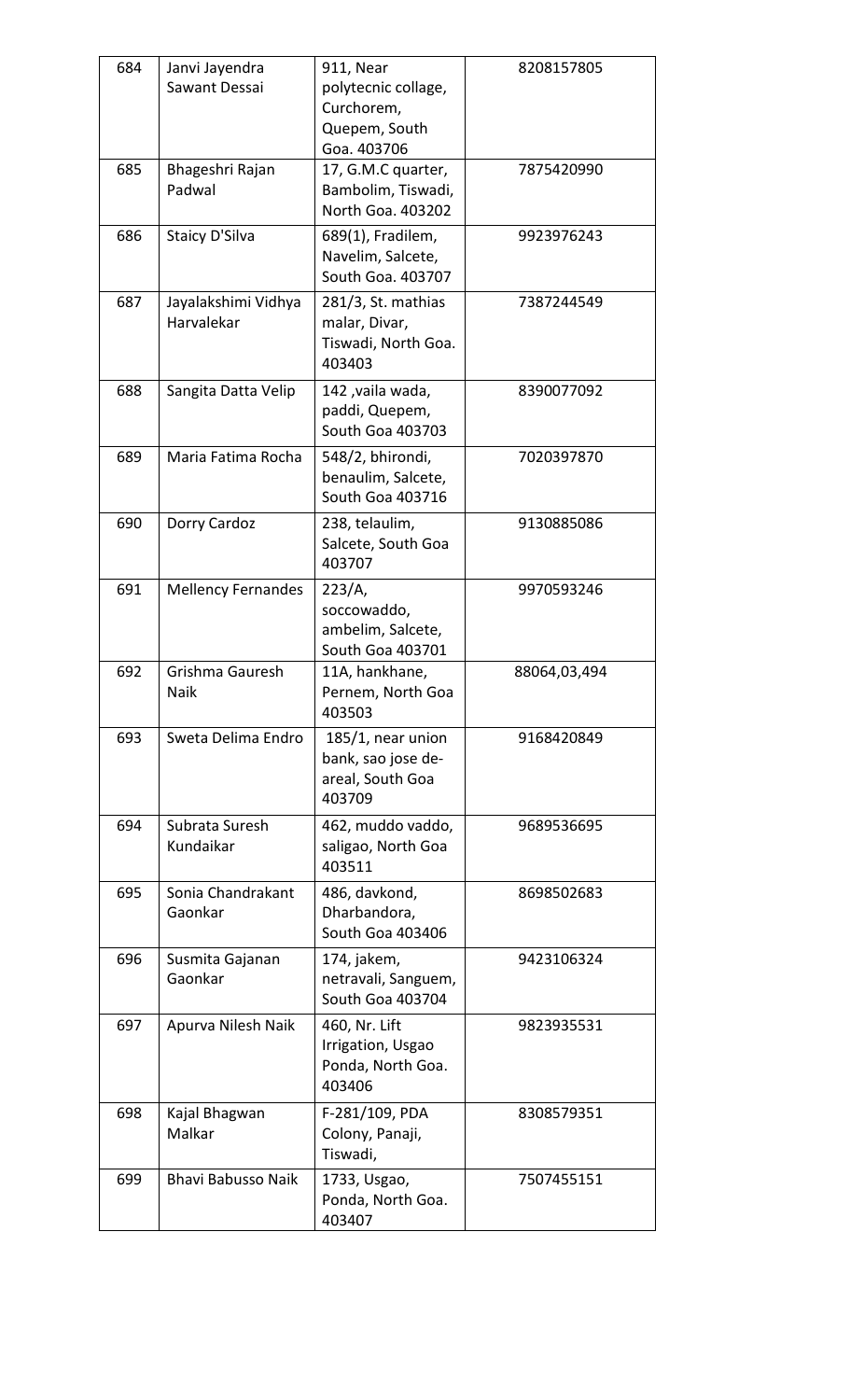| 684 | Janvi Jayendra Sawant Dessai | 911, Near polytecnic collage, Curchorem, Quepem, South Goa. 403706 | 8208157805 |
|---|---|---|---|
| 685 | Bhageshri Rajan Padwal | 17, G.M.C quarter, Bambolim, Tiswadi, North Goa. 403202 | 7875420990 |
| 686 | Staicy D'Silva | 689(1), Fradilem, Navelim, Salcete, South Goa. 403707 | 9923976243 |
| 687 | Jayalakshimi Vidhya Harvalekar | 281/3, St. mathias malar, Divar, Tiswadi, North Goa. 403403 | 7387244549 |
| 688 | Sangita Datta Velip | 142 ,vaila wada, paddi, Quepem, South Goa 403703 | 8390077092 |
| 689 | Maria Fatima Rocha | 548/2, bhirondi, benaulim, Salcete, South Goa 403716 | 7020397870 |
| 690 | Dorry Cardoz | 238, telaulim, Salcete, South Goa 403707 | 9130885086 |
| 691 | Mellency Fernandes | 223/A, soccowaddo, ambelim, Salcete, South Goa 403701 | 9970593246 |
| 692 | Grishma Gauresh Naik | 11A, hankhane, Pernem, North Goa 403503 | 88064,03,494 |
| 693 | Sweta Delima Endro | 185/1, near union bank, sao jose de-areal, South Goa 403709 | 9168420849 |
| 694 | Subrata Suresh Kundaikar | 462, muddo vaddo, saligao, North Goa 403511 | 9689536695 |
| 695 | Sonia Chandrakant Gaonkar | 486, davkond, Dharbandora, South Goa 403406 | 8698502683 |
| 696 | Susmita Gajanan Gaonkar | 174, jakem, netravali, Sanguem, South Goa 403704 | 9423106324 |
| 697 | Apurva Nilesh Naik | 460, Nr. Lift Irrigation, Usgao Ponda, North Goa. 403406 | 9823935531 |
| 698 | Kajal Bhagwan Malkar | F-281/109, PDA Colony, Panaji, Tiswadi, | 8308579351 |
| 699 | Bhavi Babusso Naik | 1733, Usgao, Ponda, North Goa. 403407 | 7507455151 |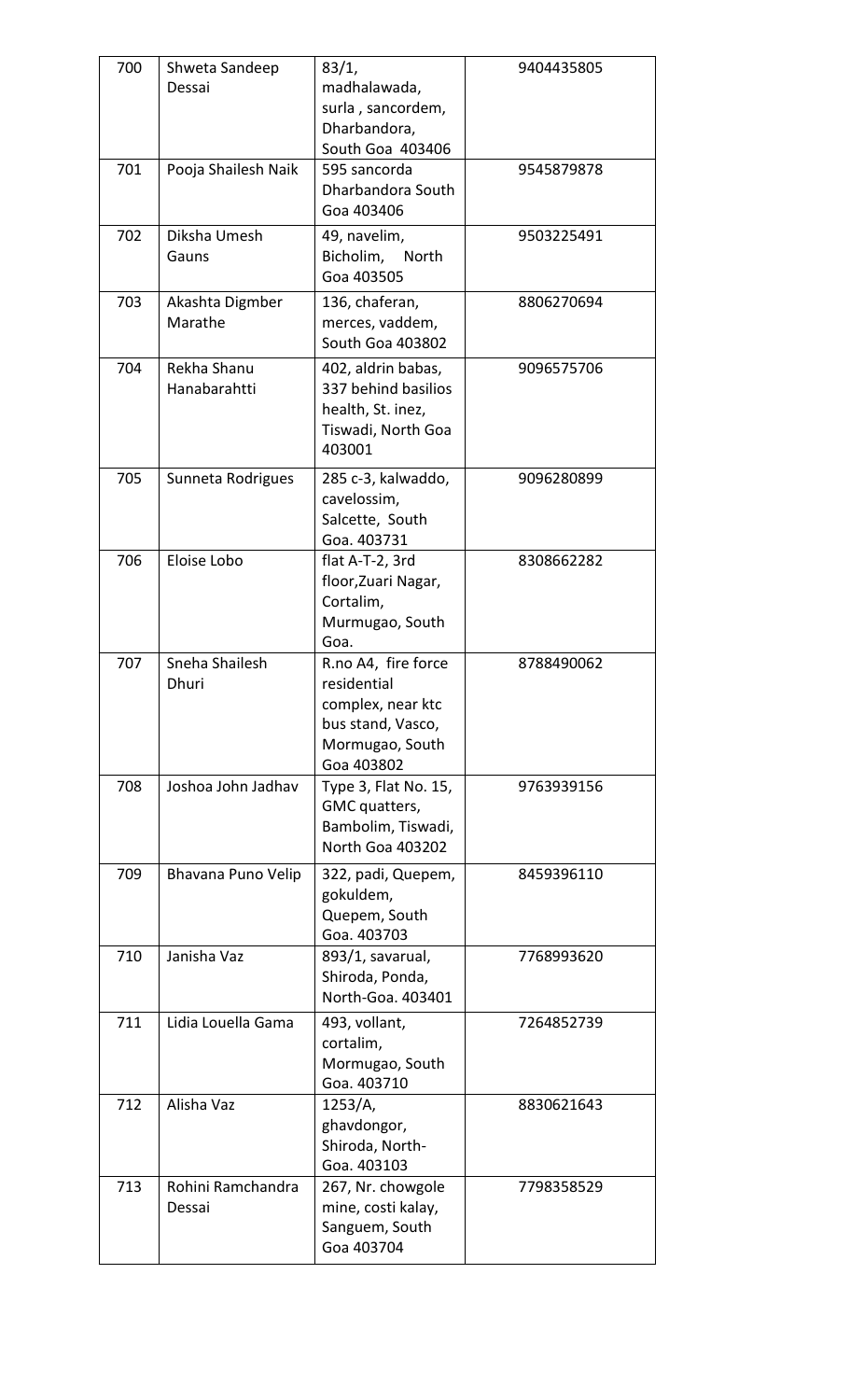| 700 | Shweta Sandeep Dessai | 83/1, madhalawada, surla , sancordem, Dharbandora, South Goa 403406 | 9404435805 |
|---|---|---|---|
| 701 | Pooja Shailesh Naik | 595 sancorda Dharbandora South Goa 403406 | 9545879878 |
| 702 | Diksha Umesh Gauns | 49, navelim, Bicholim, North Goa 403505 | 9503225491 |
| 703 | Akashta Digmber Marathe | 136, chaferan, merces, vaddem, South Goa 403802 | 8806270694 |
| 704 | Rekha Shanu Hanabarahtti | 402, aldrin babas, 337 behind basilios health, St. inez, Tiswadi, North Goa 403001 | 9096575706 |
| 705 | Sunneta Rodrigues | 285 c-3, kalwaddo, cavelossim, Salcette, South Goa. 403731 | 9096280899 |
| 706 | Eloise Lobo | flat A-T-2, 3rd floor,Zuari Nagar, Cortalim, Murmugao, South Goa. | 8308662282 |
| 707 | Sneha Shailesh Dhuri | R.no A4, fire force residential complex, near ktc bus stand, Vasco, Mormugao, South Goa 403802 | 8788490062 |
| 708 | Joshoa John Jadhav | Type 3, Flat No. 15, GMC quatters, Bambolim, Tiswadi, North Goa 403202 | 9763939156 |
| 709 | Bhavana Puno Velip | 322, padi, Quepem, gokuldem, Quepem, South Goa. 403703 | 8459396110 |
| 710 | Janisha Vaz | 893/1, savarual, Shiroda, Ponda, North-Goa. 403401 | 7768993620 |
| 711 | Lidia Louella Gama | 493, vollant, cortalim, Mormugao, South Goa. 403710 | 7264852739 |
| 712 | Alisha Vaz | 1253/A, ghavdongor, Shiroda, North-Goa. 403103 | 8830621643 |
| 713 | Rohini Ramchandra Dessai | 267, Nr. chowgole mine, costi kalay, Sanguem, South Goa 403704 | 7798358529 |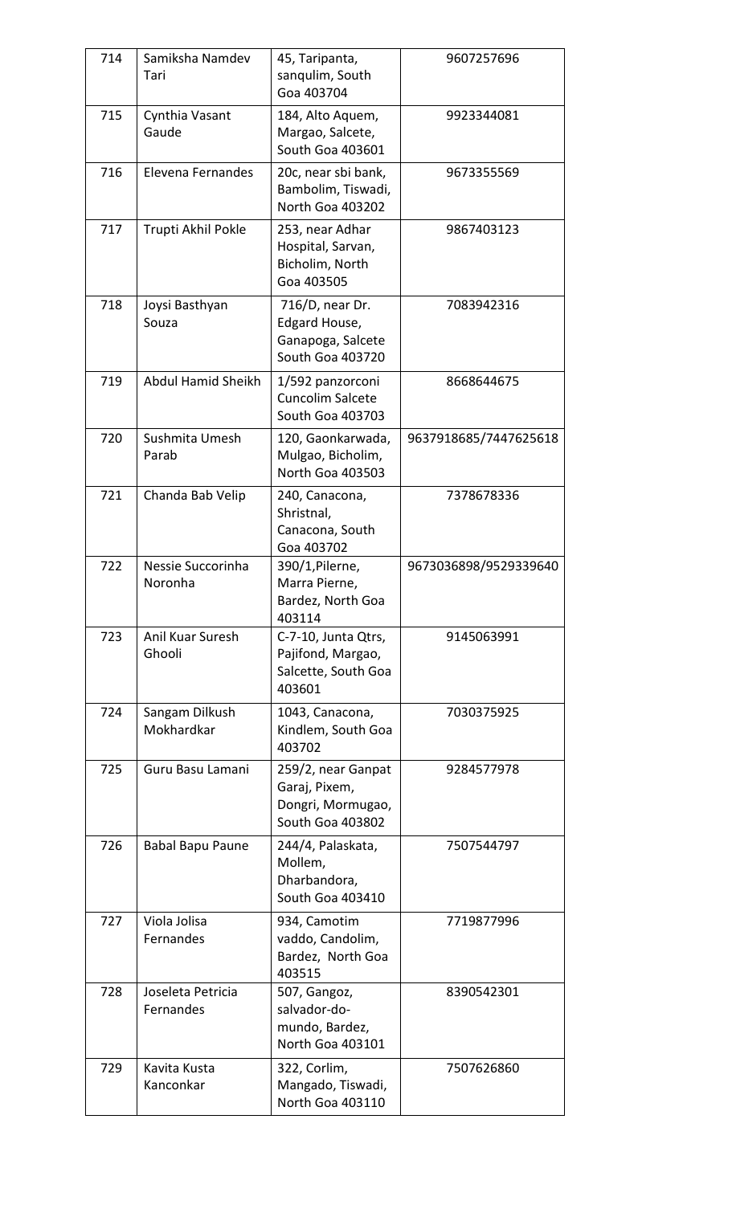| 714 | Samiksha Namdev Tari | 45, Taripanta, sanqulim, South Goa 403704 | 9607257696 |
|---|---|---|---|
| 715 | Cynthia Vasant Gaude | 184, Alto Aquem, Margao, Salcete, South Goa 403601 | 9923344081 |
| 716 | Elevena Fernandes | 20c, near sbi bank, Bambolim, Tiswadi, North Goa 403202 | 9673355569 |
| 717 | Trupti Akhil Pokle | 253, near Adhar Hospital, Sarvan, Bicholim, North Goa 403505 | 9867403123 |
| 718 | Joysi Basthyan Souza | 716/D, near Dr. Edgard House, Ganapoga, Salcete South Goa 403720 | 7083942316 |
| 719 | Abdul Hamid Sheikh | 1/592 panzorconi Cuncolim Salcete South Goa 403703 | 8668644675 |
| 720 | Sushmita Umesh Parab | 120, Gaonkarwada, Mulgao, Bicholim, North Goa 403503 | 9637918685/7447625618 |
| 721 | Chanda Bab Velip | 240, Canacona, Shristnal, Canacona, South Goa 403702 | 7378678336 |
| 722 | Nessie Succorinha Noronha | 390/1,Pilerne, Marra Pierne, Bardez, North Goa 403114 | 9673036898/9529339640 |
| 723 | Anil Kuar Suresh Ghooli | C-7-10, Junta Qtrs, Pajifond, Margao, Salcette, South Goa 403601 | 9145063991 |
| 724 | Sangam Dilkush Mokhardkar | 1043, Canacona, Kindlem, South Goa 403702 | 7030375925 |
| 725 | Guru Basu Lamani | 259/2, near Ganpat Garaj, Pixem, Dongri, Mormugao, South Goa 403802 | 9284577978 |
| 726 | Babal Bapu Paune | 244/4, Palaskata, Mollem, Dharbandora, South Goa 403410 | 7507544797 |
| 727 | Viola Jolisa Fernandes | 934, Camotim vaddo, Candolim, Bardez, North Goa 403515 | 7719877996 |
| 728 | Joseleta Petricia Fernandes | 507, Gangoz, salvador-do-mundo, Bardez, North Goa 403101 | 8390542301 |
| 729 | Kavita Kusta Kanconkar | 322, Corlim, Mangado, Tiswadi, North Goa 403110 | 7507626860 |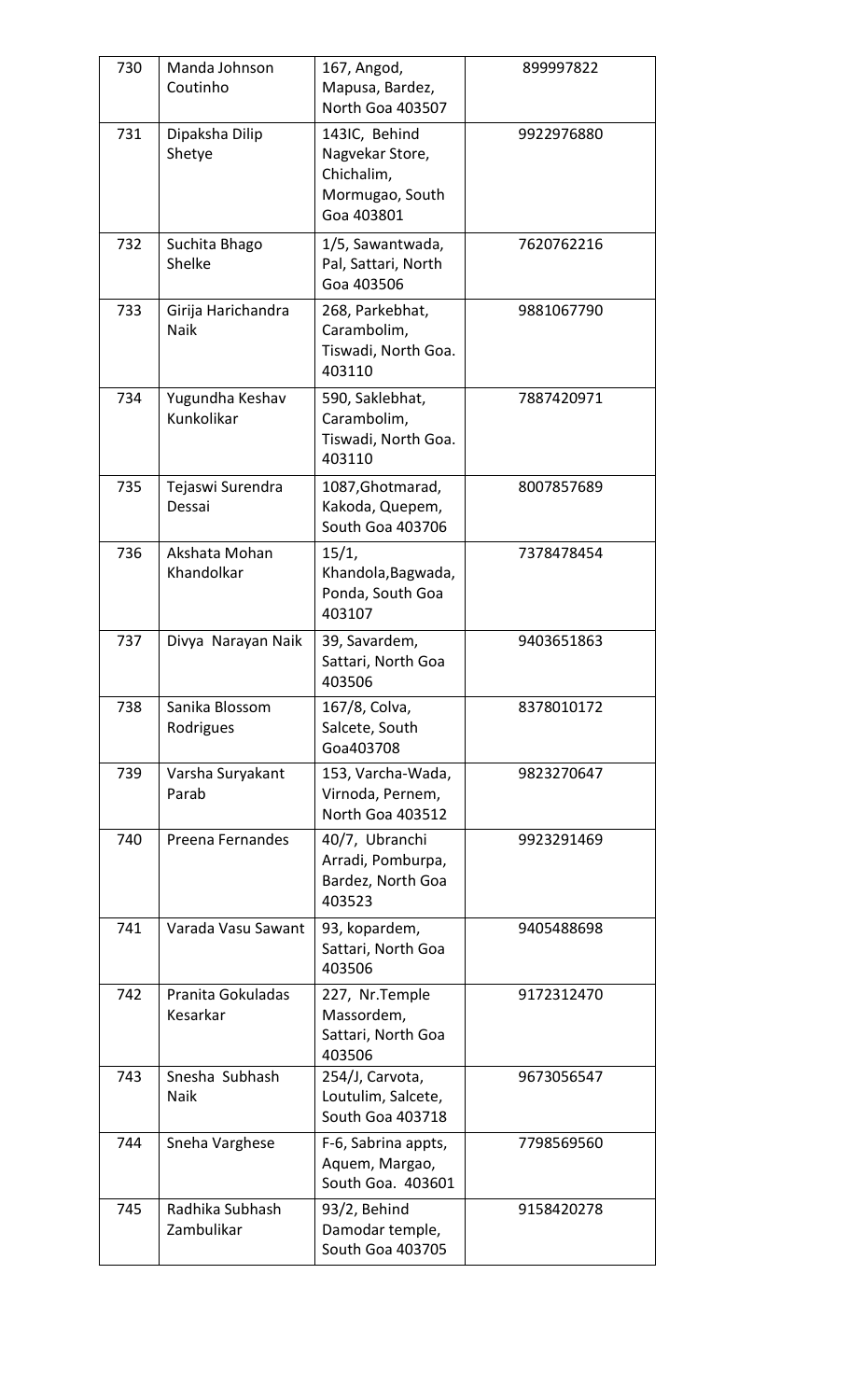| 730 | Manda Johnson Coutinho | 167, Angod, Mapusa, Bardez, North Goa 403507 | 899997822 |
|---|---|---|---|
| 731 | Dipaksha Dilip Shetye | 143IC, Behind Nagvekar Store, Chichalim, Mormugao, South Goa 403801 | 9922976880 |
| 732 | Suchita Bhago Shelke | 1/5, Sawantwada, Pal, Sattari, North Goa 403506 | 7620762216 |
| 733 | Girija Harichandra Naik | 268, Parkebhat, Carambolim, Tiswadi, North Goa. 403110 | 9881067790 |
| 734 | Yugundha Keshav Kunkolikar | 590, Saklebhat, Carambolim, Tiswadi, North Goa. 403110 | 7887420971 |
| 735 | Tejaswi Surendra Dessai | 1087,Ghotmarad, Kakoda, Quepem, South Goa 403706 | 8007857689 |
| 736 | Akshata Mohan Khandolkar | 15/1, Khandola,Bagwada, Ponda, South Goa 403107 | 7378478454 |
| 737 | Divya Narayan Naik | 39, Savardem, Sattari, North Goa 403506 | 9403651863 |
| 738 | Sanika Blossom Rodrigues | 167/8, Colva, Salcete, South Goa403708 | 8378010172 |
| 739 | Varsha Suryakant Parab | 153, Varcha-Wada, Virnoda, Pernem, North Goa 403512 | 9823270647 |
| 740 | Preena Fernandes | 40/7, Ubranchi Arradi, Pomburpa, Bardez, North Goa 403523 | 9923291469 |
| 741 | Varada Vasu Sawant | 93, kopardem, Sattari, North Goa 403506 | 9405488698 |
| 742 | Pranita Gokuladas Kesarkar | 227, Nr.Temple Massordem, Sattari, North Goa 403506 | 9172312470 |
| 743 | Snesha Subhash Naik | 254/J, Carvota, Loutulim, Salcete, South Goa 403718 | 9673056547 |
| 744 | Sneha Varghese | F-6, Sabrina appts, Aquem, Margao, South Goa. 403601 | 7798569560 |
| 745 | Radhika Subhash Zambulikar | 93/2, Behind Damodar temple, South Goa 403705 | 9158420278 |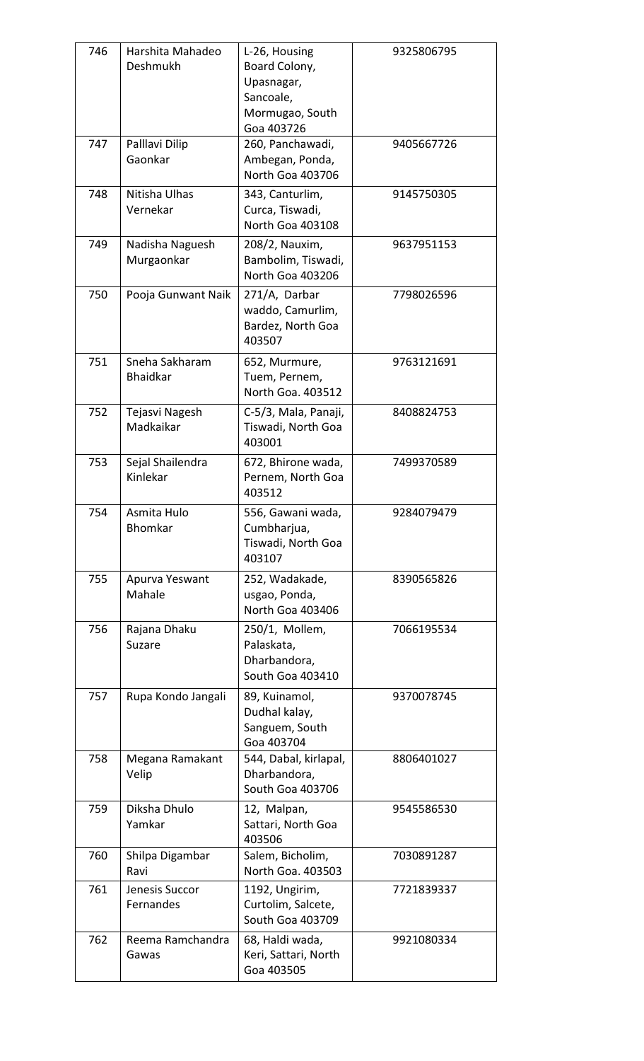| 746 | Harshita Mahadeo Deshmukh | L-26, Housing Board Colony, Upasnagar, Sancoale, Mormugao, South Goa 403726 | 9325806795 |
|---|---|---|---|
| 747 | Palllavi Dilip Gaonkar | 260, Panchawadi, Ambegan, Ponda, North Goa 403706 | 9405667726 |
| 748 | Nitisha Ulhas Vernekar | 343, Canturlim, Curca, Tiswadi, North Goa 403108 | 9145750305 |
| 749 | Nadisha Naguesh Murgaonkar | 208/2, Nauxim, Bambolim, Tiswadi, North Goa 403206 | 9637951153 |
| 750 | Pooja Gunwant Naik | 271/A, Darbar waddo, Camurlim, Bardez, North Goa 403507 | 7798026596 |
| 751 | Sneha Sakharam Bhaidkar | 652, Murmure, Tuem, Pernem, North Goa. 403512 | 9763121691 |
| 752 | Tejasvi Nagesh Madkaikar | C-5/3, Mala, Panaji, Tiswadi, North Goa 403001 | 8408824753 |
| 753 | Sejal Shailendra Kinlekar | 672, Bhirone wada, Pernem, North Goa 403512 | 7499370589 |
| 754 | Asmita Hulo Bhomkar | 556, Gawani wada, Cumbharjua, Tiswadi, North Goa 403107 | 9284079479 |
| 755 | Apurva Yeswant Mahale | 252, Wadakade, usgao, Ponda, North Goa 403406 | 8390565826 |
| 756 | Rajana Dhaku Suzare | 250/1, Mollem, Palaskata, Dharbandora, South Goa 403410 | 7066195534 |
| 757 | Rupa Kondo Jangali | 89, Kuinamol, Dudhal kalay, Sanguem, South Goa 403704 | 9370078745 |
| 758 | Megana Ramakant Velip | 544, Dabal, kirlapal, Dharbandora, South Goa 403706 | 8806401027 |
| 759 | Diksha Dhulo Yamkar | 12, Malpan, Sattari, North Goa 403506 | 9545586530 |
| 760 | Shilpa Digambar Ravi | Salem, Bicholim, North Goa. 403503 | 7030891287 |
| 761 | Jenesis Succor Fernandes | 1192, Ungirim, Curtolim, Salcete, South Goa 403709 | 7721839337 |
| 762 | Reema Ramchandra Gawas | 68, Haldi wada, Keri, Sattari, North Goa 403505 | 9921080334 |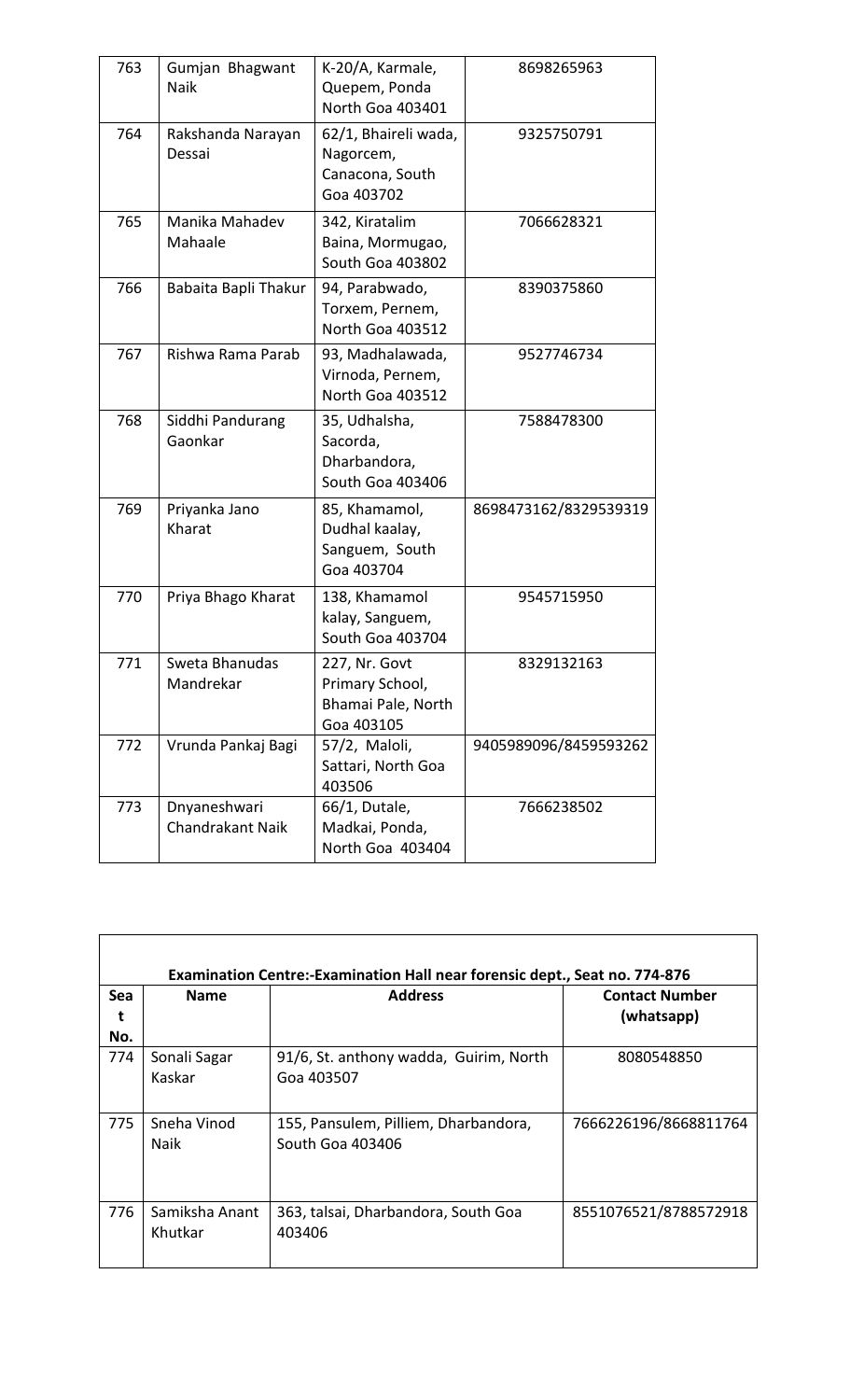| 763 | Gumjan Bhagwant Naik | K-20/A, Karmale, Quepem, Ponda North Goa 403401 | 8698265963 |
|---|---|---|---|
| 764 | Rakshanda Narayan Dessai | 62/1, Bhaireli wada, Nagorcem, Canacona, South Goa 403702 | 9325750791 |
| 765 | Manika Mahadev Mahaale | 342, Kiratalim Baina, Mormugao, South Goa 403802 | 7066628321 |
| 766 | Babaita Bapli Thakur | 94, Parabwado, Torxem, Pernem, North Goa 403512 | 8390375860 |
| 767 | Rishwa Rama Parab | 93, Madhalawada, Virnoda, Pernem, North Goa 403512 | 9527746734 |
| 768 | Siddhi Pandurang Gaonkar | 35, Udhalsha, Sacorda, Dharbandora, South Goa 403406 | 7588478300 |
| 769 | Priyanka Jano Kharat | 85, Khamamol, Dudhal kaalay, Sanguem, South Goa 403704 | 8698473162/8329539319 |
| 770 | Priya Bhago Kharat | 138, Khamamol kalay, Sanguem, South Goa 403704 | 9545715950 |
| 771 | Sweta Bhanudas Mandrekar | 227, Nr. Govt Primary School, Bhamai Pale, North Goa 403105 | 8329132163 |
| 772 | Vrunda Pankaj Bagi | 57/2, Maloli, Sattari, North Goa 403506 | 9405989096/8459593262 |
| 773 | Dnyaneshwari Chandrakant Naik | 66/1, Dutale, Madkai, Ponda, North Goa 403404 | 7666238502 |

**Examination Centre:-Examination Hall near forensic dept., Seat no. 774-876**

| Seat No. | Name | Address | Contact Number (whatsapp) |
|---|---|---|---|
| 774 | Sonali Sagar Kaskar | 91/6, St. anthony wadda, Guirim, North Goa 403507 | 8080548850 |
| 775 | Sneha Vinod Naik | 155, Pansulem, Pilliem, Dharbandora, South Goa 403406 | 7666226196/8668811764 |
| 776 | Samiksha Anant Khutkar | 363, talsai, Dharbandora, South Goa 403406 | 8551076521/8788572918 |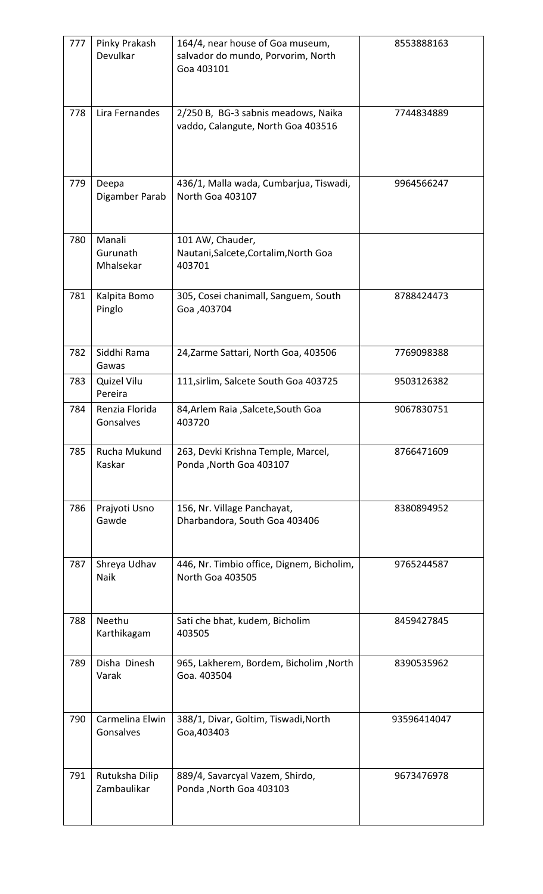| 777 | Pinky Prakash Devulkar | 164/4, near house of Goa museum, salvador do mundo, Porvorim, North Goa 403101 | 8553888163 |
|---|---|---|---|
| 778 | Lira Fernandes | 2/250 B, BG-3 sabnis meadows, Naika vaddo, Calangute, North Goa 403516 | 7744834889 |
| 779 | Deepa Digamber Parab | 436/1, Malla wada, Cumbarjua, Tiswadi, North Goa 403107 | 9964566247 |
| 780 | Manali Gurunath Mhalsekar | 101 AW, Chauder, Nautani,Salcete,Cortalim,North Goa 403701 | |
| 781 | Kalpita Bomo Pinglo | 305, Cosei chanimall, Sanguem, South Goa ,403704 | 8788424473 |
| 782 | Siddhi Rama Gawas | 24,Zarme Sattari, North Goa, 403506 | 7769098388 |
| 783 | Quizel Vilu Pereira | 111,sirlim, Salcete South Goa 403725 | 9503126382 |
| 784 | Renzia Florida Gonsalves | 84,Arlem Raia ,Salcete,South Goa 403720 | 9067830751 |
| 785 | Rucha Mukund Kaskar | 263, Devki Krishna Temple, Marcel, Ponda ,North Goa 403107 | 8766471609 |
| 786 | Prajyoti Usno Gawde | 156, Nr. Village Panchayat, Dharbandora, South Goa 403406 | 8380894952 |
| 787 | Shreya Udhav Naik | 446, Nr. Timbio office, Dignem, Bicholim, North Goa 403505 | 9765244587 |
| 788 | Neethu Karthikagam | Sati che bhat, kudem, Bicholim 403505 | 8459427845 |
| 789 | Disha Dinesh Varak | 965, Lakherem, Bordem, Bicholim ,North Goa. 403504 | 8390535962 |
| 790 | Carmelina Elwin Gonsalves | 388/1, Divar, Goltim, Tiswadi,North Goa,403403 | 93596414047 |
| 791 | Rutuksha Dilip Zambaulikar | 889/4, Savarcyal Vazem, Shirdo, Ponda ,North Goa 403103 | 9673476978 |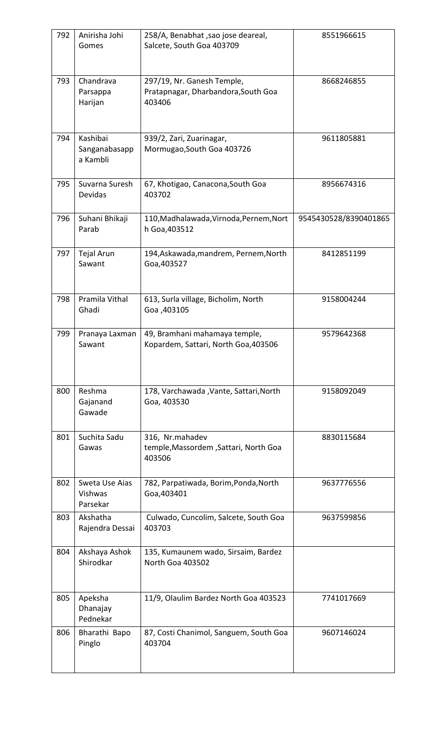| 792 | Anirisha Johi Gomes | 258/A, Benabhat ,sao jose deareal, Salcete, South Goa 403709 | 8551966615 |
|---|---|---|---|
| 793 | Chandrava Parsappa Harijan | 297/19, Nr. Ganesh Temple, Pratapnagar, Dharbandora,South Goa 403406 | 8668246855 |
| 794 | Kashibai Sanganabasappa Kambli | 939/2, Zari, Zuarinagar, Mormugao,South Goa 403726 | 9611805881 |
| 795 | Suvarna Suresh Devidas | 67, Khotigao, Canacona,South Goa 403702 | 8956674316 |
| 796 | Suhani Bhikaji Parab | 110,Madhalawada,Virnoda,Pernem,North Goa,403512 | 9545430528/8390401865 |
| 797 | Tejal Arun Sawant | 194,Askawada,mandrem, Pernem,North Goa,403527 | 8412851199 |
| 798 | Pramila Vithal Ghadi | 613, Surla village, Bicholim, North Goa ,403105 | 9158004244 |
| 799 | Pranaya Laxman Sawant | 49, Bramhani mahamaya temple, Kopardem, Sattari, North Goa,403506 | 9579642368 |
| 800 | Reshma Gajanand Gawade | 178, Varchawada ,Vante, Sattari,North Goa, 403530 | 9158092049 |
| 801 | Suchita Sadu Gawas | 316, Nr.mahadev temple,Massordem ,Sattari, North Goa 403506 | 8830115684 |
| 802 | Sweta Use Aias Vishwas Parsekar | 782, Parpatiwada, Borim,Ponda,North Goa,403401 | 9637776556 |
| 803 | Akshatha Rajendra Dessai | Culwado, Cuncolim, Salcete, South Goa 403703 | 9637599856 |
| 804 | Akshaya Ashok Shirodkar | 135, Kumaunem wado, Sirsaim, Bardez North Goa 403502 | |
| 805 | Apeksha Dhanajay Pednekar | 11/9, Olaulim Bardez North Goa 403523 | 7741017669 |
| 806 | Bharathi Bapo Pinglo | 87, Costi Chanimol, Sanguem, South Goa 403704 | 9607146024 |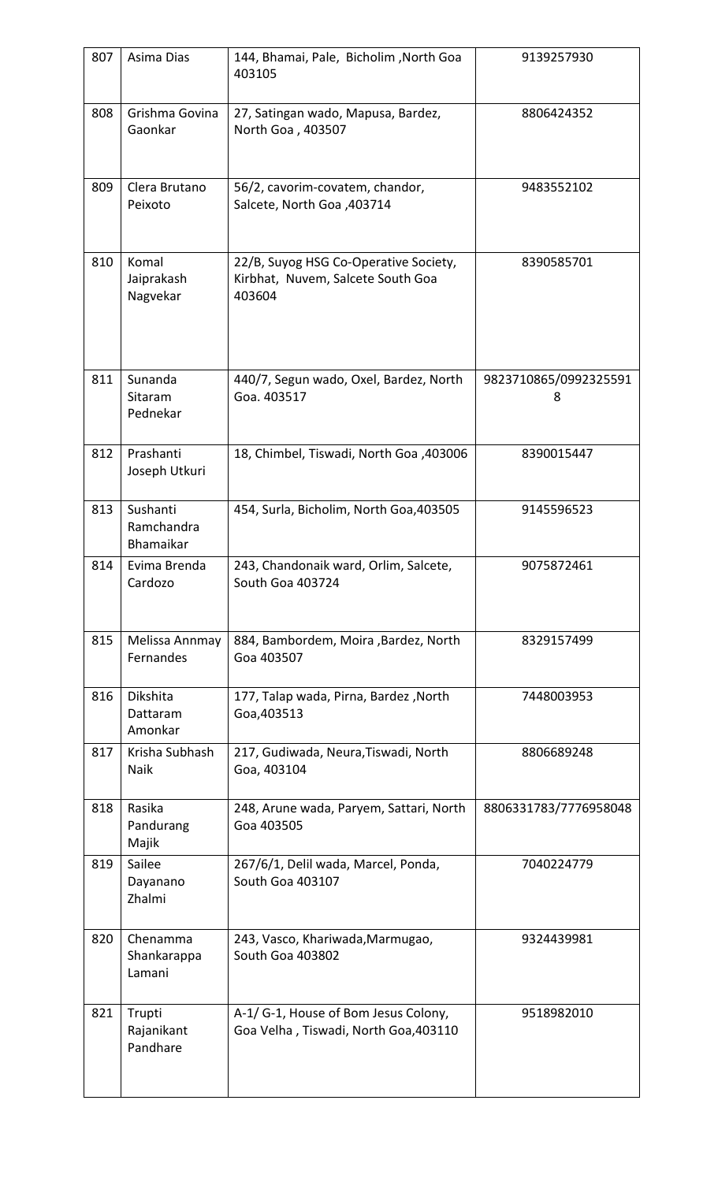| 807 | Asima Dias | 144, Bhamai, Pale, Bicholim ,North Goa 403105 | 9139257930 |
|---|---|---|---|
| 808 | Grishma Govina Gaonkar | 27, Satingan wado, Mapusa, Bardez, North Goa , 403507 | 8806424352 |
| 809 | Clera Brutano Peixoto | 56/2, cavorim-covatem, chandor, Salcete, North Goa ,403714 | 9483552102 |
| 810 | Komal Jaiprakash Nagvekar | 22/B, Suyog HSG Co-Operative Society, Kirbhat, Nuvem, Salcete South Goa 403604 | 8390585701 |
| 811 | Sunanda Sitaram Pednekar | 440/7, Segun wado, Oxel, Bardez, North Goa. 403517 | 9823710865/09923255918 |
| 812 | Prashanti Joseph Utkuri | 18, Chimbel, Tiswadi, North Goa ,403006 | 8390015447 |
| 813 | Sushanti Ramchandra Bhamaikar | 454, Surla, Bicholim, North Goa,403505 | 9145596523 |
| 814 | Evima Brenda Cardozo | 243, Chandonaik ward, Orlim, Salcete, South Goa 403724 | 9075872461 |
| 815 | Melissa Annmay Fernandes | 884, Bambordem, Moira ,Bardez, North Goa 403507 | 8329157499 |
| 816 | Dikshita Dattaram Amonkar | 177, Talap wada, Pirna, Bardez ,North Goa,403513 | 7448003953 |
| 817 | Krisha Subhash Naik | 217, Gudiwada, Neura,Tiswadi, North Goa, 403104 | 8806689248 |
| 818 | Rasika Pandurang Majik | 248, Arune wada, Paryem, Sattari, North Goa 403505 | 8806331783/7776958048 |
| 819 | Sailee Dayanano Zhalmi | 267/6/1, Delil wada, Marcel, Ponda, South Goa 403107 | 7040224779 |
| 820 | Chenamma Shankarappa Lamani | 243, Vasco, Khariwada,Marmugao, South Goa 403802 | 9324439981 |
| 821 | Trupti Rajanikant Pandhare | A-1/ G-1, House of Bom Jesus Colony, Goa Velha , Tiswadi, North Goa,403110 | 9518982010 |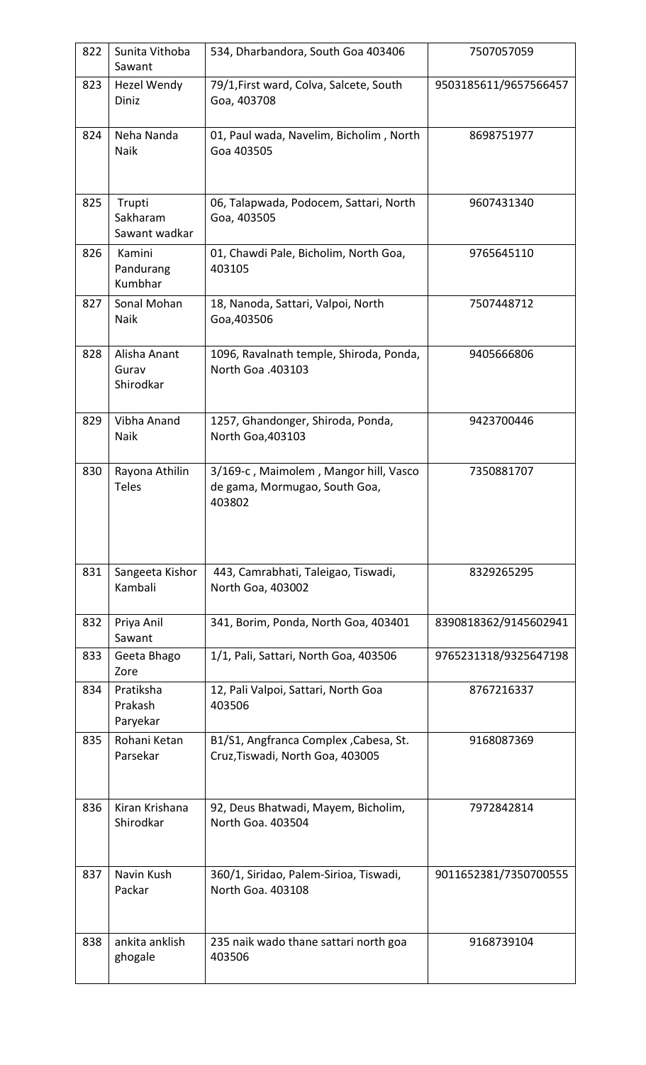| 822 | Sunita Vithoba Sawant | 534, Dharbandora, South Goa 403406 | 7507057059 |
|---|---|---|---|
| 823 | Hezel Wendy Diniz | 79/1,First ward, Colva, Salcete, South Goa, 403708 | 9503185611/9657566457 |
| 824 | Neha Nanda Naik | 01, Paul wada, Navelim, Bicholim , North Goa 403505 | 8698751977 |
| 825 | Trupti Sakharam Sawant wadkar | 06, Talapwada, Podocem, Sattari, North Goa, 403505 | 9607431340 |
| 826 | Kamini Pandurang Kumbhar | 01, Chawdi Pale, Bicholim, North Goa, 403105 | 9765645110 |
| 827 | Sonal Mohan Naik | 18, Nanoda, Sattari, Valpoi, North Goa,403506 | 7507448712 |
| 828 | Alisha Anant Gurav Shirodkar | 1096, Ravalnath temple, Shiroda, Ponda, North Goa .403103 | 9405666806 |
| 829 | Vibha Anand Naik | 1257, Ghandonger, Shiroda, Ponda, North Goa,403103 | 9423700446 |
| 830 | Rayona Athilin Teles | 3/169-c , Maimolem , Mangor hill, Vasco de gama, Mormugao, South Goa, 403802 | 7350881707 |
| 831 | Sangeeta Kishor Kambali | 443, Camrabhati, Taleigao, Tiswadi, North Goa, 403002 | 8329265295 |
| 832 | Priya Anil Sawant | 341, Borim, Ponda, North Goa, 403401 | 8390818362/9145602941 |
| 833 | Geeta Bhago Zore | 1/1, Pali, Sattari, North Goa, 403506 | 9765231318/9325647198 |
| 834 | Pratiksha Prakash Paryekar | 12, Pali Valpoi, Sattari, North Goa 403506 | 8767216337 |
| 835 | Rohani Ketan Parsekar | B1/S1, Angfranca Complex ,Cabesa, St. Cruz,Tiswadi, North Goa, 403005 | 9168087369 |
| 836 | Kiran Krishana Shirodkar | 92, Deus Bhatwadi, Mayem, Bicholim, North Goa. 403504 | 7972842814 |
| 837 | Navin Kush Packar | 360/1, Siridao, Palem-Sirioa, Tiswadi, North Goa. 403108 | 9011652381/7350700555 |
| 838 | ankita anklish ghogale | 235 naik wado thane sattari north goa 403506 | 9168739104 |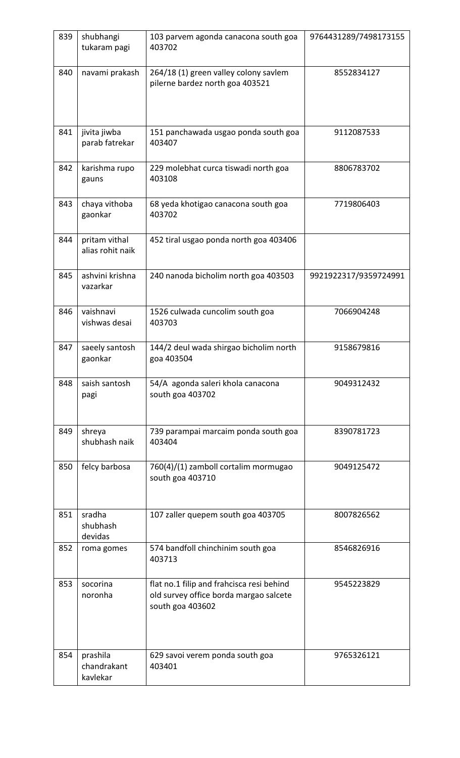| 839 | shubhangi tukaram pagi | 103 parvem agonda canacona south goa 403702 | 9764431289/7498173155 |
|---|---|---|---|
| 840 | navami prakash | 264/18 (1) green valley colony savlem pilerne bardez north goa 403521 | 8552834127 |
| 841 | jivita jiwba parab fatrekar | 151 panchawada usgao ponda south goa 403407 | 9112087533 |
| 842 | karishma rupo gauns | 229 molebhat curca tiswadi north goa 403108 | 8806783702 |
| 843 | chaya vithoba gaonkar | 68 yeda khotigao canacona south goa 403702 | 7719806403 |
| 844 | pritam vithal alias rohit naik | 452 tiral usgao ponda north goa 403406 | |
| 845 | ashvini krishna vazarkar | 240 nanoda bicholim north goa 403503 | 9921922317/9359724991 |
| 846 | vaishnavi vishwas desai | 1526 culwada cuncolim south goa 403703 | 7066904248 |
| 847 | saeely santosh gaonkar | 144/2 deul wada shirgao bicholim north goa 403504 | 9158679816 |
| 848 | saish santosh pagi | 54/A agonda saleri khola canacona south goa 403702 | 9049312432 |
| 849 | shreya shubhash naik | 739 parampai marcaim ponda south goa 403404 | 8390781723 |
| 850 | felcy barbosa | 760(4)/(1) zamboll cortalim mormugao south goa 403710 | 9049125472 |
| 851 | sradha shubhash devidas | 107 zaller quepem south goa 403705 | 8007826562 |
| 852 | roma gomes | 574 bandfoll chinchinim south goa 403713 | 8546826916 |
| 853 | socorina noronha | flat no.1 filip and frahcisca resi behind old survey office borda margao salcete south goa 403602 | 9545223829 |
| 854 | prashila chandrakant kavlekar | 629 savoi verem ponda south goa 403401 | 9765326121 |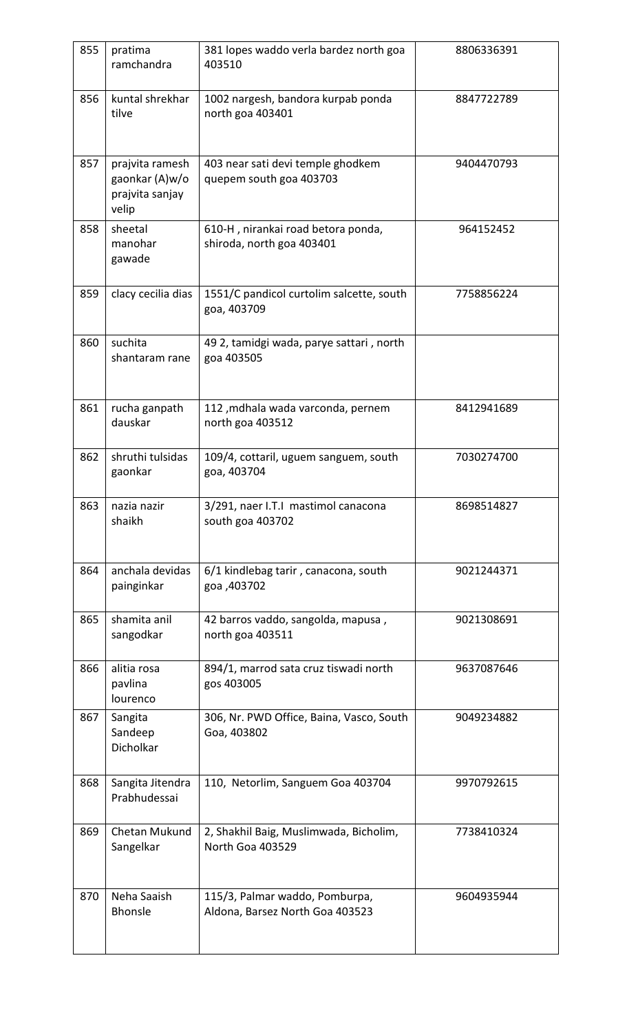| 855 | pratima ramchandra | 381 lopes waddo verla bardez north goa 403510 | 8806336391 |
|---|---|---|---|
| 856 | kuntal shrekhar tilve | 1002 nargesh, bandora kurpab ponda north goa 403401 | 8847722789 |
| 857 | prajvita ramesh gaonkar (A)w/o prajvita sanjay velip | 403 near sati devi temple ghodkem quepem south goa 403703 | 9404470793 |
| 858 | sheetal manohar gawade | 610-H , nirankai road betora ponda, shiroda, north goa 403401 | 964152452 |
| 859 | clacy cecilia dias | 1551/C pandicol curtolim salcette, south goa, 403709 | 7758856224 |
| 860 | suchita shantaram rane | 49 2, tamidgi wada, parye sattari , north goa 403505 | |
| 861 | rucha ganpath dauskar | 112 ,mdhala wada varconda, pernem north goa 403512 | 8412941689 |
| 862 | shruthi tulsidas gaonkar | 109/4, cottaril, uguem sanguem, south goa, 403704 | 7030274700 |
| 863 | nazia nazir shaikh | 3/291, naer I.T.I mastimol canacona south goa 403702 | 8698514827 |
| 864 | anchala devidas painginkar | 6/1 kindlebag tarir , canacona, south goa ,403702 | 9021244371 |
| 865 | shamita anil sangodkar | 42 barros vaddo, sangolda, mapusa , north goa 403511 | 9021308691 |
| 866 | alitia rosa pavlina lourenco | 894/1, marrod sata cruz tiswadi north gos 403005 | 9637087646 |
| 867 | Sangita Sandeep Dicholkar | 306, Nr. PWD Office, Baina, Vasco, South Goa, 403802 | 9049234882 |
| 868 | Sangita Jitendra Prabhudessai | 110, Netorlim, Sanguem Goa 403704 | 9970792615 |
| 869 | Chetan Mukund Sangelkar | 2, Shakhil Baig, Muslimwada, Bicholim, North Goa 403529 | 7738410324 |
| 870 | Neha Saaish Bhonsle | 115/3, Palmar waddo, Pomburpa, Aldona, Barsez North Goa 403523 | 9604935944 |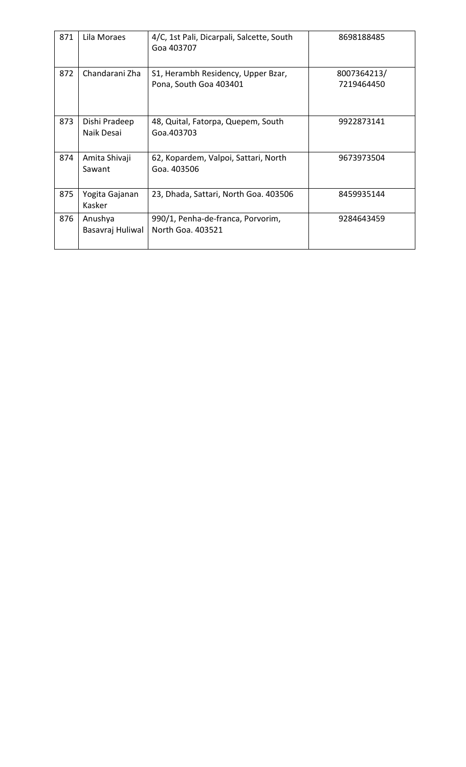| | | | |
|---|---|---|---|
| 871 | Lila Moraes | 4/C, 1st Pali, Dicarpali, Salcette, South Goa 403707 | 8698188485 |
| 872 | Chandarani Zha | S1, Herambh Residency, Upper Bzar, Pona, South Goa 403401 | 8007364213/ 7219464450 |
| 873 | Dishi Pradeep Naik Desai | 48, Quital, Fatorpa, Quepem, South Goa.403703 | 9922873141 |
| 874 | Amita Shivaji Sawant | 62, Kopardem, Valpoi, Sattari, North Goa. 403506 | 9673973504 |
| 875 | Yogita Gajanan Kasker | 23, Dhada, Sattari, North Goa. 403506 | 8459935144 |
| 876 | Anushya Basavraj Huliwal | 990/1, Penha-de-franca, Porvorim, North Goa. 403521 | 9284643459 |